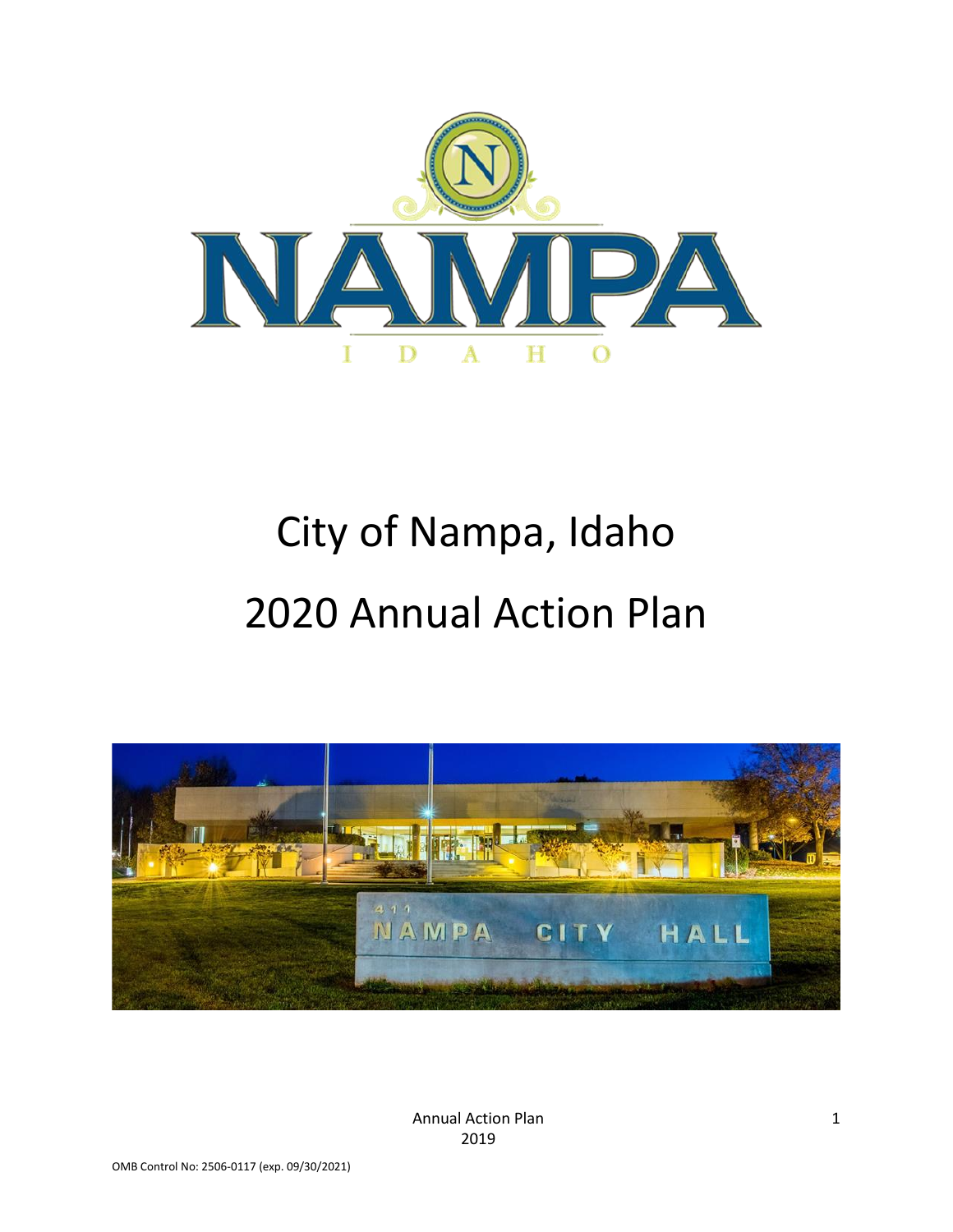# City of Nampa, Idaho

# 2020 Annual Action Plan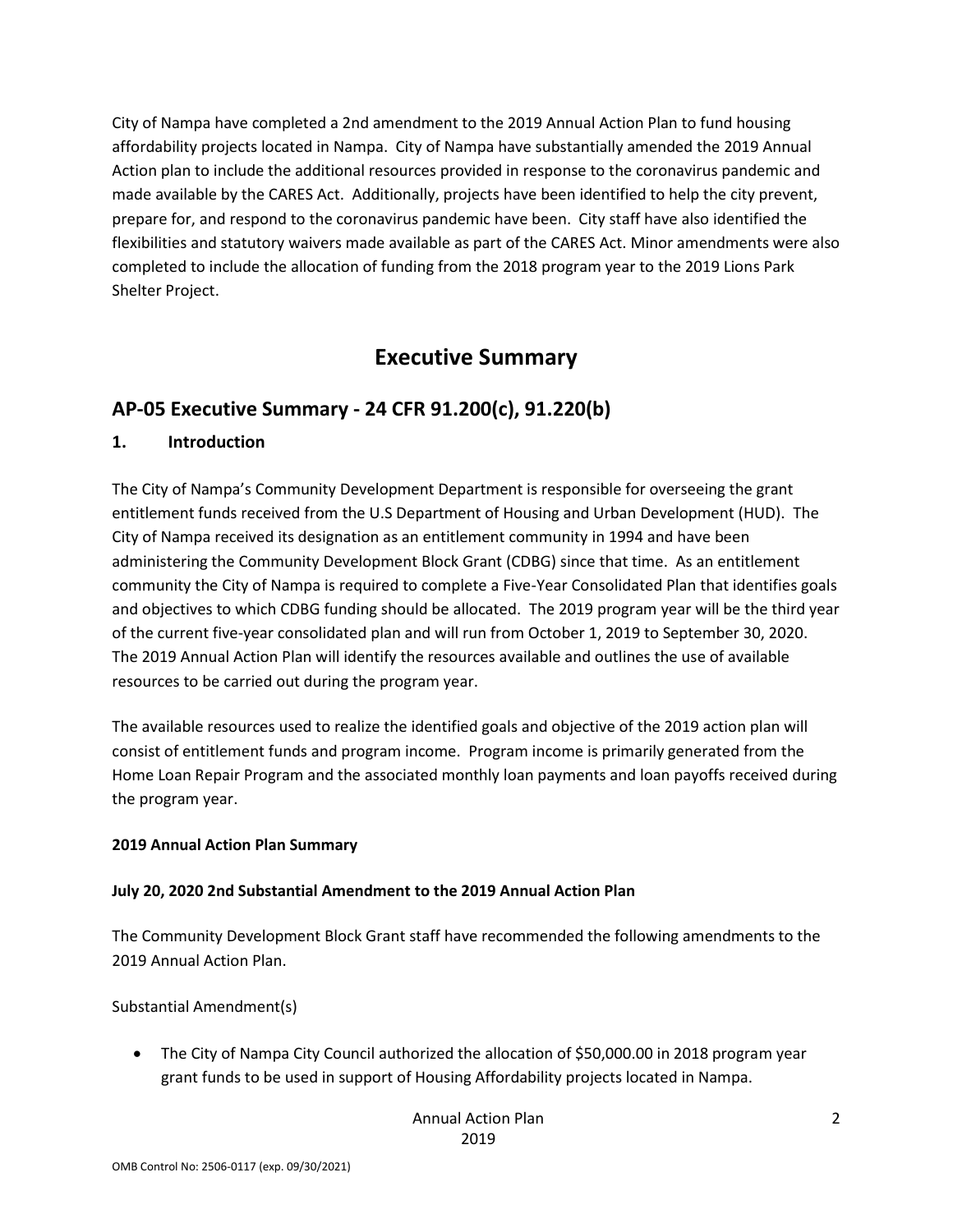City of Nampa have completed a 2nd amendment to the 2019 Annual Action Plan to fund housing affordability projects located in Nampa. City of Nampa have substantially amended the 2019 Annual Action plan to include the additional resources provided in response to the coronavirus pandemic and made available by the CARES Act. Additionally, projects have been identified to help the city prevent, prepare for, and respond to the coronavirus pandemic have been. City staff have also identified the flexibilities and statutory waivers made available as part of the CARES Act. Minor amendments were also completed to include the allocation of funding from the 2018 program year to the 2019 Lions Park Shelter Project.

# Executive Summary

## AP-05 Executive Summary - 24 CFR 91.200(c), 91.220(b)

### 1. Introduction

The City of Nampa's Community Development Department is responsible for overseeing the grant entitlement funds received from the U.S Department of Housing and Urban Development (HUD). The City of Nampa received its designation as an entitlement community in 1994 and have been administering the Community Development Block Grant (CDBG) since that time. As an entitlement community the City of Nampa is required to complete a Five-Year Consolidated Plan that identifies goals and objectives to which CDBG funding should be allocated. The 2019 program year will be the third year of the current five-year consolidated plan and will run from October 1, 2019 to September 30, 2020. The 2019 Annual Action Plan will identify the resources available and outlines the use of available resources to be carried out during the program year.

The available resources used to realize the identified goals and objective of the 2019 action plan will consist of entitlement funds and program income. Program income is primarily generated from the Home Loan Repair Program and the associated monthly loan payments and loan payoffs received during the program year.

**2019 Annual Action Plan Summary**

**July 20, 2020 2nd Substantial Amendment to the 2019 Annual Action Plan**

The Community Development Block Grant staff have recommended the following amendments to the 2019 Annual Action Plan.

Substantial Amendment(s)

- The City of Nampa City Council authorized the allocation of $50,000.00 in 2018 program year grant funds to be used in support of Housing Affordability projects located in Nampa.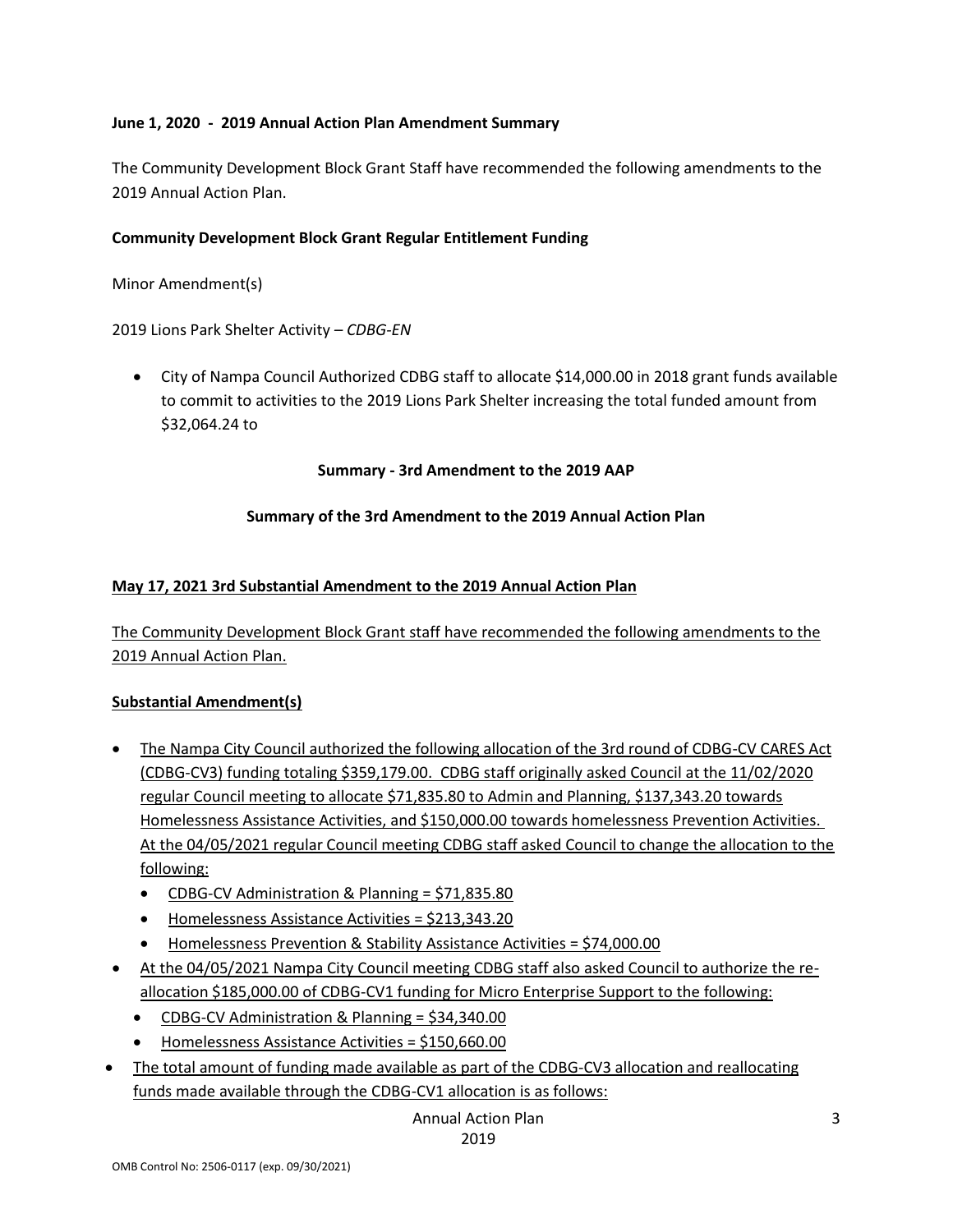**June 1, 2020 - 2019 Annual Action Plan Amendment Summary**

The Community Development Block Grant Staff have recommended the following amendments to the 2019 Annual Action Plan.

**Community Development Block Grant Regular Entitlement Funding**

Minor Amendment(s)

2019 Lions Park Shelter Activity – *CDBG-EN*

- City of Nampa Council Authorized CDBG staff to allocate $14,000.00 in 2018 grant funds available to commit to activities to the 2019 Lions Park Shelter increasing the total funded amount from $32,064.24 to

**Summary - 3rd Amendment to the 2019 AAP**

**Summary of the 3rd Amendment to the 2019 Annual Action Plan**

<u>**May 17, 2021 3rd Substantial Amendment to the 2019 Annual Action Plan**</u>

<u>The Community Development Block Grant staff have recommended the following amendments to the 2019 Annual Action Plan.</u>

<u>**Substantial Amendment(s)**</u>

- <u>The Nampa City Council authorized the following allocation of the 3rd round of CDBG-CV CARES Act (CDBG-CV3) funding totaling $359,179.00. CDBG staff originally asked Council at the 11/02/2020 regular Council meeting to allocate $71,835.80 to Admin and Planning, $137,343.20 towards Homelessness Assistance Activities, and $150,000.00 towards homelessness Prevention Activities. At the 04/05/2021 regular Council meeting CDBG staff asked Council to change the allocation to the following:</u>
  - <u>CDBG-CV Administration & Planning = $71,835.80</u>
  - <u>Homelessness Assistance Activities = $213,343.20</u>
  - <u>Homelessness Prevention & Stability Assistance Activities = $74,000.00</u>
- <u>At the 04/05/2021 Nampa City Council meeting CDBG staff also asked Council to authorize the re-allocation $185,000.00 of CDBG-CV1 funding for Micro Enterprise Support to the following:</u>
  - <u>CDBG-CV Administration & Planning = $34,340.00</u>
  - <u>Homelessness Assistance Activities = $150,660.00</u>
- <u>The total amount of funding made available as part of the CDBG-CV3 allocation and reallocating funds made available through the CDBG-CV1 allocation is as follows:</u>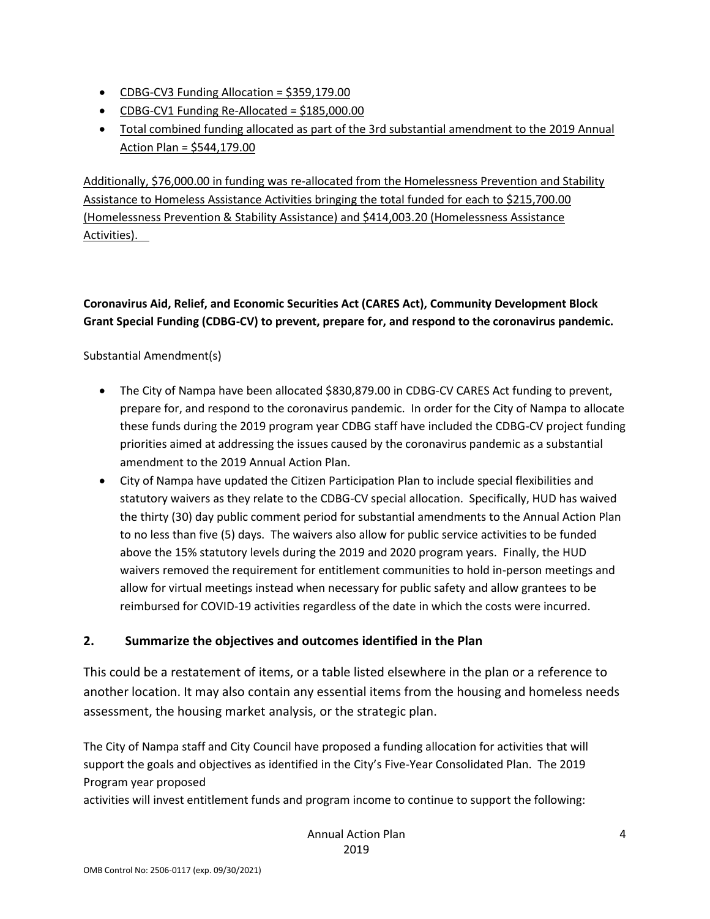- CDBG-CV3 Funding Allocation = $359,179.00
- CDBG-CV1 Funding Re-Allocated = $185,000.00
- Total combined funding allocated as part of the 3rd substantial amendment to the 2019 Annual Action Plan = $544,179.00

Additionally, $76,000.00 in funding was re-allocated from the Homelessness Prevention and Stability Assistance to Homeless Assistance Activities bringing the total funded for each to $215,700.00 (Homelessness Prevention & Stability Assistance) and $414,003.20 (Homelessness Assistance Activities).

**Coronavirus Aid, Relief, and Economic Securities Act (CARES Act), Community Development Block Grant Special Funding (CDBG-CV) to prevent, prepare for, and respond to the coronavirus pandemic.**

Substantial Amendment(s)

- The City of Nampa have been allocated $830,879.00 in CDBG-CV CARES Act funding to prevent, prepare for, and respond to the coronavirus pandemic. In order for the City of Nampa to allocate these funds during the 2019 program year CDBG staff have included the CDBG-CV project funding priorities aimed at addressing the issues caused by the coronavirus pandemic as a substantial amendment to the 2019 Annual Action Plan.
- City of Nampa have updated the Citizen Participation Plan to include special flexibilities and statutory waivers as they relate to the CDBG-CV special allocation. Specifically, HUD has waived the thirty (30) day public comment period for substantial amendments to the Annual Action Plan to no less than five (5) days. The waivers also allow for public service activities to be funded above the 15% statutory levels during the 2019 and 2020 program years. Finally, the HUD waivers removed the requirement for entitlement communities to hold in-person meetings and allow for virtual meetings instead when necessary for public safety and allow grantees to be reimbursed for COVID-19 activities regardless of the date in which the costs were incurred.

## 2. Summarize the objectives and outcomes identified in the Plan

This could be a restatement of items, or a table listed elsewhere in the plan or a reference to another location. It may also contain any essential items from the housing and homeless needs assessment, the housing market analysis, or the strategic plan.

The City of Nampa staff and City Council have proposed a funding allocation for activities that will support the goals and objectives as identified in the City's Five-Year Consolidated Plan. The 2019 Program year proposed
activities will invest entitlement funds and program income to continue to support the following: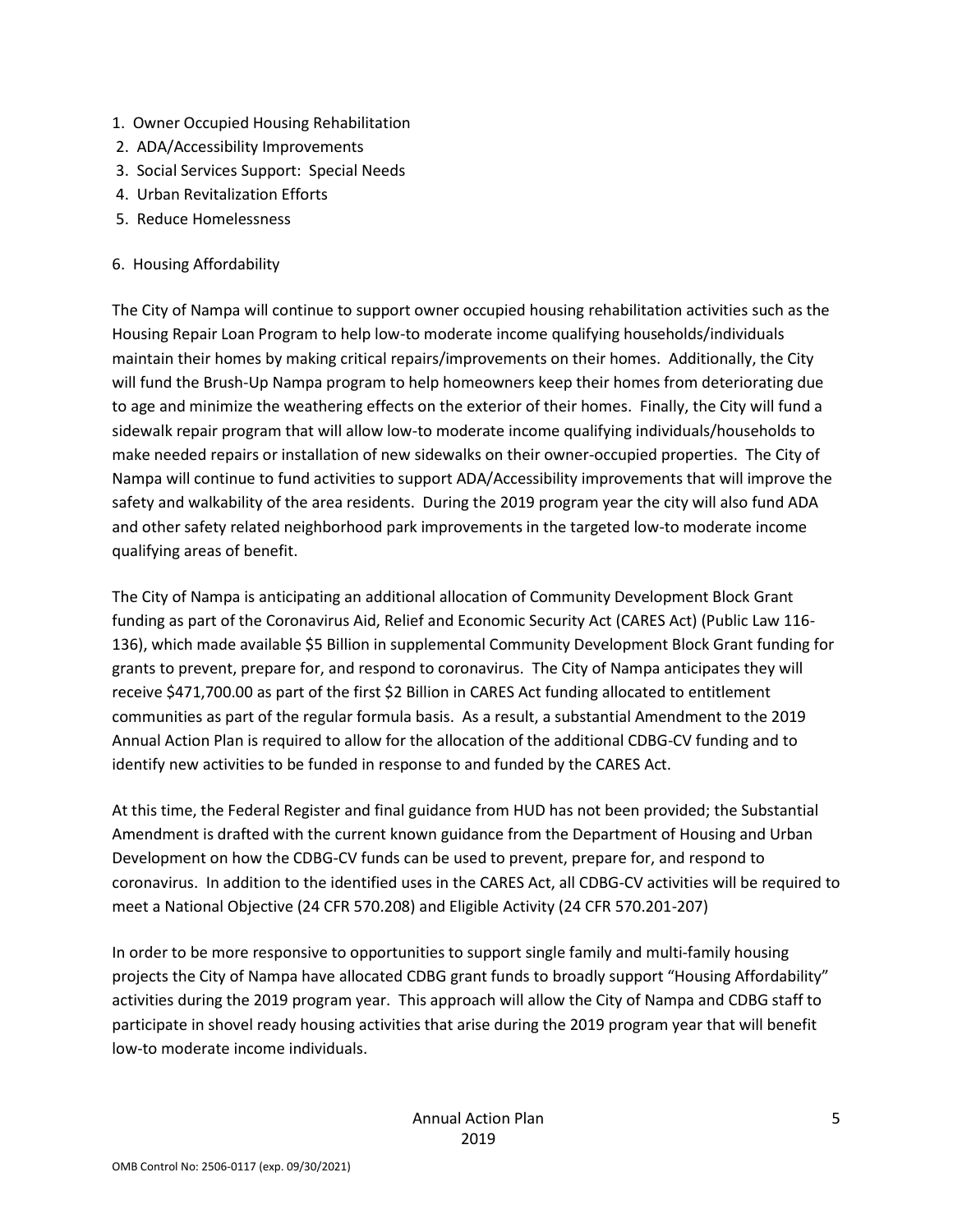1. Owner Occupied Housing Rehabilitation
2. ADA/Accessibility Improvements
3. Social Services Support: Special Needs
4. Urban Revitalization Efforts
5. Reduce Homelessness

6. Housing Affordability

The City of Nampa will continue to support owner occupied housing rehabilitation activities such as the Housing Repair Loan Program to help low-to moderate income qualifying households/individuals maintain their homes by making critical repairs/improvements on their homes. Additionally, the City will fund the Brush-Up Nampa program to help homeowners keep their homes from deteriorating due to age and minimize the weathering effects on the exterior of their homes. Finally, the City will fund a sidewalk repair program that will allow low-to moderate income qualifying individuals/households to make needed repairs or installation of new sidewalks on their owner-occupied properties. The City of Nampa will continue to fund activities to support ADA/Accessibility improvements that will improve the safety and walkability of the area residents. During the 2019 program year the city will also fund ADA and other safety related neighborhood park improvements in the targeted low-to moderate income qualifying areas of benefit.

The City of Nampa is anticipating an additional allocation of Community Development Block Grant funding as part of the Coronavirus Aid, Relief and Economic Security Act (CARES Act) (Public Law 116-136), which made available $5 Billion in supplemental Community Development Block Grant funding for grants to prevent, prepare for, and respond to coronavirus. The City of Nampa anticipates they will receive $471,700.00 as part of the first $2 Billion in CARES Act funding allocated to entitlement communities as part of the regular formula basis. As a result, a substantial Amendment to the 2019 Annual Action Plan is required to allow for the allocation of the additional CDBG-CV funding and to identify new activities to be funded in response to and funded by the CARES Act.

At this time, the Federal Register and final guidance from HUD has not been provided; the Substantial Amendment is drafted with the current known guidance from the Department of Housing and Urban Development on how the CDBG-CV funds can be used to prevent, prepare for, and respond to coronavirus. In addition to the identified uses in the CARES Act, all CDBG-CV activities will be required to meet a National Objective (24 CFR 570.208) and Eligible Activity (24 CFR 570.201-207)

In order to be more responsive to opportunities to support single family and multi-family housing projects the City of Nampa have allocated CDBG grant funds to broadly support "Housing Affordability" activities during the 2019 program year. This approach will allow the City of Nampa and CDBG staff to participate in shovel ready housing activities that arise during the 2019 program year that will benefit low-to moderate income individuals.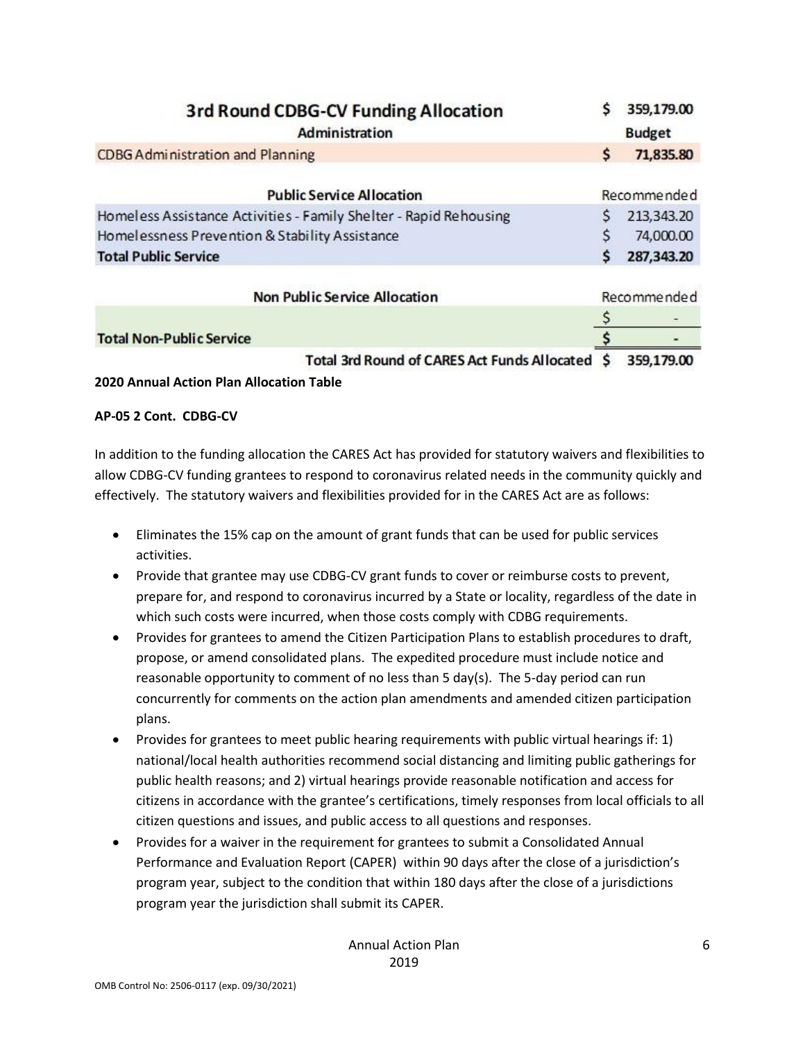| 3rd Round CDBG-CV Funding Allocation | $ 359,179.00 |
|---|---|
| **Administration** | **Budget** |
| CDBG Administration and Planning | **$ 71,835.80** |
| **Public Service Allocation** | Recommended |
| Homeless Assistance Activities - Family Shelter - Rapid Rehousing | $ 213,343.20 |
| Homelessness Prevention & Stability Assistance | $ 74,000.00 |
| **Total Public Service** | **$ 287,343.20** |
| **Non Public Service Allocation** | Recommended |
| | $ - |
| **Total Non-Public Service** | **$ -** |
| **Total 3rd Round of CARES Act Funds Allocated** | **$ 359,179.00** |

**2020 Annual Action Plan Allocation Table**

**AP-05 2 Cont. CDBG-CV**

In addition to the funding allocation the CARES Act has provided for statutory waivers and flexibilities to allow CDBG-CV funding grantees to respond to coronavirus related needs in the community quickly and effectively. The statutory waivers and flexibilities provided for in the CARES Act are as follows:

- Eliminates the 15% cap on the amount of grant funds that can be used for public services activities.
- Provide that grantee may use CDBG-CV grant funds to cover or reimburse costs to prevent, prepare for, and respond to coronavirus incurred by a State or locality, regardless of the date in which such costs were incurred, when those costs comply with CDBG requirements.
- Provides for grantees to amend the Citizen Participation Plans to establish procedures to draft, propose, or amend consolidated plans. The expedited procedure must include notice and reasonable opportunity to comment of no less than 5 day(s). The 5-day period can run concurrently for comments on the action plan amendments and amended citizen participation plans.
- Provides for grantees to meet public hearing requirements with public virtual hearings if: 1) national/local health authorities recommend social distancing and limiting public gatherings for public health reasons; and 2) virtual hearings provide reasonable notification and access for citizens in accordance with the grantee's certifications, timely responses from local officials to all citizen questions and issues, and public access to all questions and responses.
- Provides for a waiver in the requirement for grantees to submit a Consolidated Annual Performance and Evaluation Report (CAPER) within 90 days after the close of a jurisdiction's program year, subject to the condition that within 180 days after the close of a jurisdictions program year the jurisdiction shall submit its CAPER.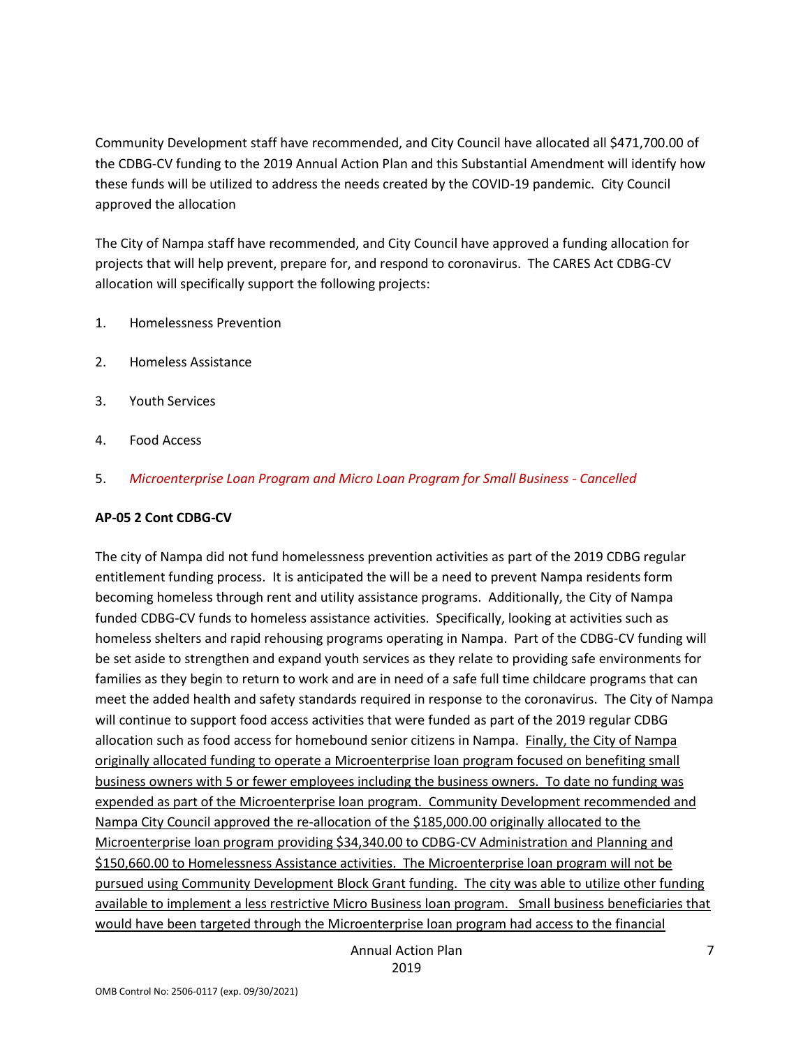Community Development staff have recommended, and City Council have allocated all $471,700.00 of the CDBG-CV funding to the 2019 Annual Action Plan and this Substantial Amendment will identify how these funds will be utilized to address the needs created by the COVID-19 pandemic. City Council approved the allocation

The City of Nampa staff have recommended, and City Council have approved a funding allocation for projects that will help prevent, prepare for, and respond to coronavirus. The CARES Act CDBG-CV allocation will specifically support the following projects:

1. Homelessness Prevention
2. Homeless Assistance
3. Youth Services
4. Food Access
5. *Microenterprise Loan Program and Micro Loan Program for Small Business - Cancelled*

**AP-05 2 Cont CDBG-CV**

The city of Nampa did not fund homelessness prevention activities as part of the 2019 CDBG regular entitlement funding process. It is anticipated the will be a need to prevent Nampa residents form becoming homeless through rent and utility assistance programs. Additionally, the City of Nampa funded CDBG-CV funds to homeless assistance activities. Specifically, looking at activities such as homeless shelters and rapid rehousing programs operating in Nampa. Part of the CDBG-CV funding will be set aside to strengthen and expand youth services as they relate to providing safe environments for families as they begin to return to work and are in need of a safe full time childcare programs that can meet the added health and safety standards required in response to the coronavirus. The City of Nampa will continue to support food access activities that were funded as part of the 2019 regular CDBG allocation such as food access for homebound senior citizens in Nampa. Finally, the City of Nampa originally allocated funding to operate a Microenterprise loan program focused on benefiting small business owners with 5 or fewer employees including the business owners. To date no funding was expended as part of the Microenterprise loan program. Community Development recommended and Nampa City Council approved the re-allocation of the $185,000.00 originally allocated to the Microenterprise loan program providing $34,340.00 to CDBG-CV Administration and Planning and $150,660.00 to Homelessness Assistance activities. The Microenterprise loan program will not be pursued using Community Development Block Grant funding. The city was able to utilize other funding available to implement a less restrictive Micro Business loan program. Small business beneficiaries that would have been targeted through the Microenterprise loan program had access to the financial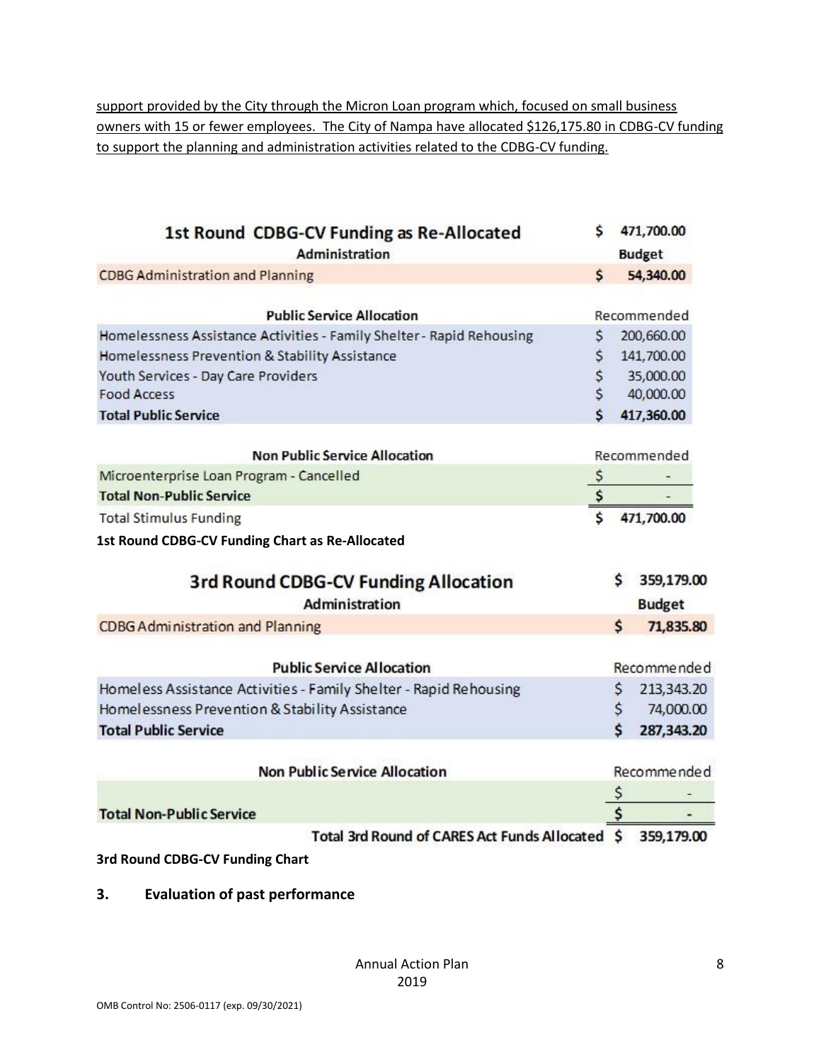<u>support provided by the City through the Micron Loan program which, focused on small business owners with 15 or fewer employees. The City of Nampa have allocated $126,175.80 in CDBG-CV funding to support the planning and administration activities related to the CDBG-CV funding.</u>

| 1st Round CDBG-CV Funding as Re-Allocated | $ 471,700.00 |
|---|---|
| **Administration** | **Budget** |
| CDBG Administration and Planning | **$ 54,340.00** |
| **Public Service Allocation** | Recommended |
| Homelessness Assistance Activities - Family Shelter - Rapid Rehousing | $ 200,660.00 |
| Homelessness Prevention & Stability Assistance | $ 141,700.00 |
| Youth Services - Day Care Providers | $ 35,000.00 |
| Food Access | $ 40,000.00 |
| **Total Public Service** | **$ 417,360.00** |
| **Non Public Service Allocation** | Recommended |
| Microenterprise Loan Program - Cancelled | $ - |
| **Total Non-Public Service** | $ - |
| Total Stimulus Funding | $ 471,700.00 |

**1st Round CDBG-CV Funding Chart as Re-Allocated**

| 3rd Round CDBG-CV Funding Allocation | $ 359,179.00 |
|---|---|
| **Administration** | **Budget** |
| CDBG Administration and Planning | **$ 71,835.80** |
| **Public Service Allocation** | Recommended |
| Homeless Assistance Activities - Family Shelter - Rapid Rehousing | $ 213,343.20 |
| Homelessness Prevention & Stability Assistance | $ 74,000.00 |
| **Total Public Service** | **$ 287,343.20** |
| **Non Public Service Allocation** | Recommended |
| | $ - |
| **Total Non-Public Service** | $ - |
| **Total 3rd Round of CARES Act Funds Allocated** | $ 359,179.00 |

**3rd Round CDBG-CV Funding Chart**

### 3. Evaluation of past performance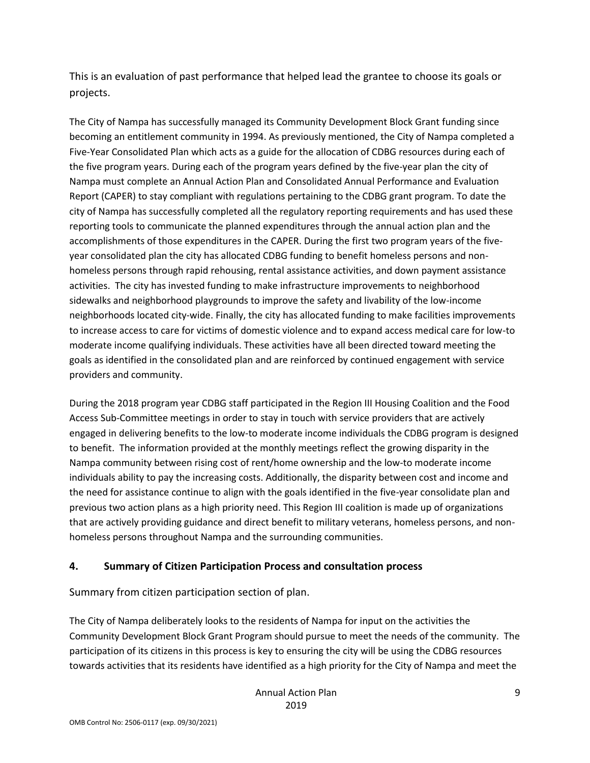This is an evaluation of past performance that helped lead the grantee to choose its goals or projects.

The City of Nampa has successfully managed its Community Development Block Grant funding since becoming an entitlement community in 1994. As previously mentioned, the City of Nampa completed a Five-Year Consolidated Plan which acts as a guide for the allocation of CDBG resources during each of the five program years. During each of the program years defined by the five-year plan the city of Nampa must complete an Annual Action Plan and Consolidated Annual Performance and Evaluation Report (CAPER) to stay compliant with regulations pertaining to the CDBG grant program. To date the city of Nampa has successfully completed all the regulatory reporting requirements and has used these reporting tools to communicate the planned expenditures through the annual action plan and the accomplishments of those expenditures in the CAPER. During the first two program years of the five-year consolidated plan the city has allocated CDBG funding to benefit homeless persons and non-homeless persons through rapid rehousing, rental assistance activities, and down payment assistance activities. The city has invested funding to make infrastructure improvements to neighborhood sidewalks and neighborhood playgrounds to improve the safety and livability of the low-income neighborhoods located city-wide. Finally, the city has allocated funding to make facilities improvements to increase access to care for victims of domestic violence and to expand access medical care for low-to moderate income qualifying individuals. These activities have all been directed toward meeting the goals as identified in the consolidated plan and are reinforced by continued engagement with service providers and community.

During the 2018 program year CDBG staff participated in the Region III Housing Coalition and the Food Access Sub-Committee meetings in order to stay in touch with service providers that are actively engaged in delivering benefits to the low-to moderate income individuals the CDBG program is designed to benefit. The information provided at the monthly meetings reflect the growing disparity in the Nampa community between rising cost of rent/home ownership and the low-to moderate income individuals ability to pay the increasing costs. Additionally, the disparity between cost and income and the need for assistance continue to align with the goals identified in the five-year consolidate plan and previous two action plans as a high priority need. This Region III coalition is made up of organizations that are actively providing guidance and direct benefit to military veterans, homeless persons, and non-homeless persons throughout Nampa and the surrounding communities.

## 4. Summary of Citizen Participation Process and consultation process

Summary from citizen participation section of plan.

The City of Nampa deliberately looks to the residents of Nampa for input on the activities the Community Development Block Grant Program should pursue to meet the needs of the community. The participation of its citizens in this process is key to ensuring the city will be using the CDBG resources towards activities that its residents have identified as a high priority for the City of Nampa and meet the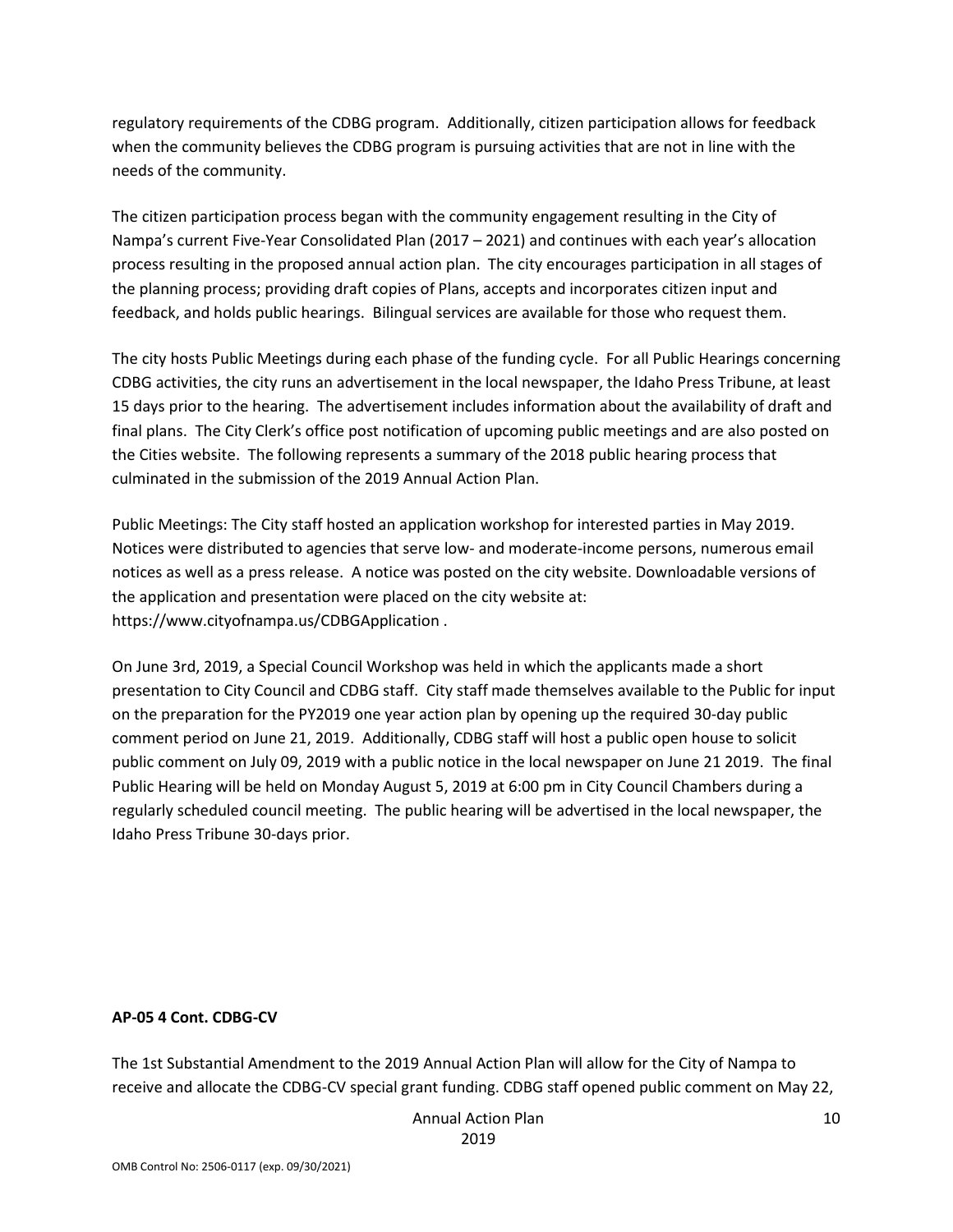regulatory requirements of the CDBG program. Additionally, citizen participation allows for feedback when the community believes the CDBG program is pursuing activities that are not in line with the needs of the community.

The citizen participation process began with the community engagement resulting in the City of Nampa's current Five-Year Consolidated Plan (2017 – 2021) and continues with each year's allocation process resulting in the proposed annual action plan. The city encourages participation in all stages of the planning process; providing draft copies of Plans, accepts and incorporates citizen input and feedback, and holds public hearings. Bilingual services are available for those who request them.

The city hosts Public Meetings during each phase of the funding cycle. For all Public Hearings concerning CDBG activities, the city runs an advertisement in the local newspaper, the Idaho Press Tribune, at least 15 days prior to the hearing. The advertisement includes information about the availability of draft and final plans. The City Clerk's office post notification of upcoming public meetings and are also posted on the Cities website. The following represents a summary of the 2018 public hearing process that culminated in the submission of the 2019 Annual Action Plan.

Public Meetings: The City staff hosted an application workshop for interested parties in May 2019. Notices were distributed to agencies that serve low- and moderate-income persons, numerous email notices as well as a press release. A notice was posted on the city website. Downloadable versions of the application and presentation were placed on the city website at: https://www.cityofnampa.us/CDBGApplication .

On June 3rd, 2019, a Special Council Workshop was held in which the applicants made a short presentation to City Council and CDBG staff. City staff made themselves available to the Public for input on the preparation for the PY2019 one year action plan by opening up the required 30-day public comment period on June 21, 2019. Additionally, CDBG staff will host a public open house to solicit public comment on July 09, 2019 with a public notice in the local newspaper on June 21 2019. The final Public Hearing will be held on Monday August 5, 2019 at 6:00 pm in City Council Chambers during a regularly scheduled council meeting. The public hearing will be advertised in the local newspaper, the Idaho Press Tribune 30-days prior.

**AP-05 4 Cont. CDBG-CV**

The 1st Substantial Amendment to the 2019 Annual Action Plan will allow for the City of Nampa to receive and allocate the CDBG-CV special grant funding. CDBG staff opened public comment on May 22,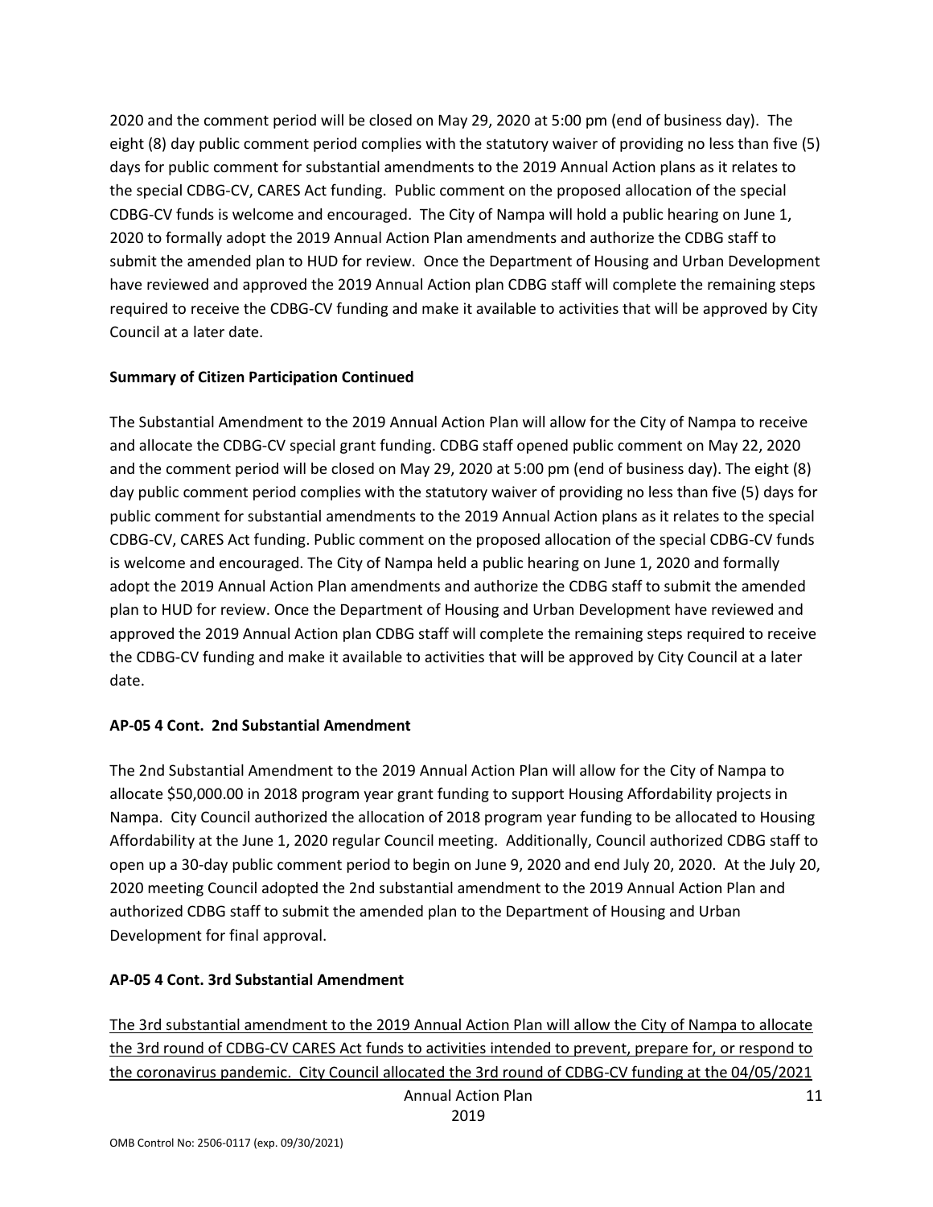2020 and the comment period will be closed on May 29, 2020 at 5:00 pm (end of business day). The eight (8) day public comment period complies with the statutory waiver of providing no less than five (5) days for public comment for substantial amendments to the 2019 Annual Action plans as it relates to the special CDBG-CV, CARES Act funding. Public comment on the proposed allocation of the special CDBG-CV funds is welcome and encouraged. The City of Nampa will hold a public hearing on June 1, 2020 to formally adopt the 2019 Annual Action Plan amendments and authorize the CDBG staff to submit the amended plan to HUD for review. Once the Department of Housing and Urban Development have reviewed and approved the 2019 Annual Action plan CDBG staff will complete the remaining steps required to receive the CDBG-CV funding and make it available to activities that will be approved by City Council at a later date.

**Summary of Citizen Participation Continued**

The Substantial Amendment to the 2019 Annual Action Plan will allow for the City of Nampa to receive and allocate the CDBG-CV special grant funding. CDBG staff opened public comment on May 22, 2020 and the comment period will be closed on May 29, 2020 at 5:00 pm (end of business day). The eight (8) day public comment period complies with the statutory waiver of providing no less than five (5) days for public comment for substantial amendments to the 2019 Annual Action plans as it relates to the special CDBG-CV, CARES Act funding. Public comment on the proposed allocation of the special CDBG-CV funds is welcome and encouraged. The City of Nampa held a public hearing on June 1, 2020 and formally adopt the 2019 Annual Action Plan amendments and authorize the CDBG staff to submit the amended plan to HUD for review. Once the Department of Housing and Urban Development have reviewed and approved the 2019 Annual Action plan CDBG staff will complete the remaining steps required to receive the CDBG-CV funding and make it available to activities that will be approved by City Council at a later date.

**AP-05 4 Cont. 2nd Substantial Amendment**

The 2nd Substantial Amendment to the 2019 Annual Action Plan will allow for the City of Nampa to allocate $50,000.00 in 2018 program year grant funding to support Housing Affordability projects in Nampa. City Council authorized the allocation of 2018 program year funding to be allocated to Housing Affordability at the June 1, 2020 regular Council meeting. Additionally, Council authorized CDBG staff to open up a 30-day public comment period to begin on June 9, 2020 and end July 20, 2020. At the July 20, 2020 meeting Council adopted the 2nd substantial amendment to the 2019 Annual Action Plan and authorized CDBG staff to submit the amended plan to the Department of Housing and Urban Development for final approval.

**AP-05 4 Cont. 3rd Substantial Amendment**

The 3rd substantial amendment to the 2019 Annual Action Plan will allow the City of Nampa to allocate the 3rd round of CDBG-CV CARES Act funds to activities intended to prevent, prepare for, or respond to the coronavirus pandemic. City Council allocated the 3rd round of CDBG-CV funding at the 04/05/2021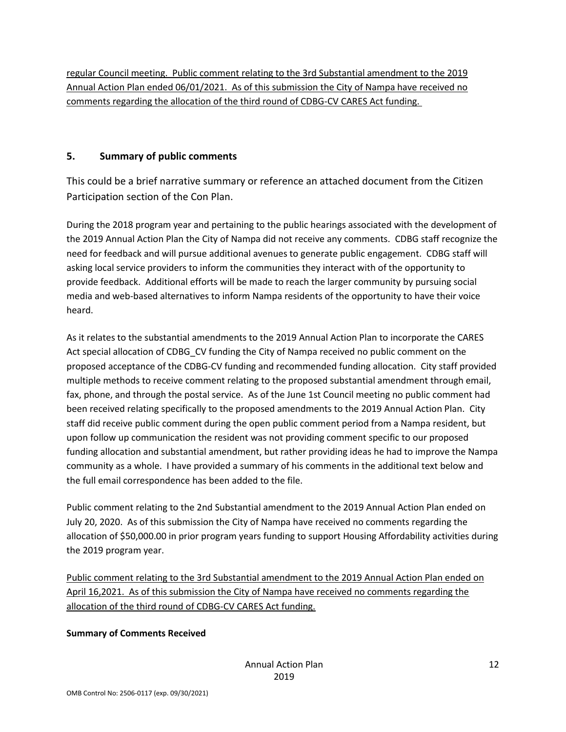regular Council meeting. Public comment relating to the 3rd Substantial amendment to the 2019 Annual Action Plan ended 06/01/2021. As of this submission the City of Nampa have received no comments regarding the allocation of the third round of CDBG-CV CARES Act funding.

## 5. Summary of public comments

This could be a brief narrative summary or reference an attached document from the Citizen Participation section of the Con Plan.

During the 2018 program year and pertaining to the public hearings associated with the development of the 2019 Annual Action Plan the City of Nampa did not receive any comments. CDBG staff recognize the need for feedback and will pursue additional avenues to generate public engagement. CDBG staff will asking local service providers to inform the communities they interact with of the opportunity to provide feedback. Additional efforts will be made to reach the larger community by pursuing social media and web-based alternatives to inform Nampa residents of the opportunity to have their voice heard.

As it relates to the substantial amendments to the 2019 Annual Action Plan to incorporate the CARES Act special allocation of CDBG_CV funding the City of Nampa received no public comment on the proposed acceptance of the CDBG-CV funding and recommended funding allocation. City staff provided multiple methods to receive comment relating to the proposed substantial amendment through email, fax, phone, and through the postal service. As of the June 1st Council meeting no public comment had been received relating specifically to the proposed amendments to the 2019 Annual Action Plan. City staff did receive public comment during the open public comment period from a Nampa resident, but upon follow up communication the resident was not providing comment specific to our proposed funding allocation and substantial amendment, but rather providing ideas he had to improve the Nampa community as a whole. I have provided a summary of his comments in the additional text below and the full email correspondence has been added to the file.

Public comment relating to the 2nd Substantial amendment to the 2019 Annual Action Plan ended on July 20, 2020. As of this submission the City of Nampa have received no comments regarding the allocation of $50,000.00 in prior program years funding to support Housing Affordability activities during the 2019 program year.

Public comment relating to the 3rd Substantial amendment to the 2019 Annual Action Plan ended on April 16,2021. As of this submission the City of Nampa have received no comments regarding the allocation of the third round of CDBG-CV CARES Act funding.

**Summary of Comments Received**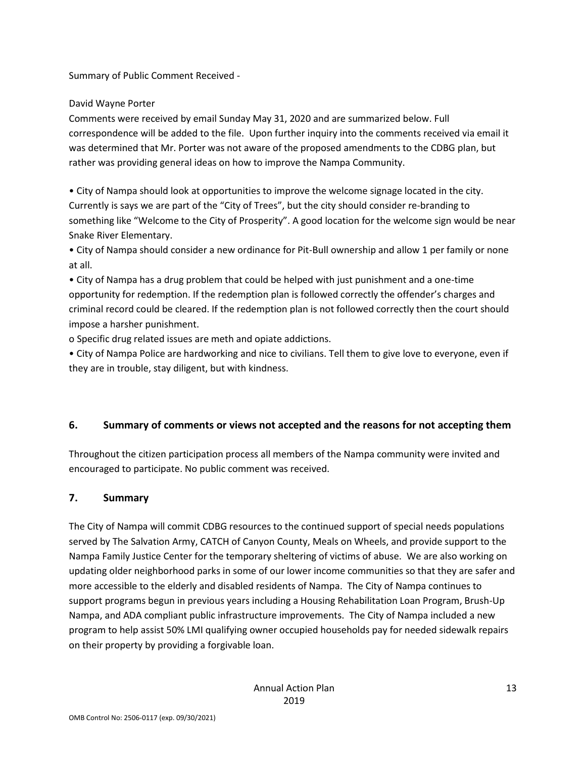Summary of Public Comment Received -

David Wayne Porter

Comments were received by email Sunday May 31, 2020 and are summarized below. Full correspondence will be added to the file. Upon further inquiry into the comments received via email it was determined that Mr. Porter was not aware of the proposed amendments to the CDBG plan, but rather was providing general ideas on how to improve the Nampa Community.

- City of Nampa should look at opportunities to improve the welcome signage located in the city. Currently is says we are part of the "City of Trees", but the city should consider re-branding to something like "Welcome to the City of Prosperity". A good location for the welcome sign would be near Snake River Elementary.
- City of Nampa should consider a new ordinance for Pit-Bull ownership and allow 1 per family or none at all.
- City of Nampa has a drug problem that could be helped with just punishment and a one-time opportunity for redemption. If the redemption plan is followed correctly the offender's charges and criminal record could be cleared. If the redemption plan is not followed correctly then the court should impose a harsher punishment.
  - Specific drug related issues are meth and opiate addictions.
- City of Nampa Police are hardworking and nice to civilians. Tell them to give love to everyone, even if they are in trouble, stay diligent, but with kindness.

## 6. Summary of comments or views not accepted and the reasons for not accepting them

Throughout the citizen participation process all members of the Nampa community were invited and encouraged to participate. No public comment was received.

## 7. Summary

The City of Nampa will commit CDBG resources to the continued support of special needs populations served by The Salvation Army, CATCH of Canyon County, Meals on Wheels, and provide support to the Nampa Family Justice Center for the temporary sheltering of victims of abuse. We are also working on updating older neighborhood parks in some of our lower income communities so that they are safer and more accessible to the elderly and disabled residents of Nampa. The City of Nampa continues to support programs begun in previous years including a Housing Rehabilitation Loan Program, Brush-Up Nampa, and ADA compliant public infrastructure improvements. The City of Nampa included a new program to help assist 50% LMI qualifying owner occupied households pay for needed sidewalk repairs on their property by providing a forgivable loan.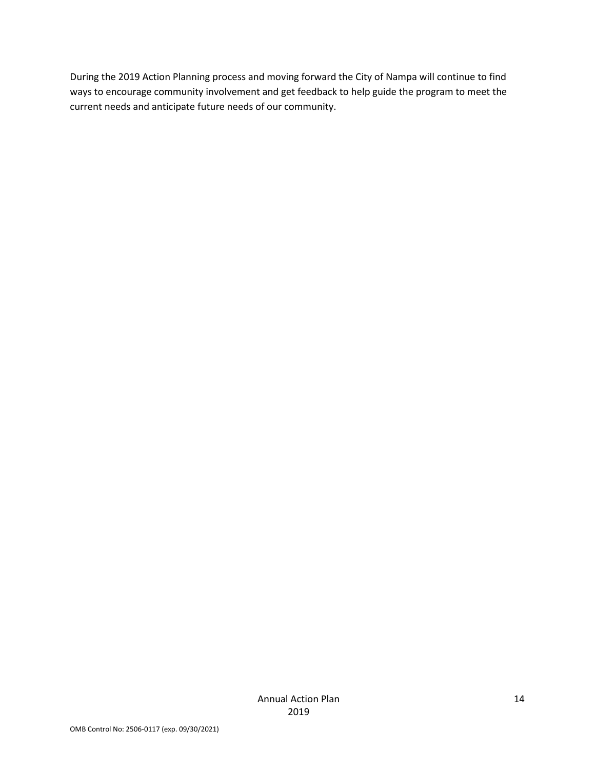During the 2019 Action Planning process and moving forward the City of Nampa will continue to find ways to encourage community involvement and get feedback to help guide the program to meet the current needs and anticipate future needs of our community.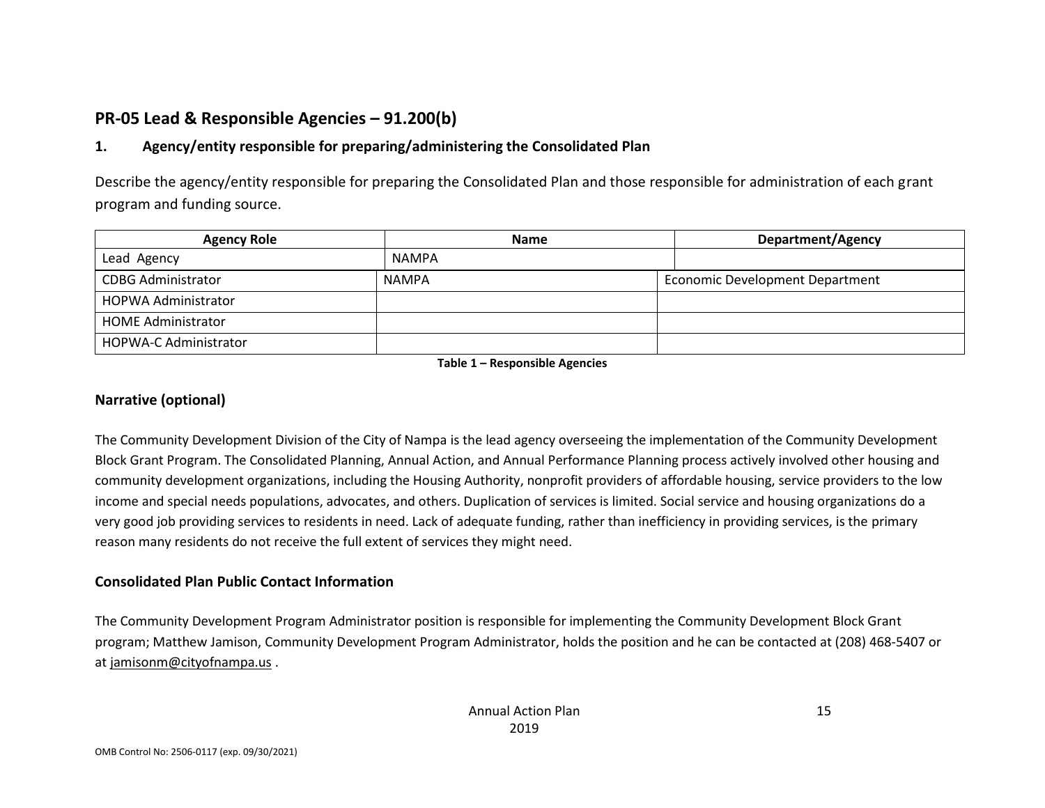## PR-05 Lead & Responsible Agencies – 91.200(b)

### 1. Agency/entity responsible for preparing/administering the Consolidated Plan

Describe the agency/entity responsible for preparing the Consolidated Plan and those responsible for administration of each grant program and funding source.

| Agency Role | Name | Department/Agency |
|---|---|---|
| Lead Agency | NAMPA | |
| CDBG Administrator | NAMPA | Economic Development Department |
| HOPWA Administrator | | |
| HOME Administrator | | |
| HOPWA-C Administrator | | |

**Table 1 – Responsible Agencies**

### Narrative (optional)

The Community Development Division of the City of Nampa is the lead agency overseeing the implementation of the Community Development Block Grant Program. The Consolidated Planning, Annual Action, and Annual Performance Planning process actively involved other housing and community development organizations, including the Housing Authority, nonprofit providers of affordable housing, service providers to the low income and special needs populations, advocates, and others. Duplication of services is limited. Social service and housing organizations do a very good job providing services to residents in need. Lack of adequate funding, rather than inefficiency in providing services, is the primary reason many residents do not receive the full extent of services they might need.

### Consolidated Plan Public Contact Information

The Community Development Program Administrator position is responsible for implementing the Community Development Block Grant program; Matthew Jamison, Community Development Program Administrator, holds the position and he can be contacted at (208) 468-5407 or at jamisonm@cityofnampa.us .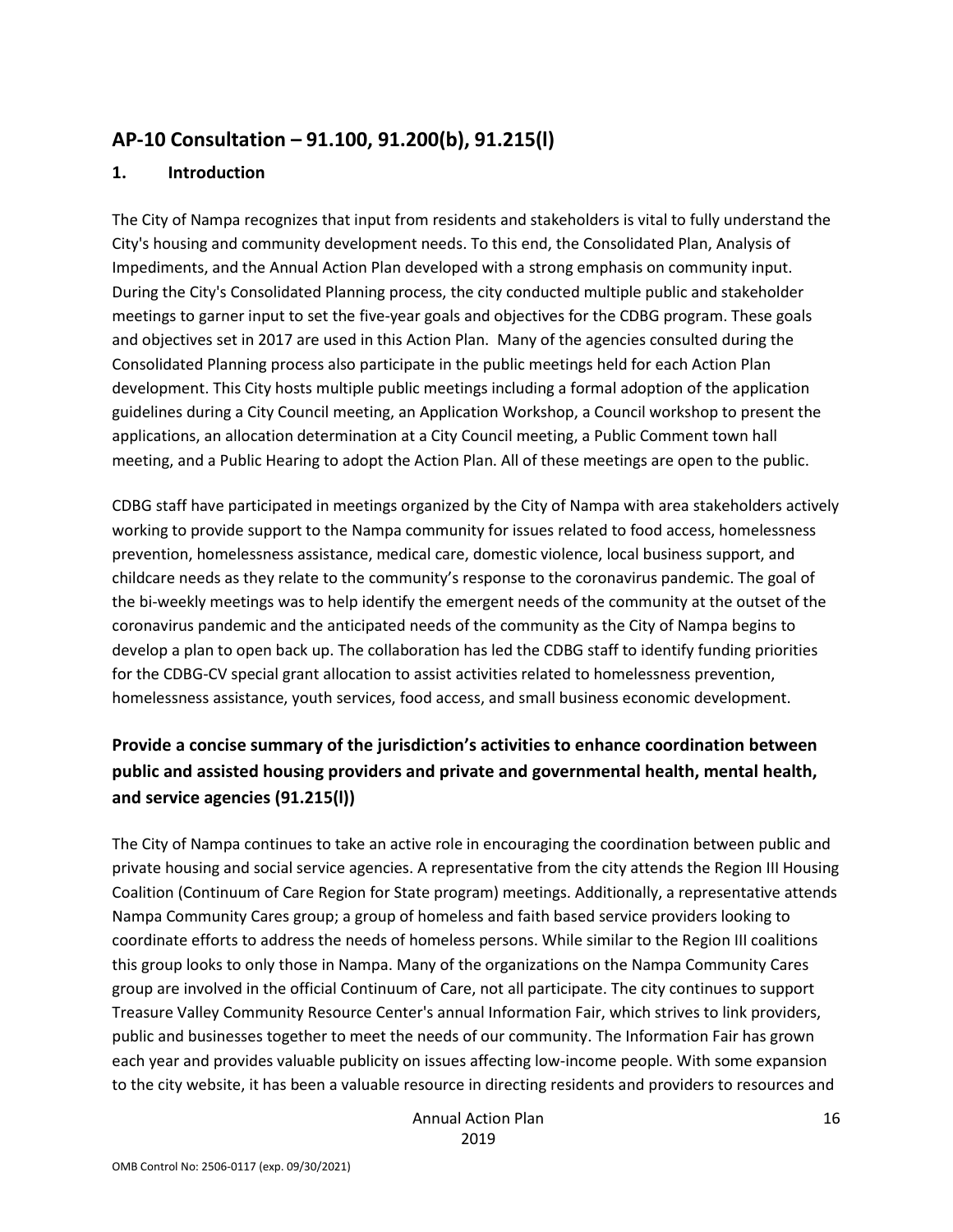## AP-10 Consultation – 91.100, 91.200(b), 91.215(l)

### 1. Introduction

The City of Nampa recognizes that input from residents and stakeholders is vital to fully understand the City's housing and community development needs. To this end, the Consolidated Plan, Analysis of Impediments, and the Annual Action Plan developed with a strong emphasis on community input. During the City's Consolidated Planning process, the city conducted multiple public and stakeholder meetings to garner input to set the five-year goals and objectives for the CDBG program. These goals and objectives set in 2017 are used in this Action Plan. Many of the agencies consulted during the Consolidated Planning process also participate in the public meetings held for each Action Plan development. This City hosts multiple public meetings including a formal adoption of the application guidelines during a City Council meeting, an Application Workshop, a Council workshop to present the applications, an allocation determination at a City Council meeting, a Public Comment town hall meeting, and a Public Hearing to adopt the Action Plan. All of these meetings are open to the public.

CDBG staff have participated in meetings organized by the City of Nampa with area stakeholders actively working to provide support to the Nampa community for issues related to food access, homelessness prevention, homelessness assistance, medical care, domestic violence, local business support, and childcare needs as they relate to the community's response to the coronavirus pandemic. The goal of the bi-weekly meetings was to help identify the emergent needs of the community at the outset of the coronavirus pandemic and the anticipated needs of the community as the City of Nampa begins to develop a plan to open back up. The collaboration has led the CDBG staff to identify funding priorities for the CDBG-CV special grant allocation to assist activities related to homelessness prevention, homelessness assistance, youth services, food access, and small business economic development.

### Provide a concise summary of the jurisdiction's activities to enhance coordination between public and assisted housing providers and private and governmental health, mental health, and service agencies (91.215(l))

The City of Nampa continues to take an active role in encouraging the coordination between public and private housing and social service agencies. A representative from the city attends the Region III Housing Coalition (Continuum of Care Region for State program) meetings. Additionally, a representative attends Nampa Community Cares group; a group of homeless and faith based service providers looking to coordinate efforts to address the needs of homeless persons. While similar to the Region III coalitions this group looks to only those in Nampa. Many of the organizations on the Nampa Community Cares group are involved in the official Continuum of Care, not all participate. The city continues to support Treasure Valley Community Resource Center's annual Information Fair, which strives to link providers, public and businesses together to meet the needs of our community. The Information Fair has grown each year and provides valuable publicity on issues affecting low-income people. With some expansion to the city website, it has been a valuable resource in directing residents and providers to resources and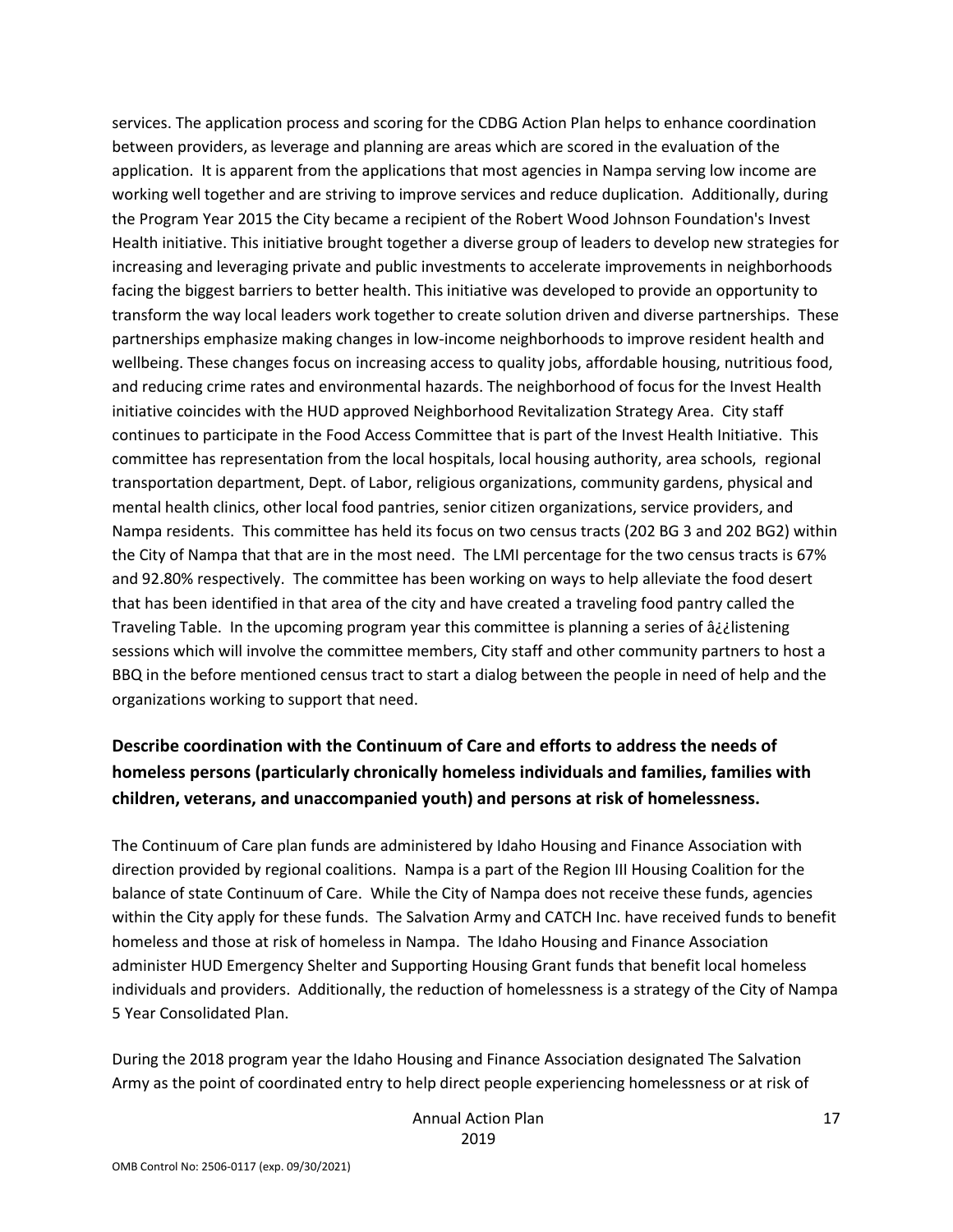services. The application process and scoring for the CDBG Action Plan helps to enhance coordination between providers, as leverage and planning are areas which are scored in the evaluation of the application. It is apparent from the applications that most agencies in Nampa serving low income are working well together and are striving to improve services and reduce duplication. Additionally, during the Program Year 2015 the City became a recipient of the Robert Wood Johnson Foundation's Invest Health initiative. This initiative brought together a diverse group of leaders to develop new strategies for increasing and leveraging private and public investments to accelerate improvements in neighborhoods facing the biggest barriers to better health. This initiative was developed to provide an opportunity to transform the way local leaders work together to create solution driven and diverse partnerships. These partnerships emphasize making changes in low-income neighborhoods to improve resident health and wellbeing. These changes focus on increasing access to quality jobs, affordable housing, nutritious food, and reducing crime rates and environmental hazards. The neighborhood of focus for the Invest Health initiative coincides with the HUD approved Neighborhood Revitalization Strategy Area. City staff continues to participate in the Food Access Committee that is part of the Invest Health Initiative. This committee has representation from the local hospitals, local housing authority, area schools, regional transportation department, Dept. of Labor, religious organizations, community gardens, physical and mental health clinics, other local food pantries, senior citizen organizations, service providers, and Nampa residents. This committee has held its focus on two census tracts (202 BG 3 and 202 BG2) within the City of Nampa that that are in the most need. The LMI percentage for the two census tracts is 67% and 92.80% respectively. The committee has been working on ways to help alleviate the food desert that has been identified in that area of the city and have created a traveling food pantry called the Traveling Table. In the upcoming program year this committee is planning a series of â¿¿listening sessions which will involve the committee members, City staff and other community partners to host a BBQ in the before mentioned census tract to start a dialog between the people in need of help and the organizations working to support that need.

## Describe coordination with the Continuum of Care and efforts to address the needs of homeless persons (particularly chronically homeless individuals and families, families with children, veterans, and unaccompanied youth) and persons at risk of homelessness.

The Continuum of Care plan funds are administered by Idaho Housing and Finance Association with direction provided by regional coalitions. Nampa is a part of the Region III Housing Coalition for the balance of state Continuum of Care. While the City of Nampa does not receive these funds, agencies within the City apply for these funds. The Salvation Army and CATCH Inc. have received funds to benefit homeless and those at risk of homeless in Nampa. The Idaho Housing and Finance Association administer HUD Emergency Shelter and Supporting Housing Grant funds that benefit local homeless individuals and providers. Additionally, the reduction of homelessness is a strategy of the City of Nampa 5 Year Consolidated Plan.

During the 2018 program year the Idaho Housing and Finance Association designated The Salvation Army as the point of coordinated entry to help direct people experiencing homelessness or at risk of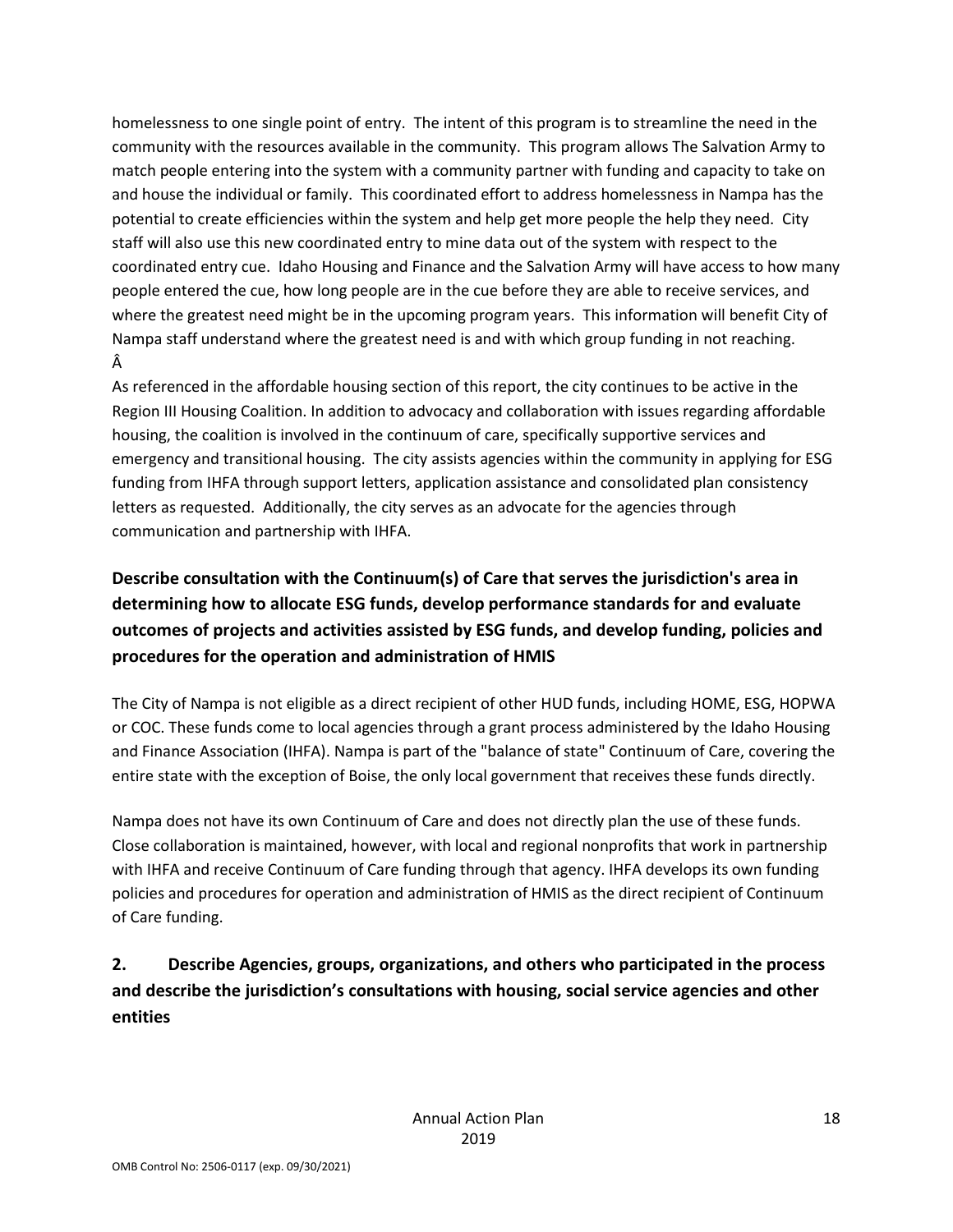homelessness to one single point of entry. The intent of this program is to streamline the need in the community with the resources available in the community. This program allows The Salvation Army to match people entering into the system with a community partner with funding and capacity to take on and house the individual or family. This coordinated effort to address homelessness in Nampa has the potential to create efficiencies within the system and help get more people the help they need. City staff will also use this new coordinated entry to mine data out of the system with respect to the coordinated entry cue. Idaho Housing and Finance and the Salvation Army will have access to how many people entered the cue, how long people are in the cue before they are able to receive services, and where the greatest need might be in the upcoming program years. This information will benefit City of Nampa staff understand where the greatest need is and with which group funding in not reaching.
Â

As referenced in the affordable housing section of this report, the city continues to be active in the Region III Housing Coalition. In addition to advocacy and collaboration with issues regarding affordable housing, the coalition is involved in the continuum of care, specifically supportive services and emergency and transitional housing. The city assists agencies within the community in applying for ESG funding from IHFA through support letters, application assistance and consolidated plan consistency letters as requested. Additionally, the city serves as an advocate for the agencies through communication and partnership with IHFA.

## Describe consultation with the Continuum(s) of Care that serves the jurisdiction's area in determining how to allocate ESG funds, develop performance standards for and evaluate outcomes of projects and activities assisted by ESG funds, and develop funding, policies and procedures for the operation and administration of HMIS

The City of Nampa is not eligible as a direct recipient of other HUD funds, including HOME, ESG, HOPWA or COC. These funds come to local agencies through a grant process administered by the Idaho Housing and Finance Association (IHFA). Nampa is part of the "balance of state" Continuum of Care, covering the entire state with the exception of Boise, the only local government that receives these funds directly.

Nampa does not have its own Continuum of Care and does not directly plan the use of these funds. Close collaboration is maintained, however, with local and regional nonprofits that work in partnership with IHFA and receive Continuum of Care funding through that agency. IHFA develops its own funding policies and procedures for operation and administration of HMIS as the direct recipient of Continuum of Care funding.

## 2. Describe Agencies, groups, organizations, and others who participated in the process and describe the jurisdiction's consultations with housing, social service agencies and other entities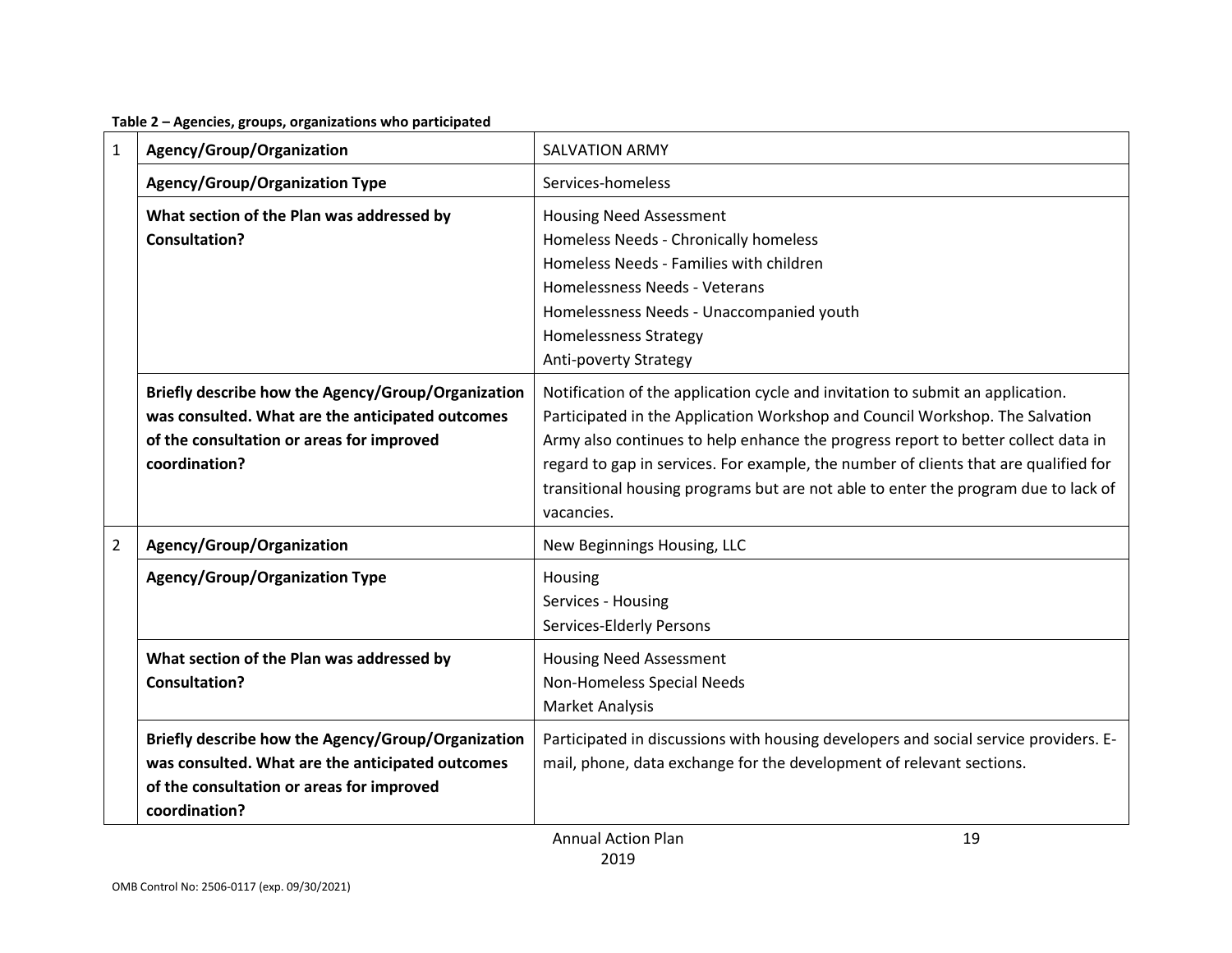**Table 2 – Agencies, groups, organizations who participated**

| | | |
|---|---|---|
| 1 | **Agency/Group/Organization** | SALVATION ARMY |
| | **Agency/Group/Organization Type** | Services-homeless |
| | **What section of the Plan was addressed by Consultation?** | Housing Need Assessment<br>Homeless Needs - Chronically homeless<br>Homeless Needs - Families with children<br>Homelessness Needs - Veterans<br>Homelessness Needs - Unaccompanied youth<br>Homelessness Strategy<br>Anti-poverty Strategy |
| | **Briefly describe how the Agency/Group/Organization was consulted. What are the anticipated outcomes of the consultation or areas for improved coordination?** | Notification of the application cycle and invitation to submit an application. Participated in the Application Workshop and Council Workshop. The Salvation Army also continues to help enhance the progress report to better collect data in regard to gap in services. For example, the number of clients that are qualified for transitional housing programs but are not able to enter the program due to lack of vacancies. |
| 2 | **Agency/Group/Organization** | New Beginnings Housing, LLC |
| | **Agency/Group/Organization Type** | Housing<br>Services - Housing<br>Services-Elderly Persons |
| | **What section of the Plan was addressed by Consultation?** | Housing Need Assessment<br>Non-Homeless Special Needs<br>Market Analysis |
| | **Briefly describe how the Agency/Group/Organization was consulted. What are the anticipated outcomes of the consultation or areas for improved coordination?** | Participated in discussions with housing developers and social service providers. E-mail, phone, data exchange for the development of relevant sections. |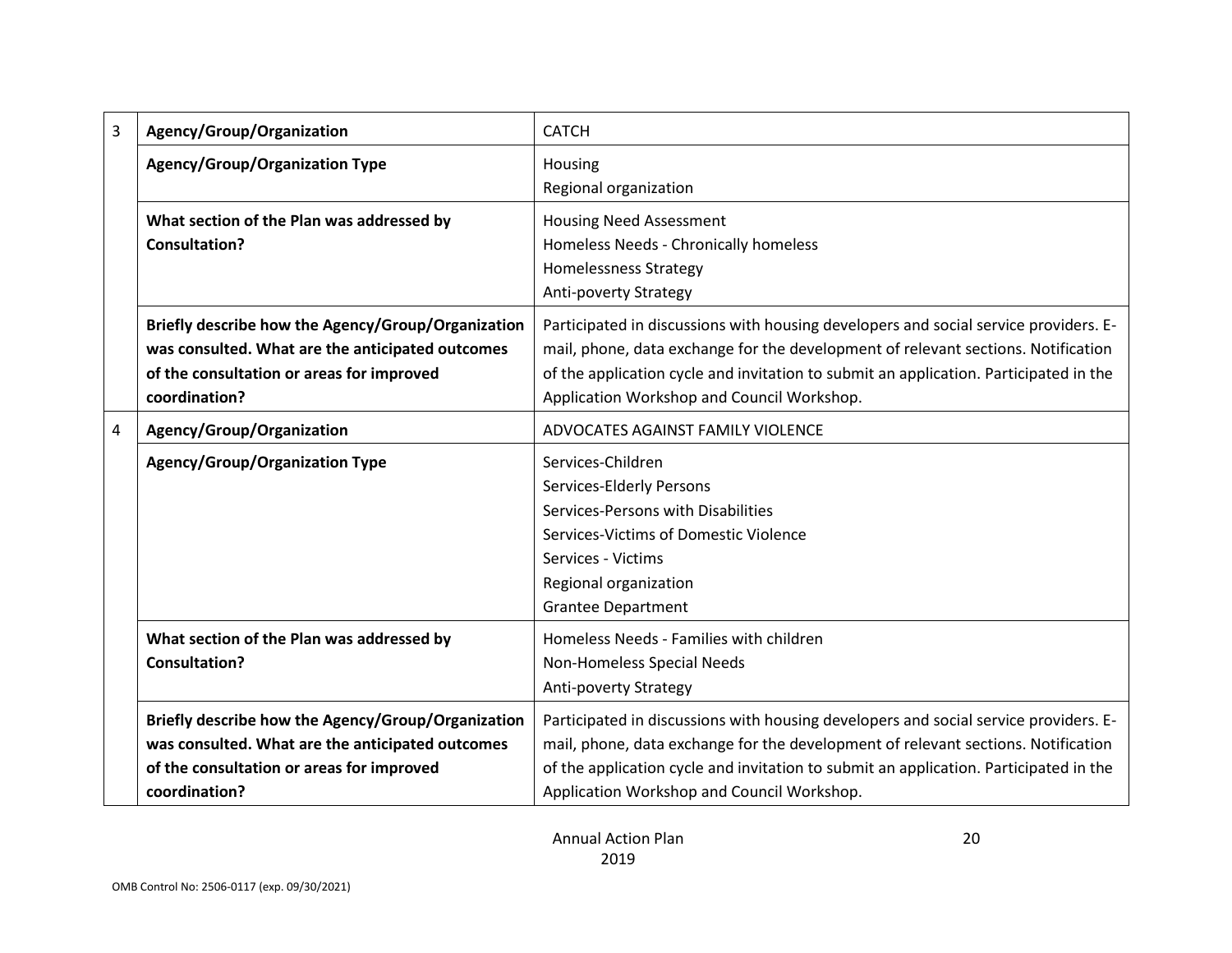| | | |
|---|---|---|
| 3 | **Agency/Group/Organization** | CATCH |
| | **Agency/Group/Organization Type** | Housing<br>Regional organization |
| | **What section of the Plan was addressed by Consultation?** | Housing Need Assessment<br>Homeless Needs - Chronically homeless<br>Homelessness Strategy<br>Anti-poverty Strategy |
| | **Briefly describe how the Agency/Group/Organization was consulted. What are the anticipated outcomes of the consultation or areas for improved coordination?** | Participated in discussions with housing developers and social service providers. E-mail, phone, data exchange for the development of relevant sections. Notification of the application cycle and invitation to submit an application. Participated in the Application Workshop and Council Workshop. |
| 4 | **Agency/Group/Organization** | ADVOCATES AGAINST FAMILY VIOLENCE |
| | **Agency/Group/Organization Type** | Services-Children<br>Services-Elderly Persons<br>Services-Persons with Disabilities<br>Services-Victims of Domestic Violence<br>Services - Victims<br>Regional organization<br>Grantee Department |
| | **What section of the Plan was addressed by Consultation?** | Homeless Needs - Families with children<br>Non-Homeless Special Needs<br>Anti-poverty Strategy |
| | **Briefly describe how the Agency/Group/Organization was consulted. What are the anticipated outcomes of the consultation or areas for improved coordination?** | Participated in discussions with housing developers and social service providers. E-mail, phone, data exchange for the development of relevant sections. Notification of the application cycle and invitation to submit an application. Participated in the Application Workshop and Council Workshop. |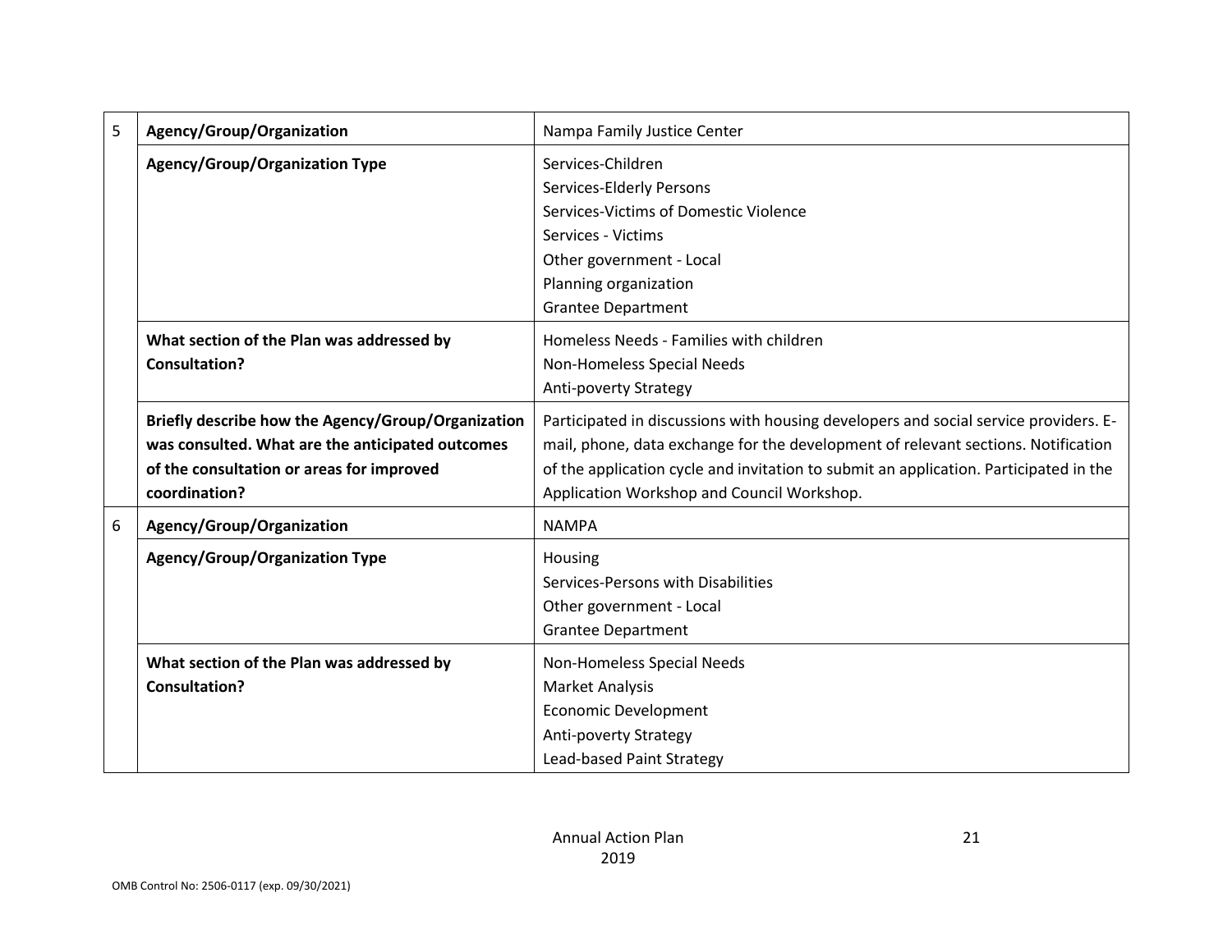| | | |
|---|---|---|
| 5 | **Agency/Group/Organization** | Nampa Family Justice Center |
| | **Agency/Group/Organization Type** | Services-Children<br>Services-Elderly Persons<br>Services-Victims of Domestic Violence<br>Services - Victims<br>Other government - Local<br>Planning organization<br>Grantee Department |
| | **What section of the Plan was addressed by Consultation?** | Homeless Needs - Families with children<br>Non-Homeless Special Needs<br>Anti-poverty Strategy |
| | **Briefly describe how the Agency/Group/Organization was consulted. What are the anticipated outcomes of the consultation or areas for improved coordination?** | Participated in discussions with housing developers and social service providers. E-mail, phone, data exchange for the development of relevant sections. Notification of the application cycle and invitation to submit an application. Participated in the Application Workshop and Council Workshop. |
| 6 | **Agency/Group/Organization** | NAMPA |
| | **Agency/Group/Organization Type** | Housing<br>Services-Persons with Disabilities<br>Other government - Local<br>Grantee Department |
| | **What section of the Plan was addressed by Consultation?** | Non-Homeless Special Needs<br>Market Analysis<br>Economic Development<br>Anti-poverty Strategy<br>Lead-based Paint Strategy |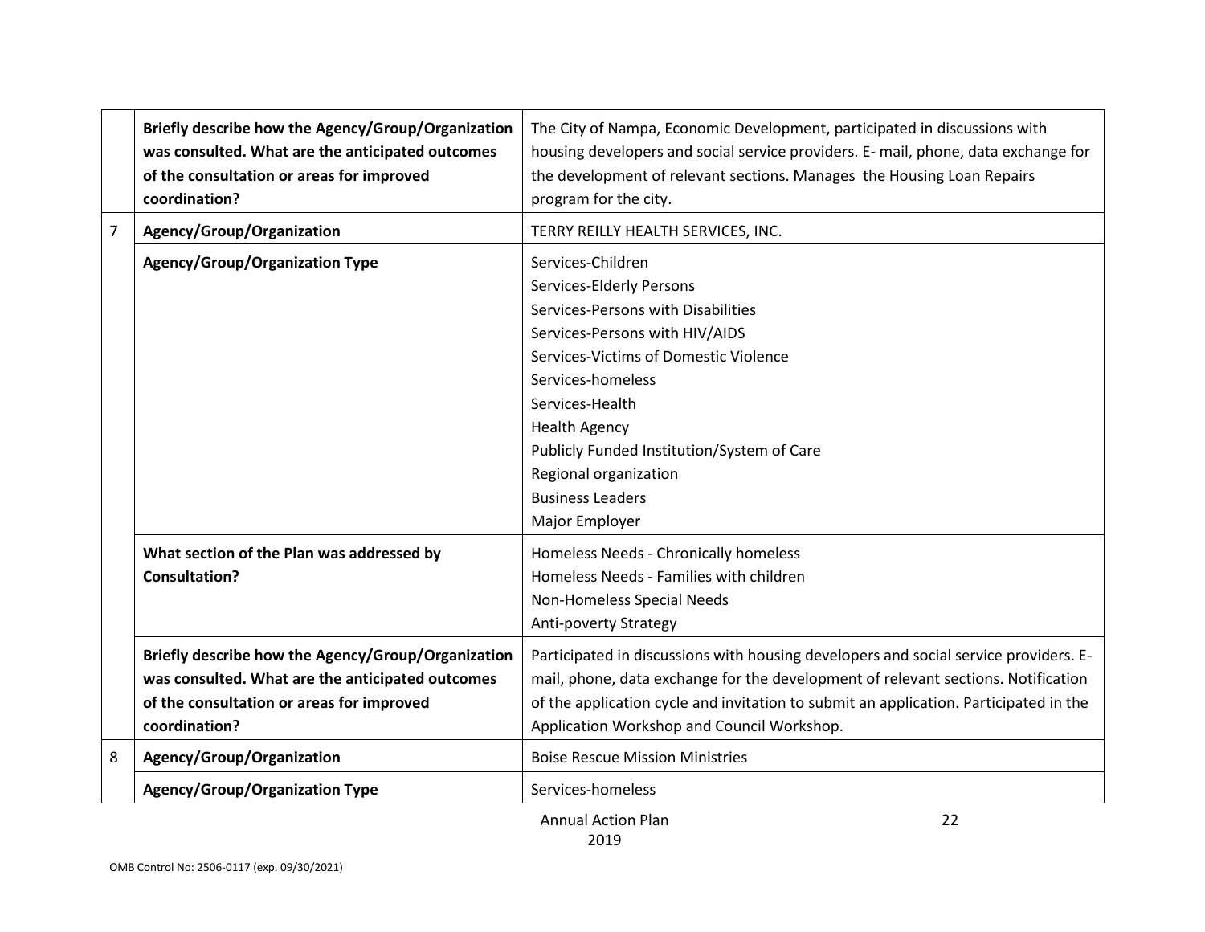| | | |
|---|---|---|
| | **Briefly describe how the Agency/Group/Organization was consulted. What are the anticipated outcomes of the consultation or areas for improved coordination?** | The City of Nampa, Economic Development, participated in discussions with housing developers and social service providers. E- mail, phone, data exchange for the development of relevant sections. Manages the Housing Loan Repairs program for the city. |
| 7 | **Agency/Group/Organization** | TERRY REILLY HEALTH SERVICES, INC. |
| | **Agency/Group/Organization Type** | Services-Children<br>Services-Elderly Persons<br>Services-Persons with Disabilities<br>Services-Persons with HIV/AIDS<br>Services-Victims of Domestic Violence<br>Services-homeless<br>Services-Health<br>Health Agency<br>Publicly Funded Institution/System of Care<br>Regional organization<br>Business Leaders<br>Major Employer |
| | **What section of the Plan was addressed by Consultation?** | Homeless Needs - Chronically homeless<br>Homeless Needs - Families with children<br>Non-Homeless Special Needs<br>Anti-poverty Strategy |
| | **Briefly describe how the Agency/Group/Organization was consulted. What are the anticipated outcomes of the consultation or areas for improved coordination?** | Participated in discussions with housing developers and social service providers. E-mail, phone, data exchange for the development of relevant sections. Notification of the application cycle and invitation to submit an application. Participated in the Application Workshop and Council Workshop. |
| 8 | **Agency/Group/Organization** | Boise Rescue Mission Ministries |
| | **Agency/Group/Organization Type** | Services-homeless |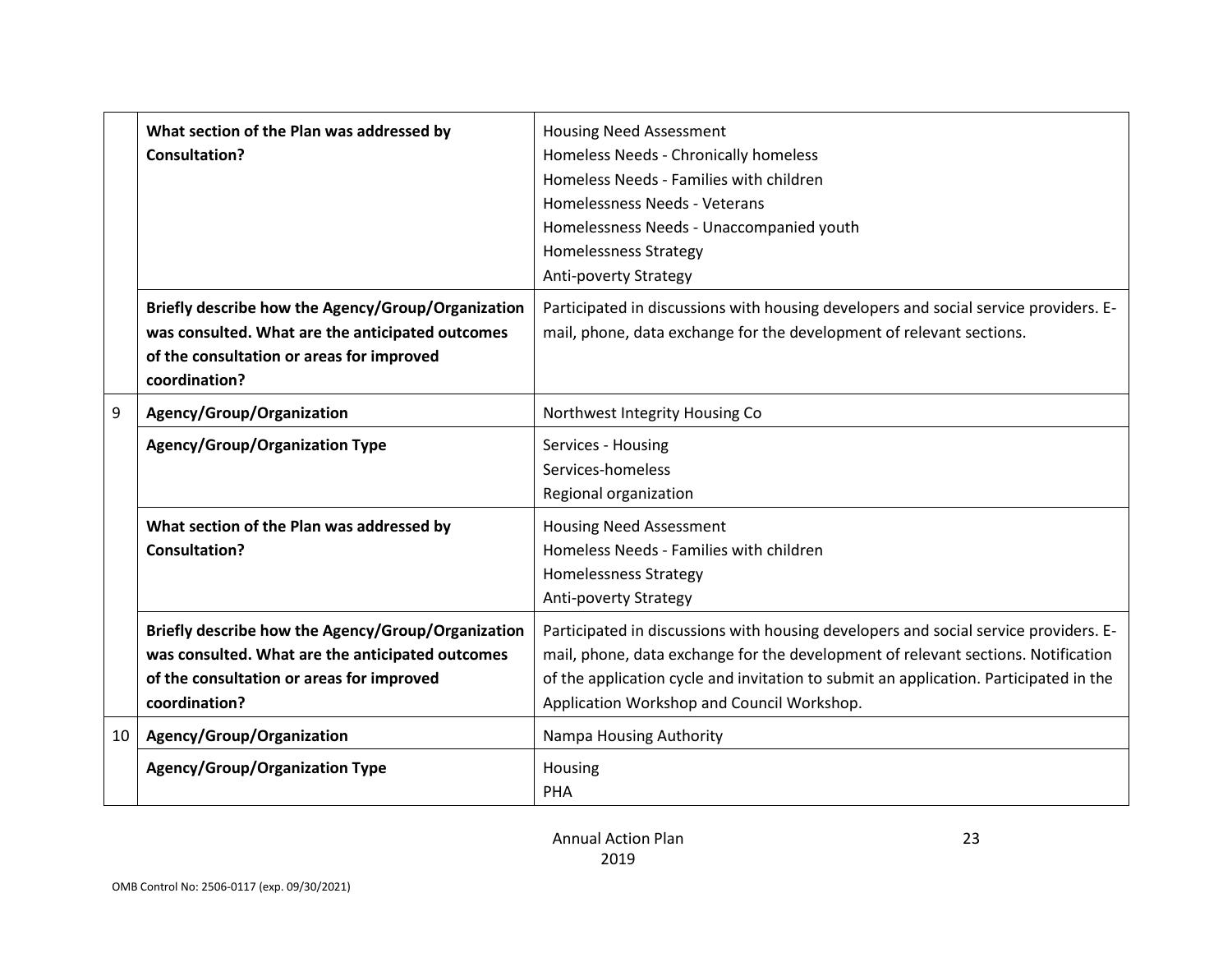| | | |
|---|---|---|
| | **What section of the Plan was addressed by Consultation?** | Housing Need Assessment<br>Homeless Needs - Chronically homeless<br>Homeless Needs - Families with children<br>Homelessness Needs - Veterans<br>Homelessness Needs - Unaccompanied youth<br>Homelessness Strategy<br>Anti-poverty Strategy |
| | **Briefly describe how the Agency/Group/Organization was consulted. What are the anticipated outcomes of the consultation or areas for improved coordination?** | Participated in discussions with housing developers and social service providers. E-mail, phone, data exchange for the development of relevant sections. |
| 9 | **Agency/Group/Organization** | Northwest Integrity Housing Co |
| | **Agency/Group/Organization Type** | Services - Housing<br>Services-homeless<br>Regional organization |
| | **What section of the Plan was addressed by Consultation?** | Housing Need Assessment<br>Homeless Needs - Families with children<br>Homelessness Strategy<br>Anti-poverty Strategy |
| | **Briefly describe how the Agency/Group/Organization was consulted. What are the anticipated outcomes of the consultation or areas for improved coordination?** | Participated in discussions with housing developers and social service providers. E-mail, phone, data exchange for the development of relevant sections. Notification of the application cycle and invitation to submit an application. Participated in the Application Workshop and Council Workshop. |
| 10 | **Agency/Group/Organization** | Nampa Housing Authority |
| | **Agency/Group/Organization Type** | Housing<br>PHA |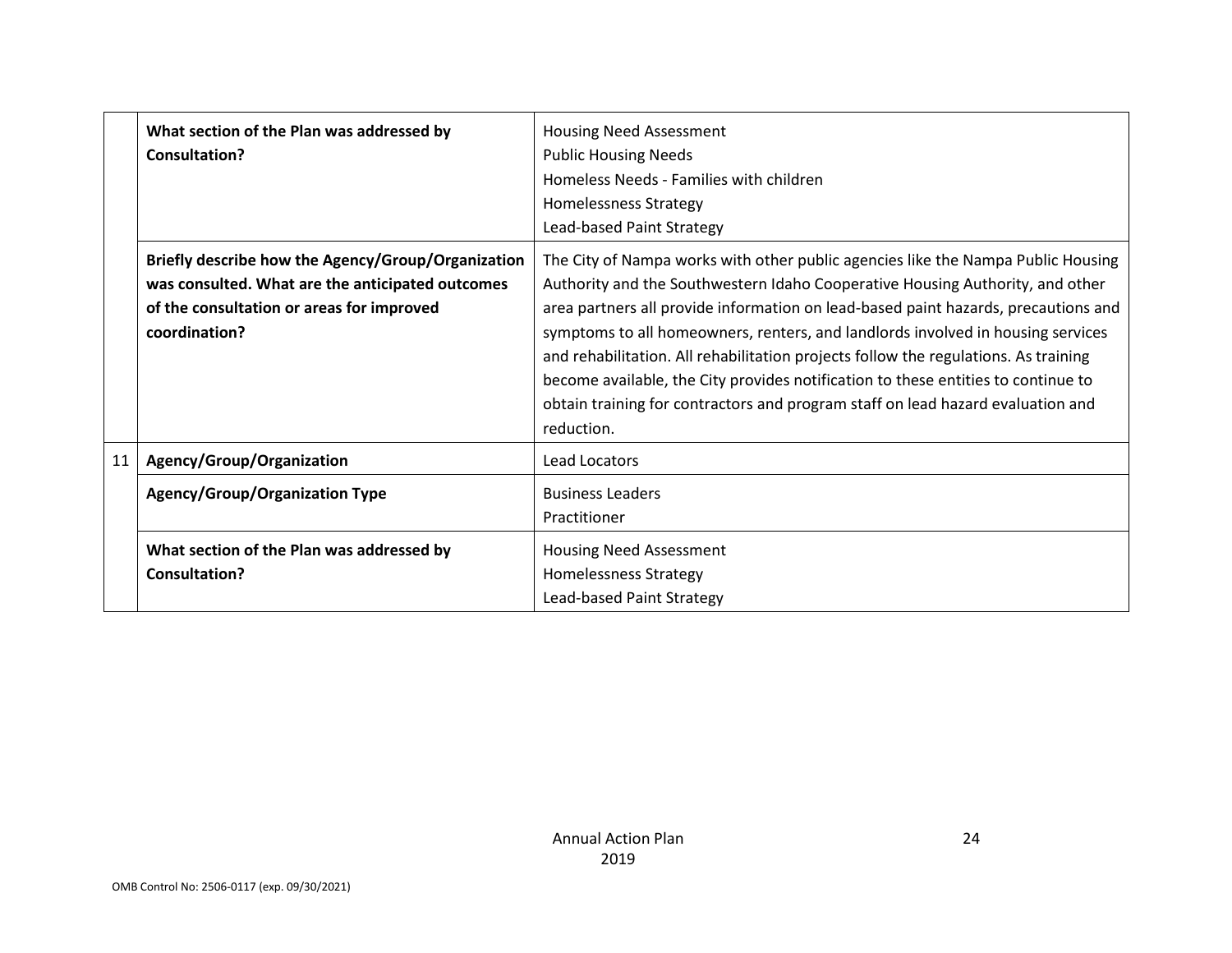|  |  |  |
|---|---|---|
|  | **What section of the Plan was addressed by Consultation?** | Housing Need Assessment<br>Public Housing Needs<br>Homeless Needs - Families with children<br>Homelessness Strategy<br>Lead-based Paint Strategy |
|  | **Briefly describe how the Agency/Group/Organization was consulted. What are the anticipated outcomes of the consultation or areas for improved coordination?** | The City of Nampa works with other public agencies like the Nampa Public Housing Authority and the Southwestern Idaho Cooperative Housing Authority, and other area partners all provide information on lead-based paint hazards, precautions and symptoms to all homeowners, renters, and landlords involved in housing services and rehabilitation. All rehabilitation projects follow the regulations. As training become available, the City provides notification to these entities to continue to obtain training for contractors and program staff on lead hazard evaluation and reduction. |
| 11 | **Agency/Group/Organization** | Lead Locators |
|  | **Agency/Group/Organization Type** | Business Leaders<br>Practitioner |
|  | **What section of the Plan was addressed by Consultation?** | Housing Need Assessment<br>Homelessness Strategy<br>Lead-based Paint Strategy |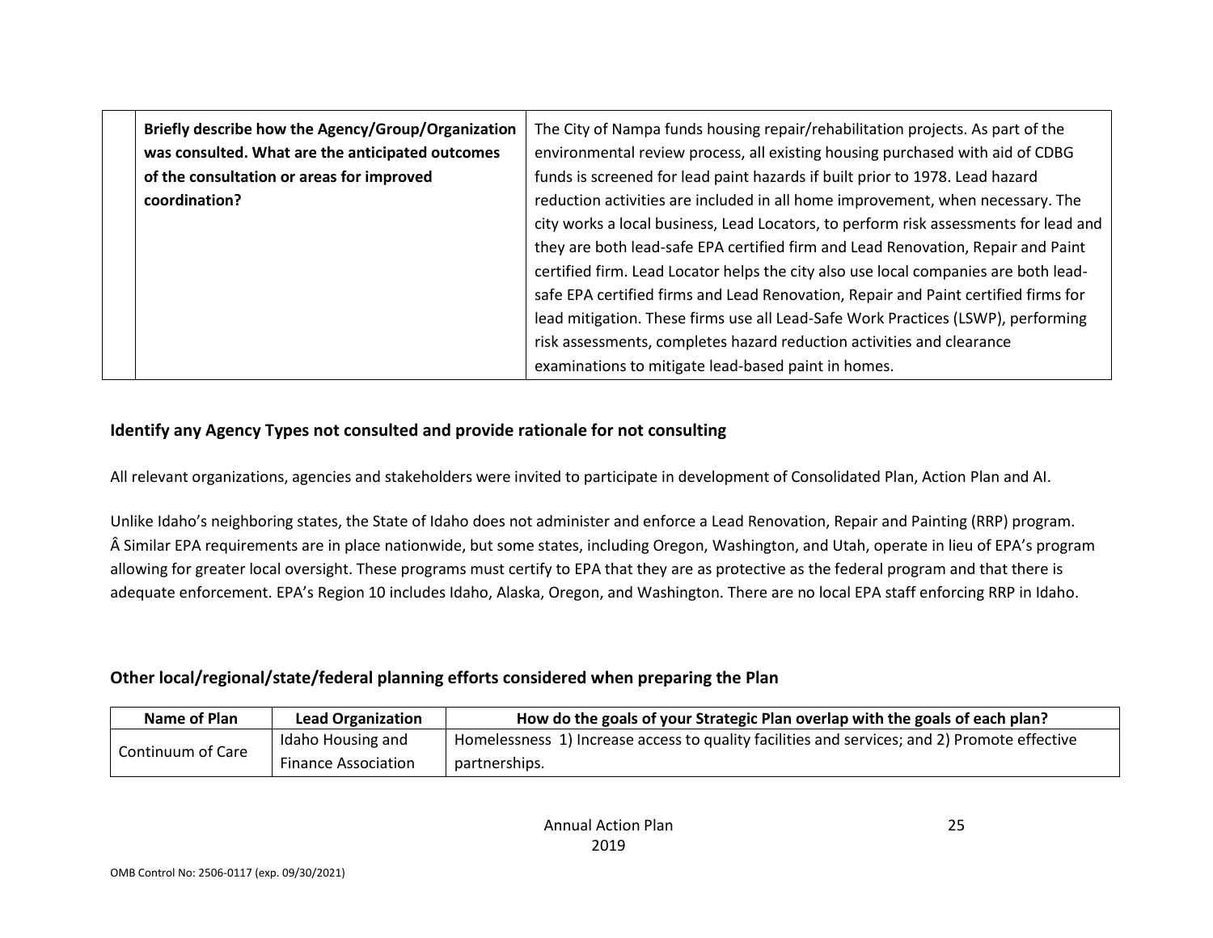| | Briefly describe how the Agency/Group/Organization was consulted. What are the anticipated outcomes of the consultation or areas for improved coordination? | The City of Nampa funds housing repair/rehabilitation projects. As part of the environmental review process, all existing housing purchased with aid of CDBG funds is screened for lead paint hazards if built prior to 1978. Lead hazard reduction activities are included in all home improvement, when necessary. The city works a local business, Lead Locators, to perform risk assessments for lead and they are both lead-safe EPA certified firm and Lead Renovation, Repair and Paint certified firm. Lead Locator helps the city also use local companies are both lead-safe EPA certified firms and Lead Renovation, Repair and Paint certified firms for lead mitigation. These firms use all Lead-Safe Work Practices (LSWP), performing risk assessments, completes hazard reduction activities and clearance examinations to mitigate lead-based paint in homes. |
|---|---|---|

## Identify any Agency Types not consulted and provide rationale for not consulting

All relevant organizations, agencies and stakeholders were invited to participate in development of Consolidated Plan, Action Plan and AI.

Unlike Idaho's neighboring states, the State of Idaho does not administer and enforce a Lead Renovation, Repair and Painting (RRP) program. Â Similar EPA requirements are in place nationwide, but some states, including Oregon, Washington, and Utah, operate in lieu of EPA's program allowing for greater local oversight. These programs must certify to EPA that they are as protective as the federal program and that there is adequate enforcement. EPA's Region 10 includes Idaho, Alaska, Oregon, and Washington. There are no local EPA staff enforcing RRP in Idaho.

## Other local/regional/state/federal planning efforts considered when preparing the Plan

| Name of Plan | Lead Organization | How do the goals of your Strategic Plan overlap with the goals of each plan? |
|---|---|---|
| Continuum of Care | Idaho Housing and Finance Association | Homelessness 1) Increase access to quality facilities and services; and 2) Promote effective partnerships. |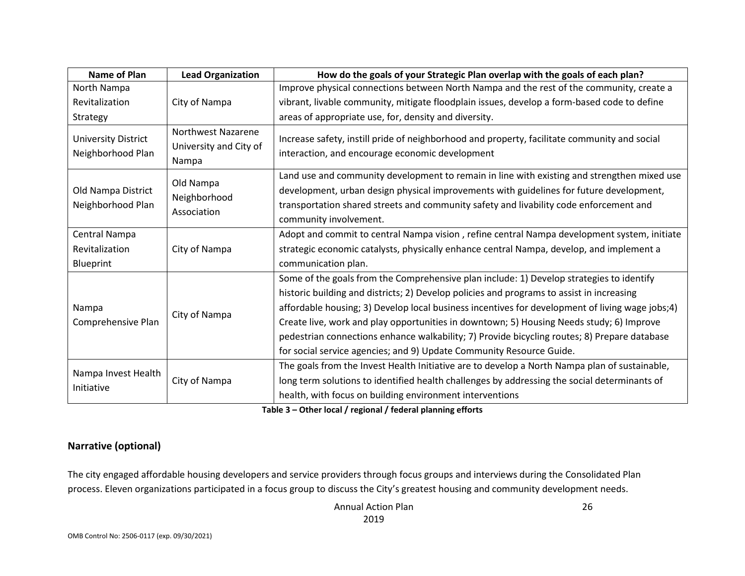| Name of Plan | Lead Organization | How do the goals of your Strategic Plan overlap with the goals of each plan? |
|---|---|---|
| North Nampa Revitalization Strategy | City of Nampa | Improve physical connections between North Nampa and the rest of the community, create a vibrant, livable community, mitigate floodplain issues, develop a form-based code to define areas of appropriate use, for, density and diversity. |
| University District Neighborhood Plan | Northwest Nazarene University and City of Nampa | Increase safety, instill pride of neighborhood and property, facilitate community and social interaction, and encourage economic development |
| Old Nampa District Neighborhood Plan | Old Nampa Neighborhood Association | Land use and community development to remain in line with existing and strengthen mixed use development, urban design physical improvements with guidelines for future development, transportation shared streets and community safety and livability code enforcement and community involvement. |
| Central Nampa Revitalization Blueprint | City of Nampa | Adopt and commit to central Nampa vision , refine central Nampa development system, initiate strategic economic catalysts, physically enhance central Nampa, develop, and implement a communication plan. |
| Nampa Comprehensive Plan | City of Nampa | Some of the goals from the Comprehensive plan include: 1) Develop strategies to identify historic building and districts; 2) Develop policies and programs to assist in increasing affordable housing; 3) Develop local business incentives for development of living wage jobs;4) Create live, work and play opportunities in downtown; 5) Housing Needs study; 6) Improve pedestrian connections enhance walkability; 7) Provide bicycling routes; 8) Prepare database for social service agencies; and 9) Update Community Resource Guide. |
| Nampa Invest Health Initiative | City of Nampa | The goals from the Invest Health Initiative are to develop a North Nampa plan of sustainable, long term solutions to identified health challenges by addressing the social determinants of health, with focus on building environment interventions |

**Table 3 – Other local / regional / federal planning efforts**

## Narrative (optional)

The city engaged affordable housing developers and service providers through focus groups and interviews during the Consolidated Plan process. Eleven organizations participated in a focus group to discuss the City's greatest housing and community development needs.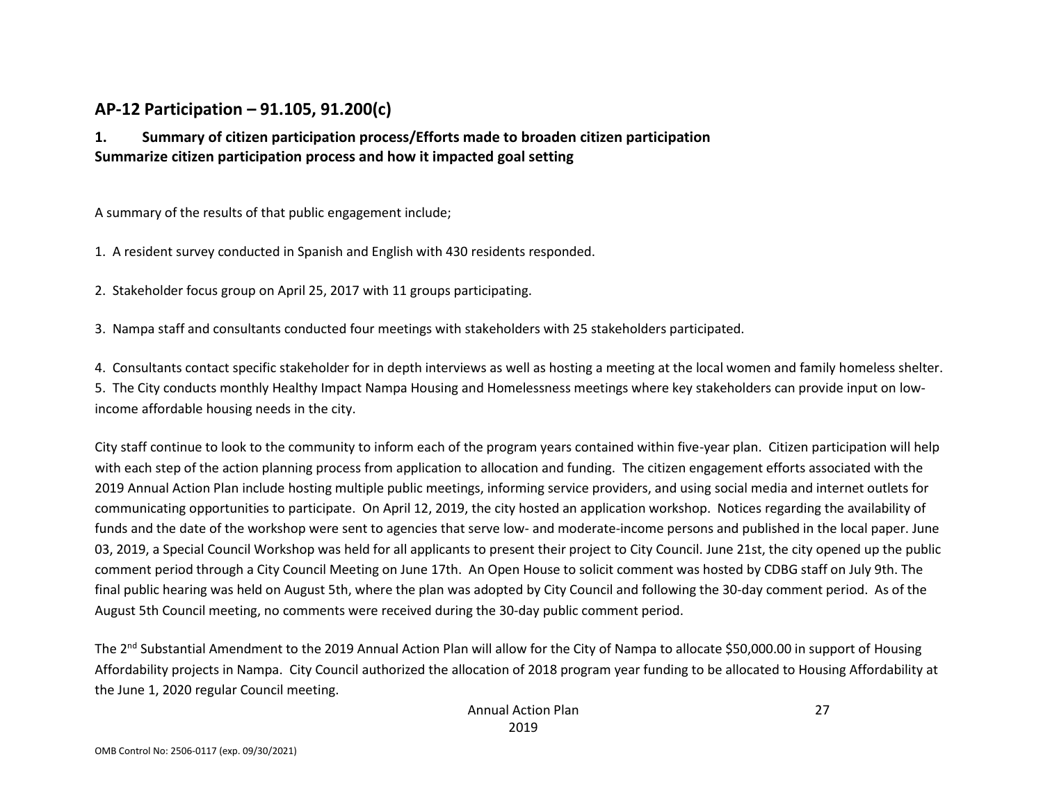## AP-12 Participation – 91.105, 91.200(c)

### 1. Summary of citizen participation process/Efforts made to broaden citizen participation Summarize citizen participation process and how it impacted goal setting

A summary of the results of that public engagement include;

1. A resident survey conducted in Spanish and English with 430 residents responded.

2. Stakeholder focus group on April 25, 2017 with 11 groups participating.

3. Nampa staff and consultants conducted four meetings with stakeholders with 25 stakeholders participated.

4. Consultants contact specific stakeholder for in depth interviews as well as hosting a meeting at the local women and family homeless shelter.
5. The City conducts monthly Healthy Impact Nampa Housing and Homelessness meetings where key stakeholders can provide input on low-income affordable housing needs in the city.

City staff continue to look to the community to inform each of the program years contained within five-year plan. Citizen participation will help with each step of the action planning process from application to allocation and funding. The citizen engagement efforts associated with the 2019 Annual Action Plan include hosting multiple public meetings, informing service providers, and using social media and internet outlets for communicating opportunities to participate. On April 12, 2019, the city hosted an application workshop. Notices regarding the availability of funds and the date of the workshop were sent to agencies that serve low- and moderate-income persons and published in the local paper. June 03, 2019, a Special Council Workshop was held for all applicants to present their project to City Council. June 21st, the city opened up the public comment period through a City Council Meeting on June 17th. An Open House to solicit comment was hosted by CDBG staff on July 9th. The final public hearing was held on August 5th, where the plan was adopted by City Council and following the 30-day comment period. As of the August 5th Council meeting, no comments were received during the 30-day public comment period.

The 2nd Substantial Amendment to the 2019 Annual Action Plan will allow for the City of Nampa to allocate $50,000.00 in support of Housing Affordability projects in Nampa. City Council authorized the allocation of 2018 program year funding to be allocated to Housing Affordability at the June 1, 2020 regular Council meeting.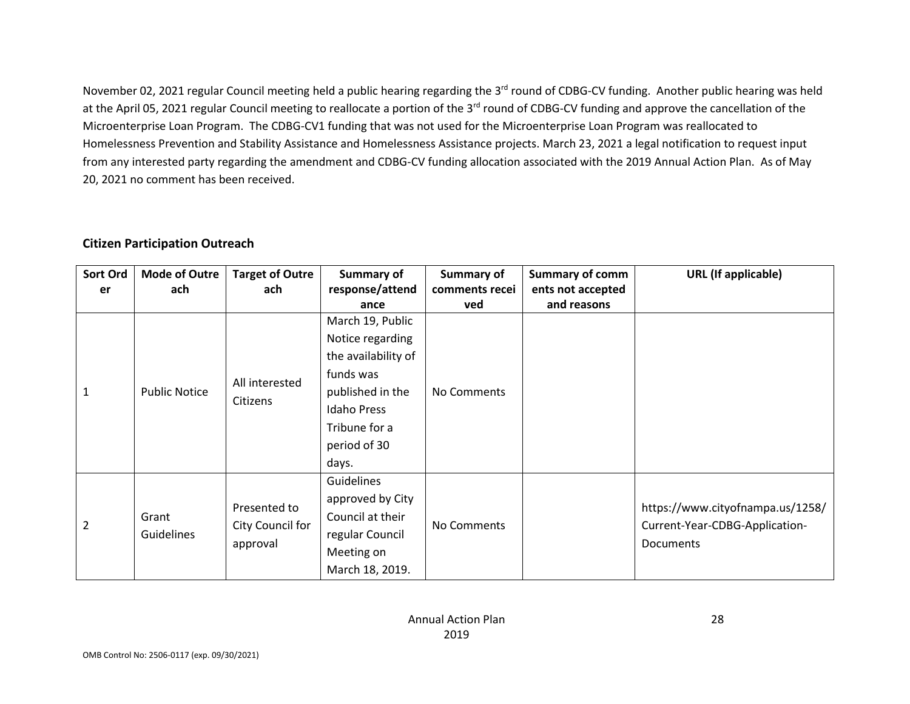November 02, 2021 regular Council meeting held a public hearing regarding the 3rd round of CDBG-CV funding. Another public hearing was held at the April 05, 2021 regular Council meeting to reallocate a portion of the 3rd round of CDBG-CV funding and approve the cancellation of the Microenterprise Loan Program. The CDBG-CV1 funding that was not used for the Microenterprise Loan Program was reallocated to Homelessness Prevention and Stability Assistance and Homelessness Assistance projects. March 23, 2021 a legal notification to request input from any interested party regarding the amendment and CDBG-CV funding allocation associated with the 2019 Annual Action Plan. As of May 20, 2021 no comment has been received.

## Citizen Participation Outreach

| Sort Order | Mode of Outreach | Target of Outreach | Summary of response/attendance | Summary of comments received | Summary of comments not accepted and reasons | URL (If applicable) |
|---|---|---|---|---|---|---|
| 1 | Public Notice | All interested Citizens | March 19, Public Notice regarding the availability of funds was published in the Idaho Press Tribune for a period of 30 days. | No Comments | | |
| 2 | Grant Guidelines | Presented to City Council for approval | Guidelines approved by City Council at their regular Council Meeting on March 18, 2019. | No Comments | | https://www.cityofnampa.us/1258/Current-Year-CDBG-Application-Documents |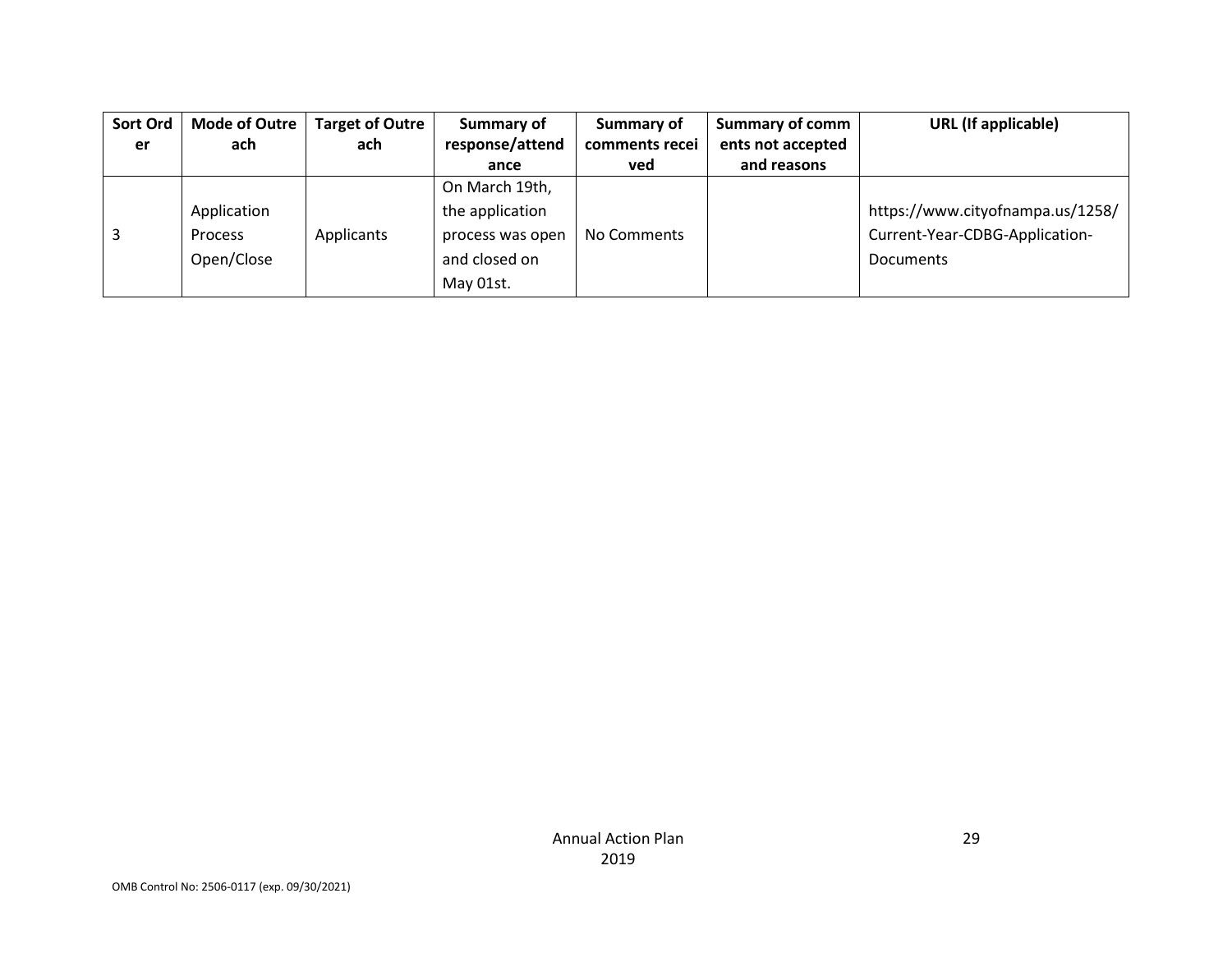| Sort Order | Mode of Outreach | Target of Outreach | Summary of response/attendance | Summary of comments received | Summary of comments not accepted and reasons | URL (If applicable) |
|---|---|---|---|---|---|---|
| 3 | Application Process Open/Close | Applicants | On March 19th, the application process was open and closed on May 01st. | No Comments | | https://www.cityofnampa.us/1258/Current-Year-CDBG-Application-Documents |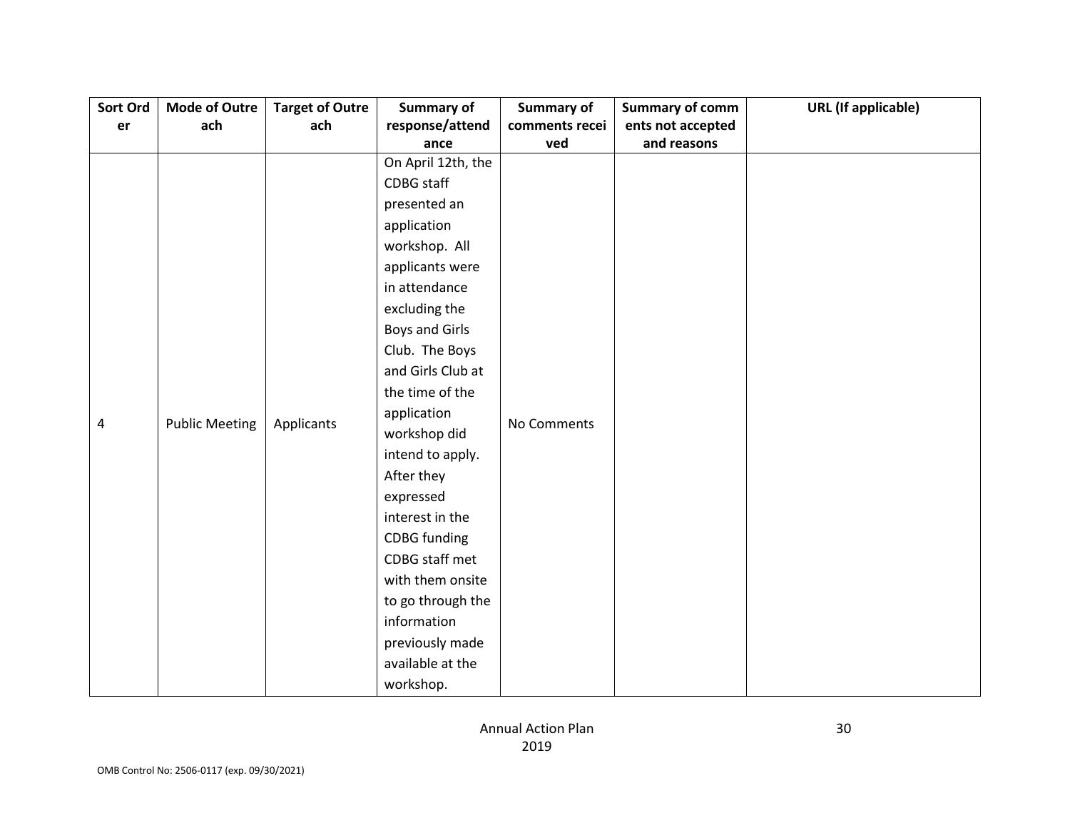| Sort Order | Mode of Outreach | Target of Outreach | Summary of response/attendance | Summary of comments received | Summary of comments not accepted and reasons | URL (If applicable) |
|---|---|---|---|---|---|---|
| 4 | Public Meeting | Applicants | On April 12th, the CDBG staff presented an application workshop. All applicants were in attendance excluding the Boys and Girls Club. The Boys and Girls Club at the time of the application workshop did intend to apply. After they expressed interest in the CDBG funding CDBG staff met with them onsite to go through the information previously made available at the workshop. | No Comments | | |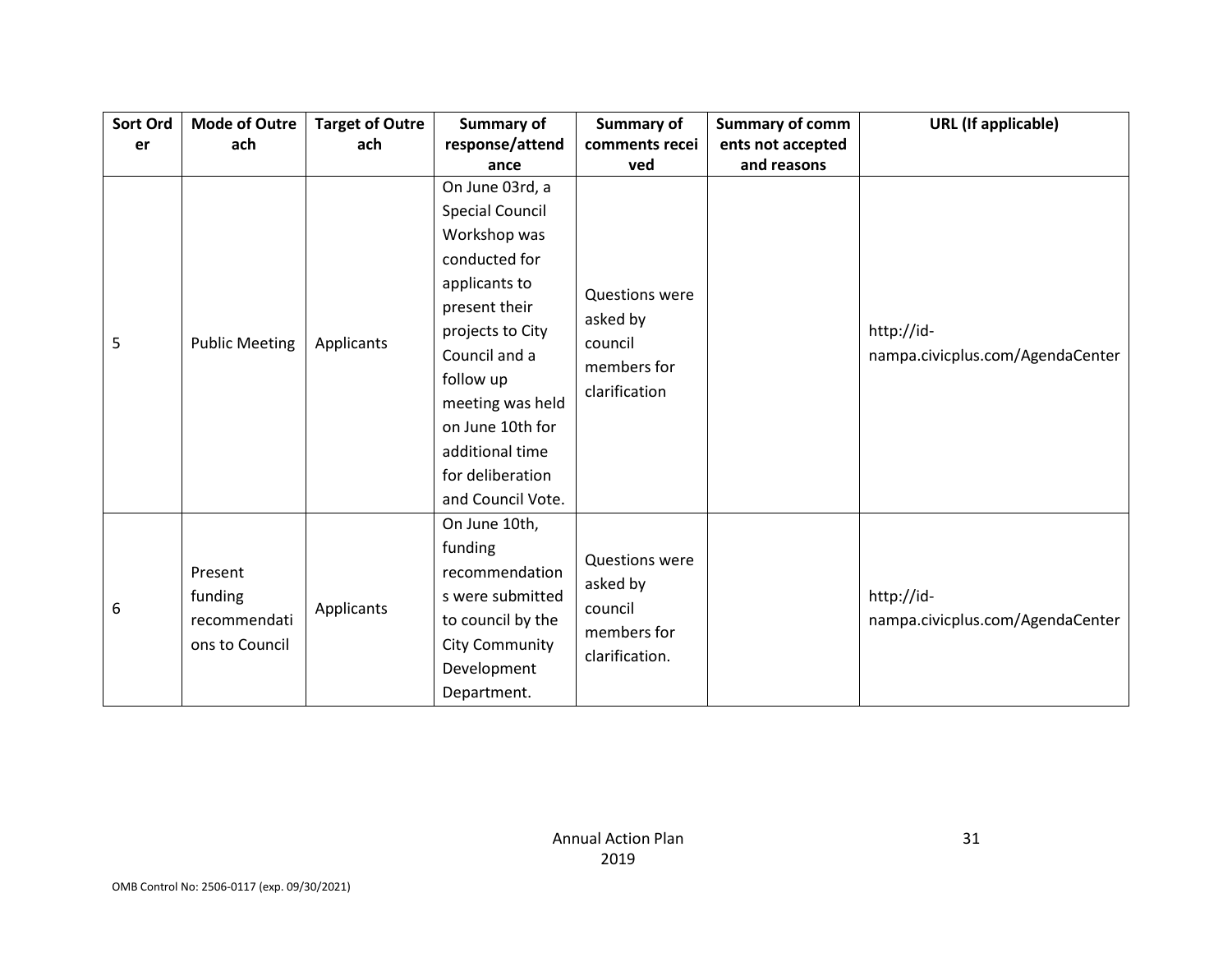| Sort Order | Mode of Outreach | Target of Outreach | Summary of response/attendance | Summary of comments received | Summary of comments not accepted and reasons | URL (If applicable) |
|---|---|---|---|---|---|---|
| 5 | Public Meeting | Applicants | On June 03rd, a Special Council Workshop was conducted for applicants to present their projects to City Council and a follow up meeting was held on June 10th for additional time for deliberation and Council Vote. | Questions were asked by council members for clarification | | http://id-nampa.civicplus.com/AgendaCenter |
| 6 | Present funding recommendations to Council | Applicants | On June 10th, funding recommendations were submitted to council by the City Community Development Department. | Questions were asked by council members for clarification. | | http://id-nampa.civicplus.com/AgendaCenter |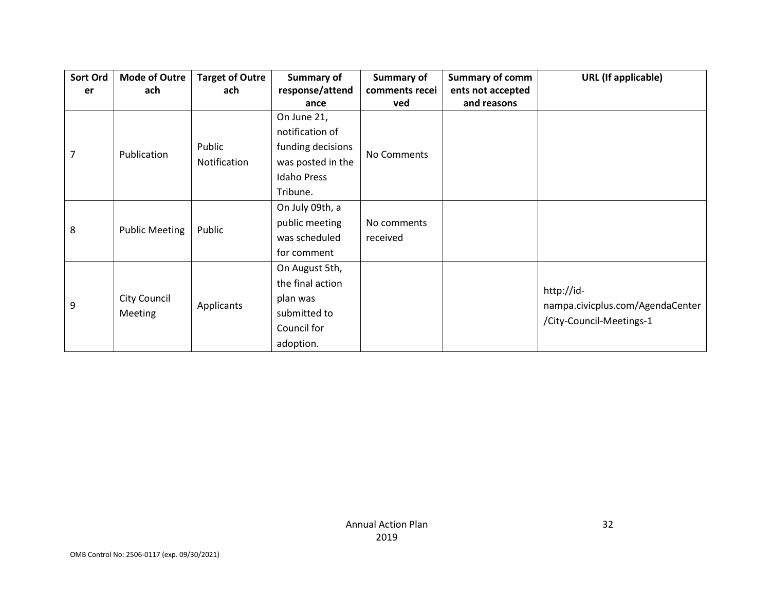| Sort Order | Mode of Outreach | Target of Outreach | Summary of response/attendance | Summary of comments received | Summary of comments not accepted and reasons | URL (If applicable) |
|---|---|---|---|---|---|---|
| 7 | Publication | Public Notification | On June 21, notification of funding decisions was posted in the Idaho Press Tribune. | No Comments | | |
| 8 | Public Meeting | Public | On July 09th, a public meeting was scheduled for comment | No comments received | | |
| 9 | City Council Meeting | Applicants | On August 5th, the final action plan was submitted to Council for adoption. | | | http://id-nampa.civicplus.com/AgendaCenter/City-Council-Meetings-1 |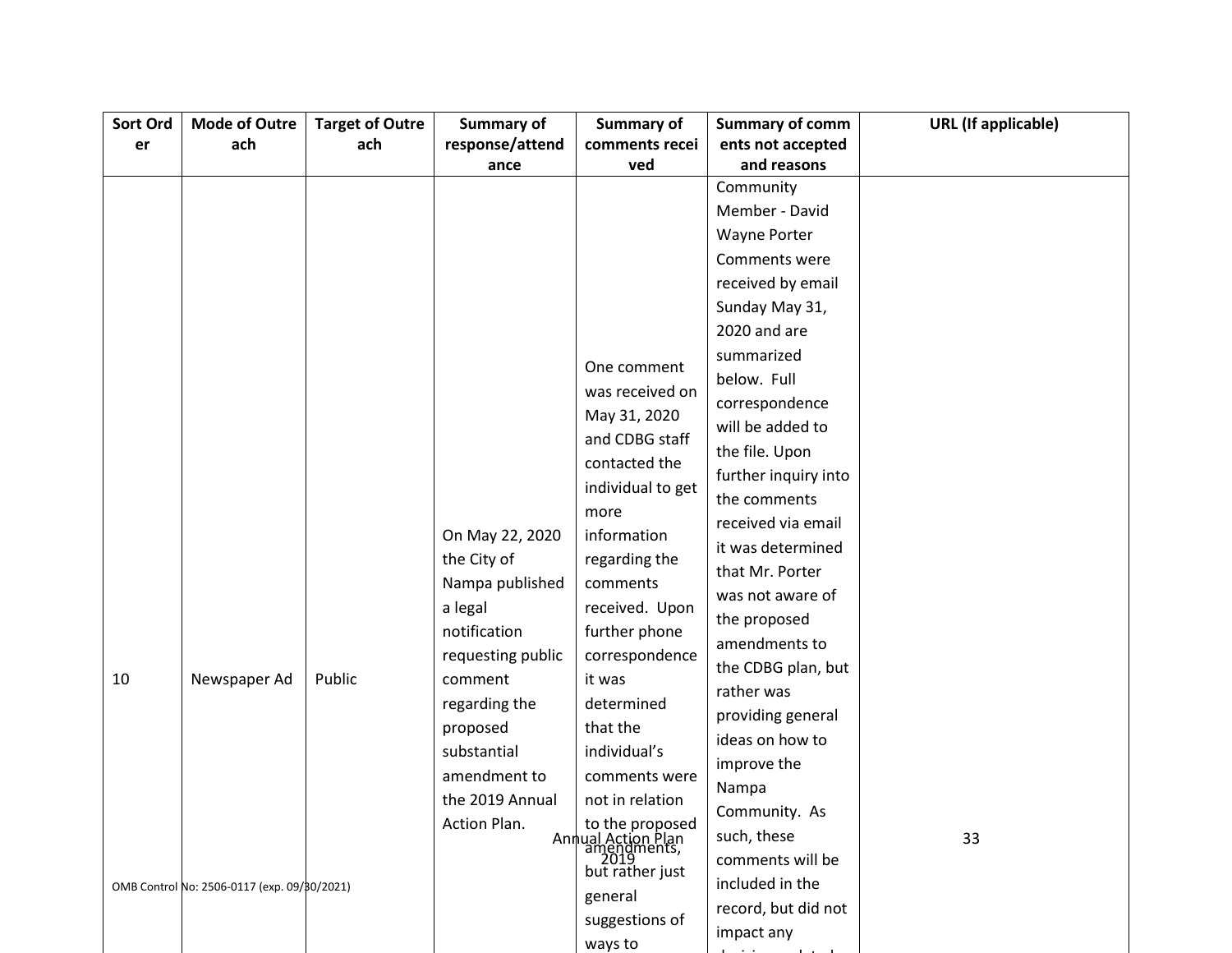| Sort Order | Mode of Outreach | Target of Outreach | Summary of response/attendance | Summary of comments received | Summary of comments not accepted and reasons | URL (If applicable) |
|---|---|---|---|---|---|---|
| 10 | Newspaper Ad | Public | On May 22, 2020 the City of Nampa published a legal notification requesting public comment regarding the proposed substantial amendment to the 2019 Annual Action Plan. | One comment was received on May 31, 2020 and CDBG staff contacted the individual to get more information regarding the comments received. Upon further phone correspondence it was determined that the individual's comments were not in relation to the proposed amendments, but rather just general suggestions of ways to | Community Member - David Wayne Porter Comments were received by email Sunday May 31, 2020 and are summarized below. Full correspondence will be added to the file. Upon further inquiry into the comments received via email it was determined that Mr. Porter was not aware of the proposed amendments to the CDBG plan, but rather was providing general ideas on how to improve the Nampa Community. As such, these comments will be included in the record, but did not impact any | |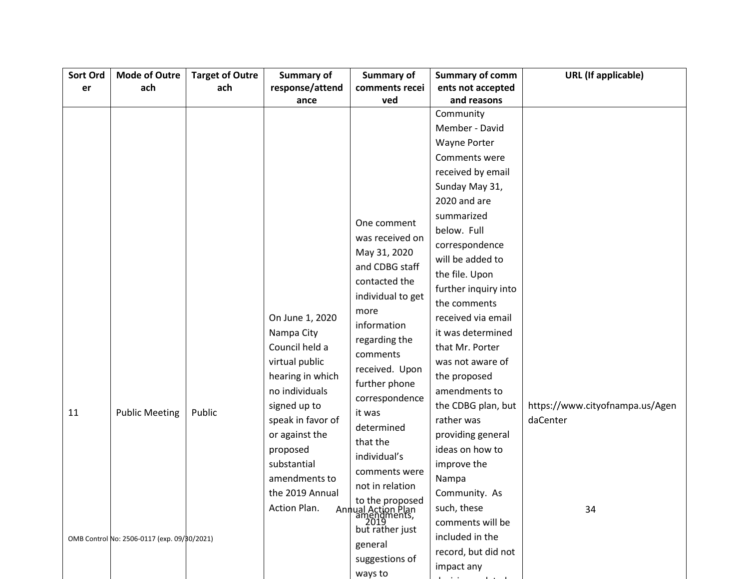| Sort Order | Mode of Outreach | Target of Outreach | Summary of response/attendance | Summary of comments received | Summary of comments not accepted and reasons | URL (If applicable) |
|---|---|---|---|---|---|---|
| 11 | Public Meeting | Public | On June 1, 2020 Nampa City Council held a virtual public hearing in which no individuals signed up to speak in favor of or against the proposed substantial amendments to the 2019 Annual Action Plan. | One comment was received on May 31, 2020 and CDBG staff contacted the individual to get more information regarding the comments received. Upon further phone correspondence it was determined that the individual's comments were not in relation to the proposed amendments, but rather just general suggestions of ways to | Community Member - David Wayne Porter Comments were received by email Sunday May 31, 2020 and are summarized below. Full correspondence will be added to the file. Upon further inquiry into the comments received via email it was determined that Mr. Porter was not aware of the proposed amendments to the CDBG plan, but rather was providing general ideas on how to improve the Nampa Community. As such, these comments will be included in the record, but did not impact any | https://www.cityofnampa.us/AgendaCenter |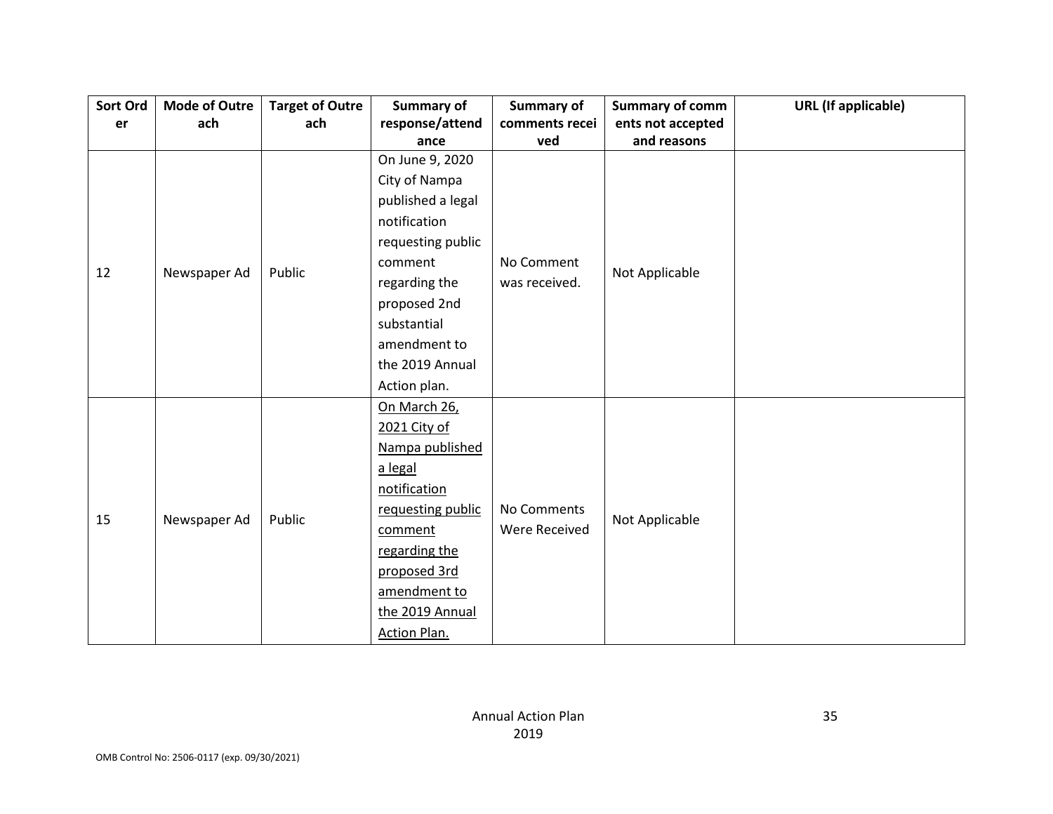| Sort Order | Mode of Outreach | Target of Outreach | Summary of response/attendance | Summary of comments received | Summary of comments not accepted and reasons | URL (If applicable) |
|---|---|---|---|---|---|---|
| 12 | Newspaper Ad | Public | On June 9, 2020 City of Nampa published a legal notification requesting public comment regarding the proposed 2nd substantial amendment to the 2019 Annual Action plan. | No Comment was received. | Not Applicable | |
| 15 | Newspaper Ad | Public | On March 26, 2021 City of Nampa published a legal notification requesting public comment regarding the proposed 3rd amendment to the 2019 Annual Action Plan. | No Comments Were Received | Not Applicable | |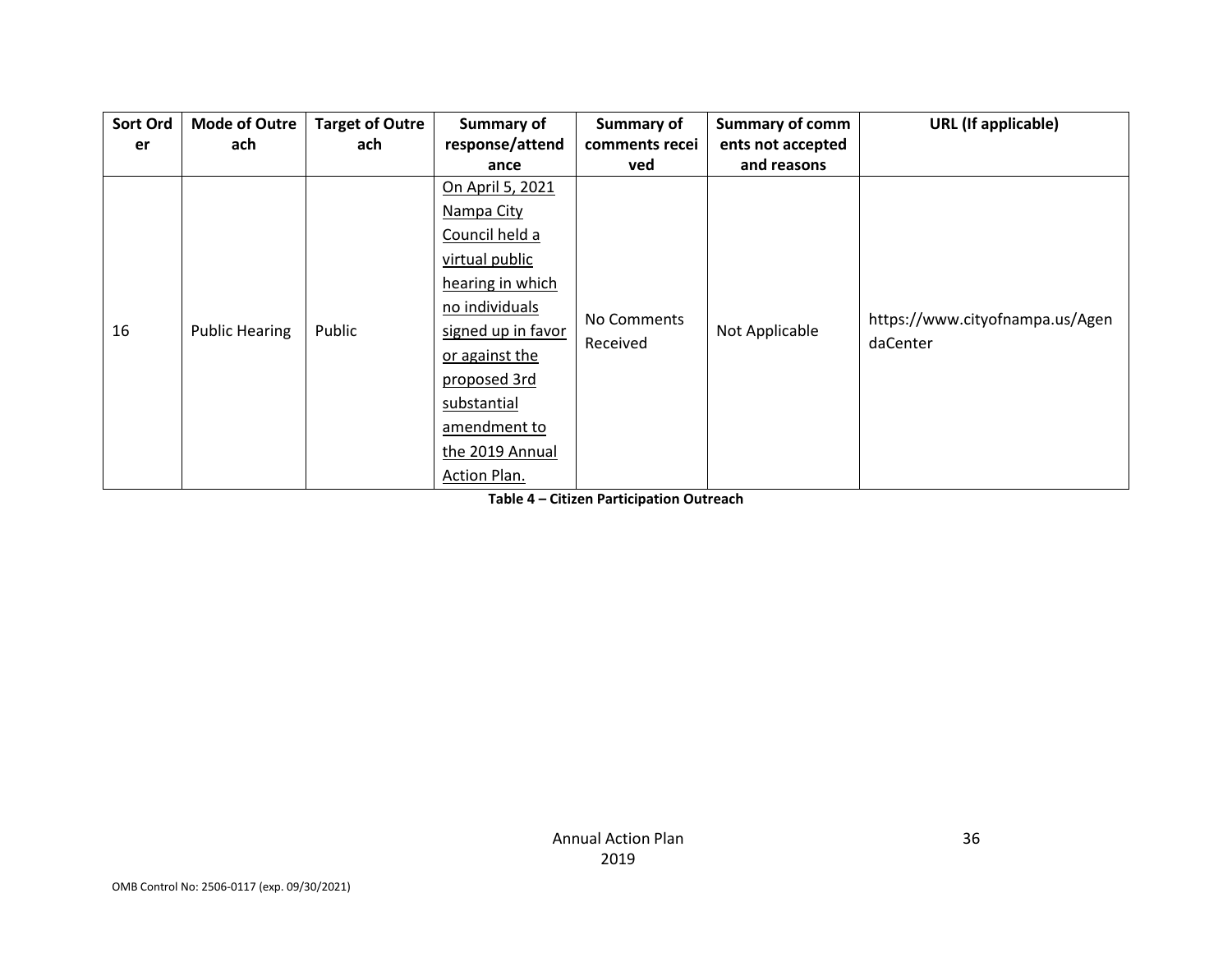| Sort Order | Mode of Outreach | Target of Outreach | Summary of response/attendance | Summary of comments received | Summary of comments not accepted and reasons | URL (If applicable) |
|---|---|---|---|---|---|---|
| 16 | Public Hearing | Public | On April 5, 2021 Nampa City Council held a virtual public hearing in which no individuals signed up in favor or against the proposed 3rd substantial amendment to the 2019 Annual Action Plan. | No Comments Received | Not Applicable | https://www.cityofnampa.us/AgendaCenter |

**Table 4 – Citizen Participation Outreach**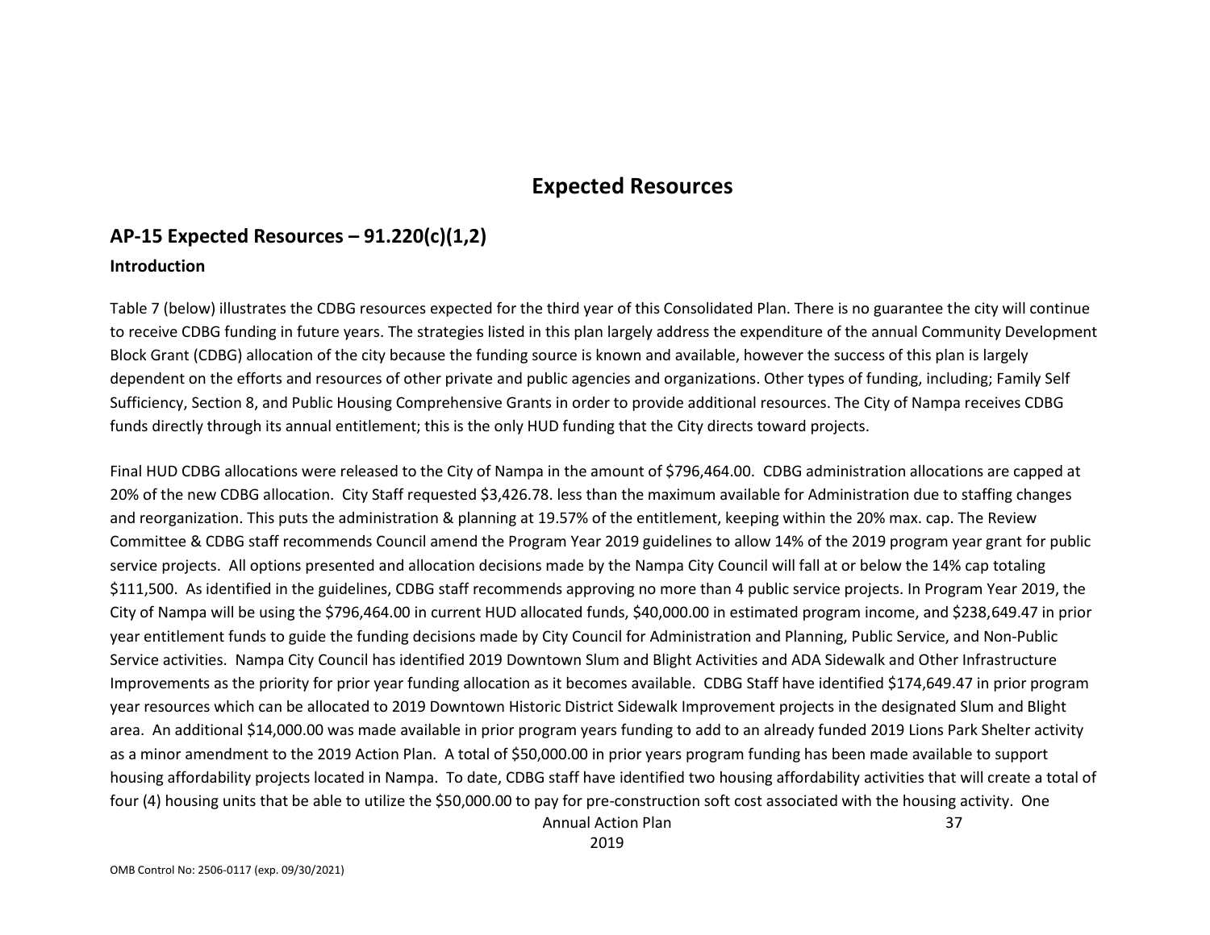# Expected Resources

## AP-15 Expected Resources – 91.220(c)(1,2)

### Introduction

Table 7 (below) illustrates the CDBG resources expected for the third year of this Consolidated Plan. There is no guarantee the city will continue to receive CDBG funding in future years. The strategies listed in this plan largely address the expenditure of the annual Community Development Block Grant (CDBG) allocation of the city because the funding source is known and available, however the success of this plan is largely dependent on the efforts and resources of other private and public agencies and organizations. Other types of funding, including; Family Self Sufficiency, Section 8, and Public Housing Comprehensive Grants in order to provide additional resources. The City of Nampa receives CDBG funds directly through its annual entitlement; this is the only HUD funding that the City directs toward projects.

Final HUD CDBG allocations were released to the City of Nampa in the amount of $796,464.00. CDBG administration allocations are capped at 20% of the new CDBG allocation. City Staff requested $3,426.78. less than the maximum available for Administration due to staffing changes and reorganization. This puts the administration & planning at 19.57% of the entitlement, keeping within the 20% max. cap. The Review Committee & CDBG staff recommends Council amend the Program Year 2019 guidelines to allow 14% of the 2019 program year grant for public service projects. All options presented and allocation decisions made by the Nampa City Council will fall at or below the 14% cap totaling $111,500. As identified in the guidelines, CDBG staff recommends approving no more than 4 public service projects. In Program Year 2019, the City of Nampa will be using the $796,464.00 in current HUD allocated funds, $40,000.00 in estimated program income, and $238,649.47 in prior year entitlement funds to guide the funding decisions made by City Council for Administration and Planning, Public Service, and Non-Public Service activities. Nampa City Council has identified 2019 Downtown Slum and Blight Activities and ADA Sidewalk and Other Infrastructure Improvements as the priority for prior year funding allocation as it becomes available. CDBG Staff have identified $174,649.47 in prior program year resources which can be allocated to 2019 Downtown Historic District Sidewalk Improvement projects in the designated Slum and Blight area. An additional $14,000.00 was made available in prior program years funding to add to an already funded 2019 Lions Park Shelter activity as a minor amendment to the 2019 Action Plan. A total of $50,000.00 in prior years program funding has been made available to support housing affordability projects located in Nampa. To date, CDBG staff have identified two housing affordability activities that will create a total of four (4) housing units that be able to utilize the $50,000.00 to pay for pre-construction soft cost associated with the housing activity. One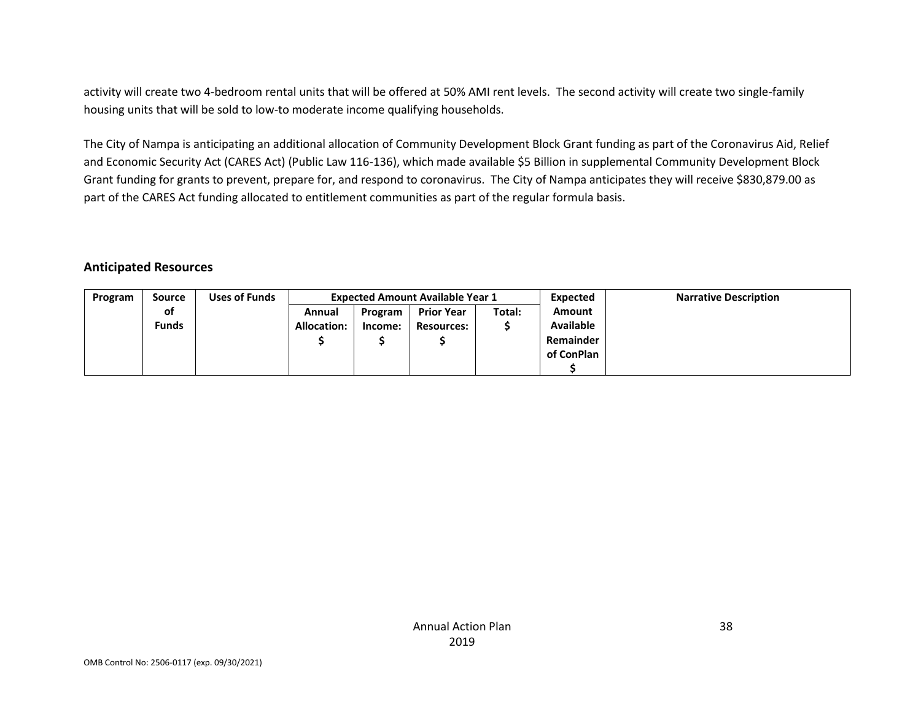activity will create two 4-bedroom rental units that will be offered at 50% AMI rent levels. The second activity will create two single-family housing units that will be sold to low-to moderate income qualifying households.

The City of Nampa is anticipating an additional allocation of Community Development Block Grant funding as part of the Coronavirus Aid, Relief and Economic Security Act (CARES Act) (Public Law 116-136), which made available $5 Billion in supplemental Community Development Block Grant funding for grants to prevent, prepare for, and respond to coronavirus. The City of Nampa anticipates they will receive $830,879.00 as part of the CARES Act funding allocated to entitlement communities as part of the regular formula basis.

## Anticipated Resources

| Program | Source of Funds | Uses of Funds | Expected Amount Available Year 1 | | | | Expected Amount Available Remainder of ConPlan $ | Narrative Description |
|---|---|---|---|---|---|---|---|---|
| | | | Annual Allocation: $ | Program Income: $ | Prior Year Resources: $ | Total: $ | | |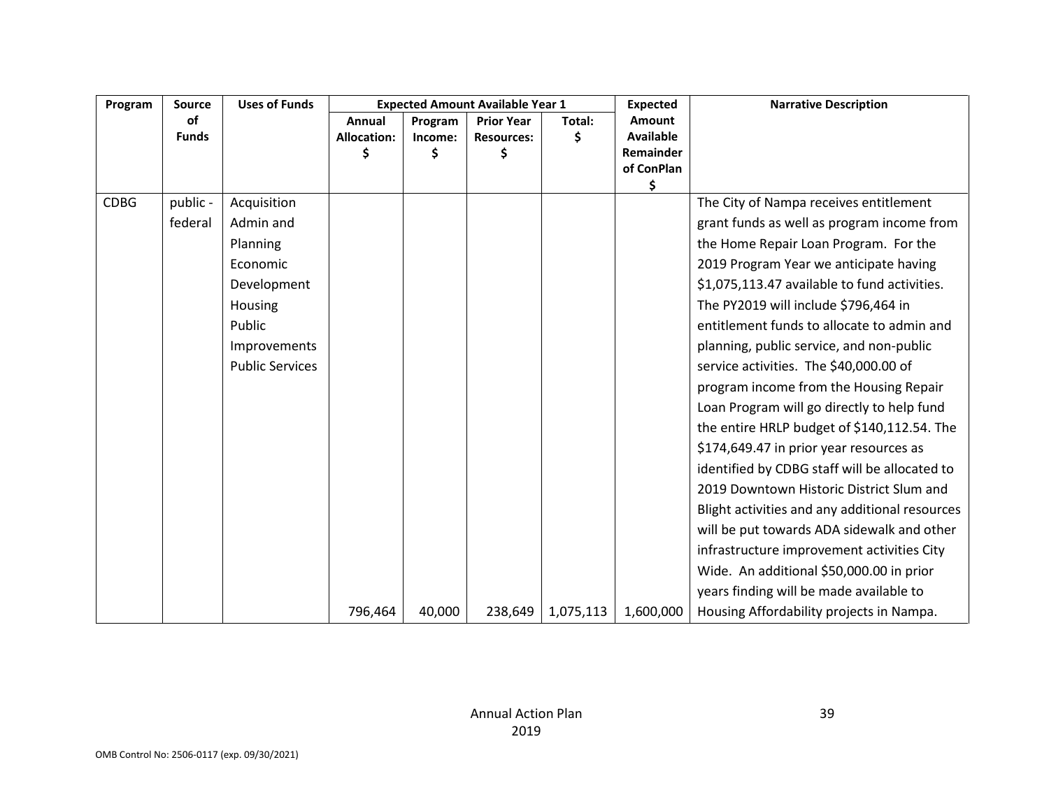| Program | Source of Funds | Uses of Funds | Expected Amount Available Year 1 | | | | Expected Amount Available Remainder of ConPlan $ | Narrative Description |
|---|---|---|---|---|---|---|---|---|
| | | | Annual Allocation: $ | Program Income: $ | Prior Year Resources: $ | Total: $ | | |
| CDBG | public - federal | Acquisition<br>Admin and Planning<br>Economic Development<br>Housing<br>Public Improvements<br>Public Services | 796,464 | 40,000 | 238,649 | 1,075,113 | 1,600,000 | The City of Nampa receives entitlement grant funds as well as program income from the Home Repair Loan Program. For the 2019 Program Year we anticipate having $1,075,113.47 available to fund activities. The PY2019 will include $796,464 in entitlement funds to allocate to admin and planning, public service, and non-public service activities. The $40,000.00 of program income from the Housing Repair Loan Program will go directly to help fund the entire HRLP budget of $140,112.54. The $174,649.47 in prior year resources as identified by CDBG staff will be allocated to 2019 Downtown Historic District Slum and Blight activities and any additional resources will be put towards ADA sidewalk and other infrastructure improvement activities City Wide. An additional $50,000.00 in prior years finding will be made available to Housing Affordability projects in Nampa. |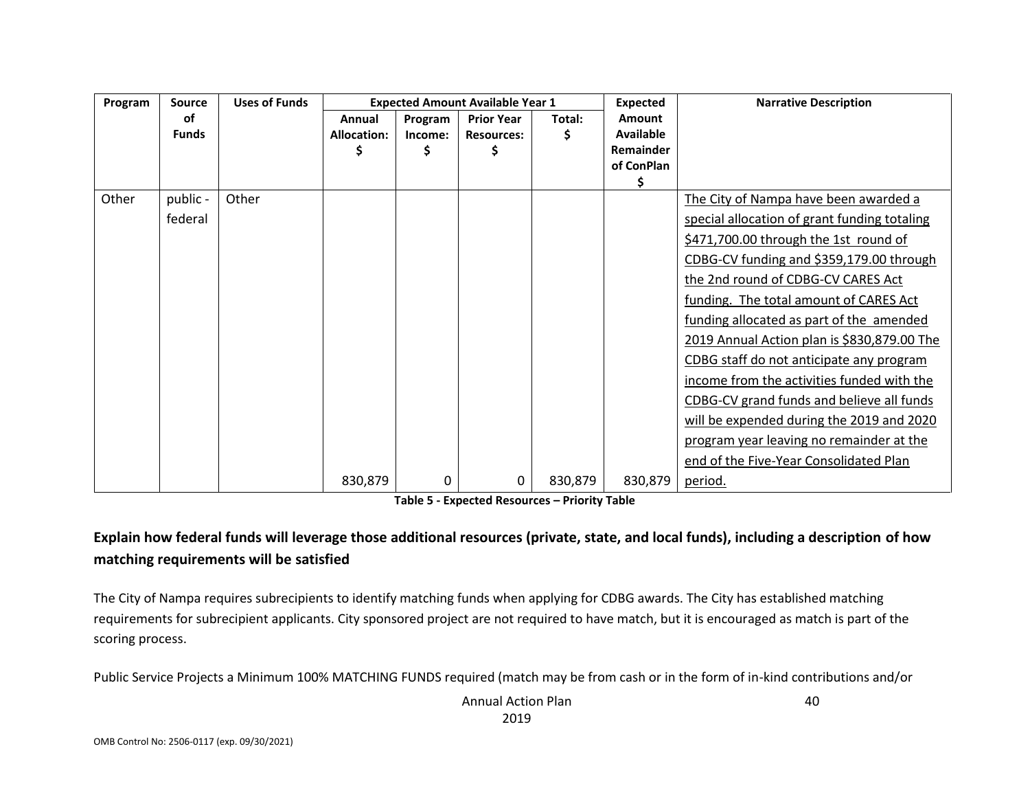| Program | Source of Funds | Uses of Funds | Expected Amount Available Year 1 | | | | Expected Amount Available Remainder of ConPlan $ | Narrative Description |
|---|---|---|---|---|---|---|---|---|
| | | | Annual Allocation: $ | Program Income: $ | Prior Year Resources: $ | Total: $ | | |
| Other | public - federal | Other | 830,879 | 0 | 0 | 830,879 | 830,879 | The City of Nampa have been awarded a special allocation of grant funding totaling $471,700.00 through the 1st round of CDBG-CV funding and $359,179.00 through the 2nd round of CDBG-CV CARES Act funding. The total amount of CARES Act funding allocated as part of the amended 2019 Annual Action plan is $830,879.00 The CDBG staff do not anticipate any program income from the activities funded with the CDBG-CV grand funds and believe all funds will be expended during the 2019 and 2020 program year leaving no remainder at the end of the Five-Year Consolidated Plan period. |

**Table 5 - Expected Resources – Priority Table**

**Explain how federal funds will leverage those additional resources (private, state, and local funds), including a description of how matching requirements will be satisfied**

The City of Nampa requires subrecipients to identify matching funds when applying for CDBG awards. The City has established matching requirements for subrecipient applicants. City sponsored project are not required to have match, but it is encouraged as match is part of the scoring process.

Public Service Projects a Minimum 100% MATCHING FUNDS required (match may be from cash or in the form of in-kind contributions and/or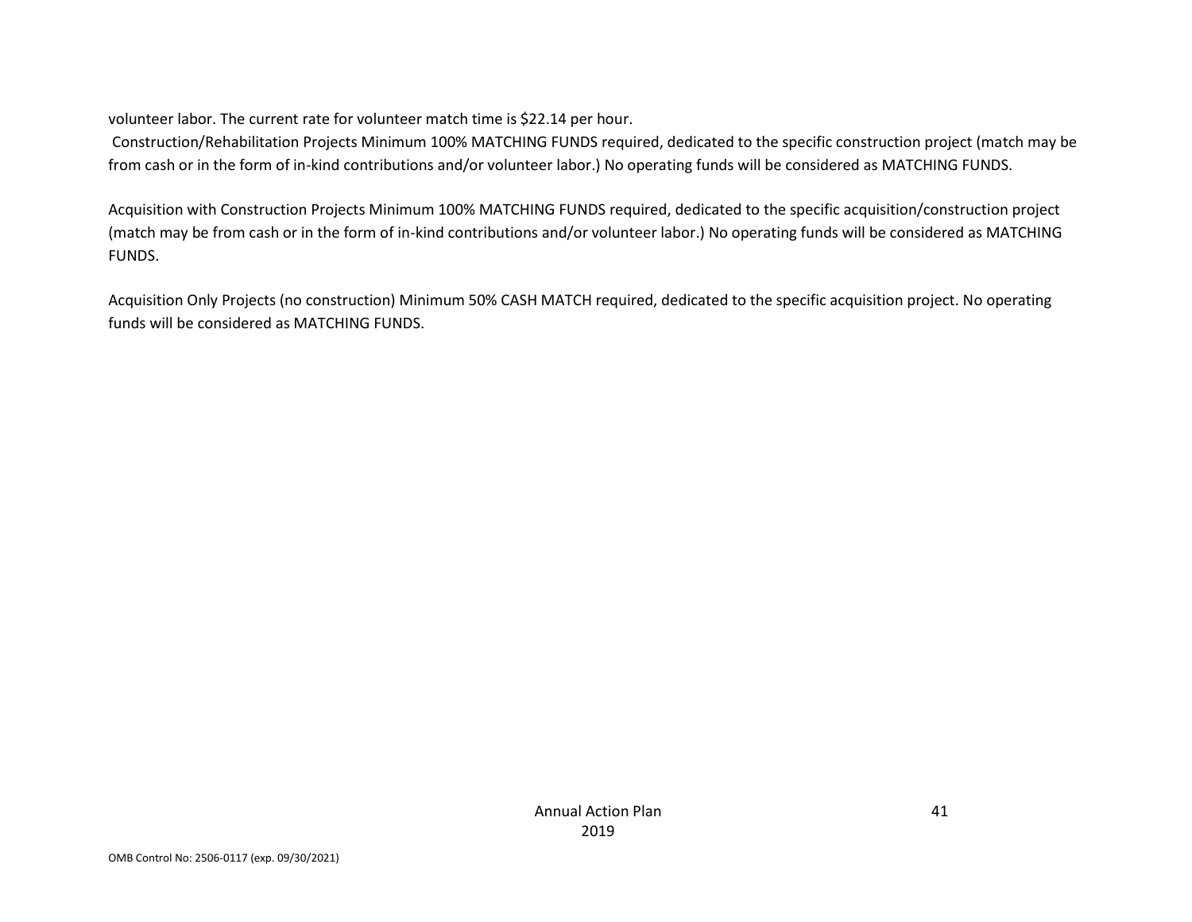volunteer labor. The current rate for volunteer match time is $22.14 per hour.

Construction/Rehabilitation Projects Minimum 100% MATCHING FUNDS required, dedicated to the specific construction project (match may be from cash or in the form of in-kind contributions and/or volunteer labor.) No operating funds will be considered as MATCHING FUNDS.

Acquisition with Construction Projects Minimum 100% MATCHING FUNDS required, dedicated to the specific acquisition/construction project (match may be from cash or in the form of in-kind contributions and/or volunteer labor.) No operating funds will be considered as MATCHING FUNDS.

Acquisition Only Projects (no construction) Minimum 50% CASH MATCH required, dedicated to the specific acquisition project. No operating funds will be considered as MATCHING FUNDS.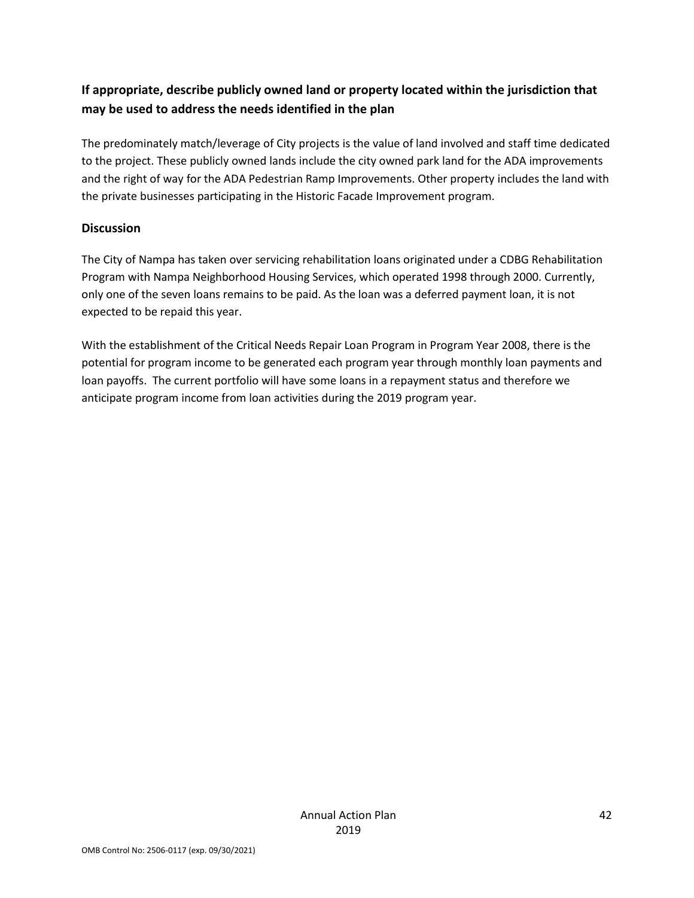**If appropriate, describe publicly owned land or property located within the jurisdiction that may be used to address the needs identified in the plan**

The predominately match/leverage of City projects is the value of land involved and staff time dedicated to the project. These publicly owned lands include the city owned park land for the ADA improvements and the right of way for the ADA Pedestrian Ramp Improvements. Other property includes the land with the private businesses participating in the Historic Facade Improvement program.

**Discussion**

The City of Nampa has taken over servicing rehabilitation loans originated under a CDBG Rehabilitation Program with Nampa Neighborhood Housing Services, which operated 1998 through 2000. Currently, only one of the seven loans remains to be paid. As the loan was a deferred payment loan, it is not expected to be repaid this year.

With the establishment of the Critical Needs Repair Loan Program in Program Year 2008, there is the potential for program income to be generated each program year through monthly loan payments and loan payoffs. The current portfolio will have some loans in a repayment status and therefore we anticipate program income from loan activities during the 2019 program year.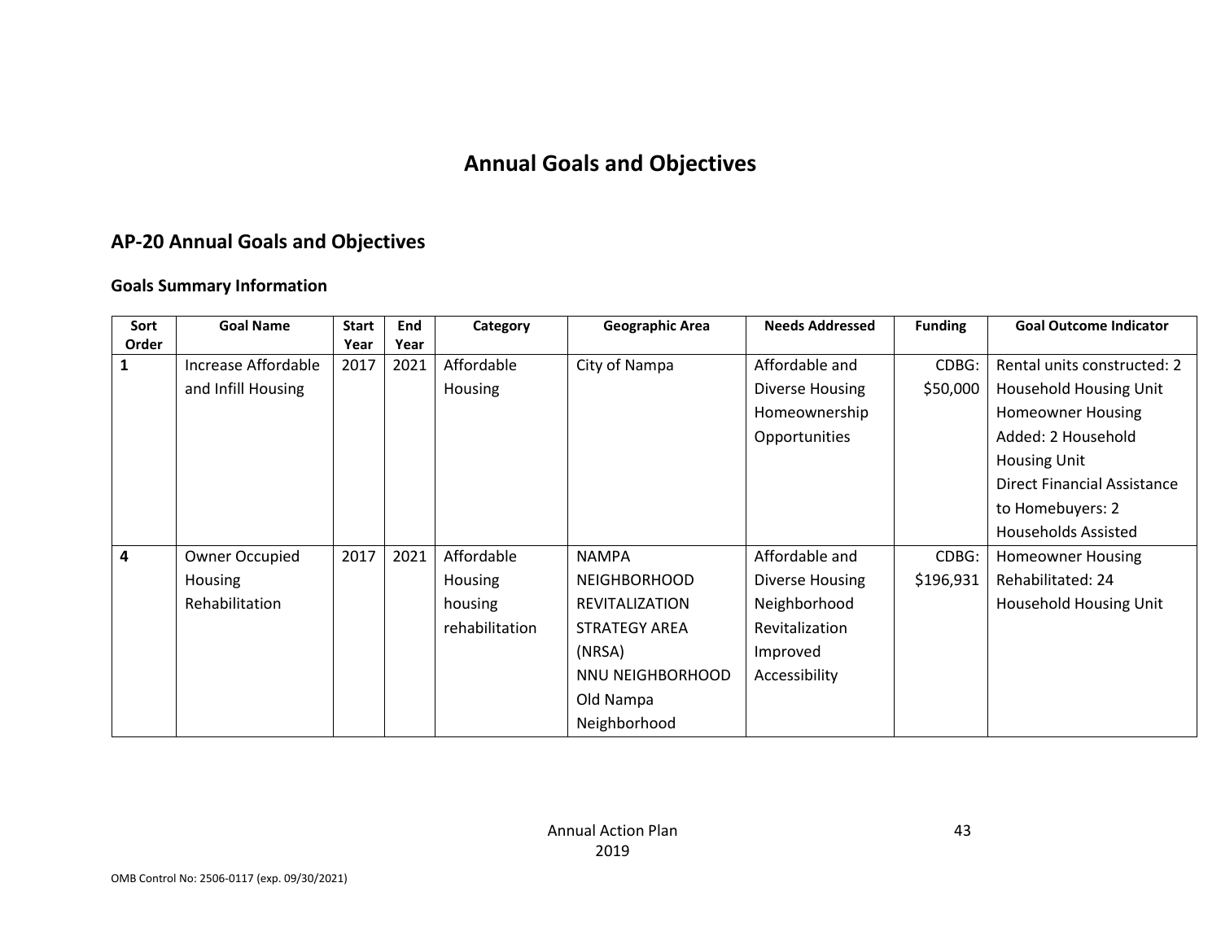# Annual Goals and Objectives

## AP-20 Annual Goals and Objectives

### Goals Summary Information

| Sort Order | Goal Name | Start Year | End Year | Category | Geographic Area | Needs Addressed | Funding | Goal Outcome Indicator |
|---|---|---|---|---|---|---|---|---|
| 1 | Increase Affordable and Infill Housing | 2017 | 2021 | Affordable Housing | City of Nampa | Affordable and Diverse Housing<br>Homeownership Opportunities | CDBG: $50,000 | Rental units constructed: 2 Household Housing Unit<br>Homeowner Housing Added: 2 Household Housing Unit<br>Direct Financial Assistance to Homebuyers: 2 Households Assisted |
| 4 | Owner Occupied Housing Rehabilitation | 2017 | 2021 | Affordable Housing<br>housing rehabilitation | NAMPA NEIGHBORHOOD REVITALIZATION STRATEGY AREA (NRSA)<br>NNU NEIGHBORHOOD<br>Old Nampa Neighborhood | Affordable and Diverse Housing<br>Neighborhood Revitalization<br>Improved Accessibility | CDBG: $196,931 | Homeowner Housing Rehabilitated: 24 Household Housing Unit |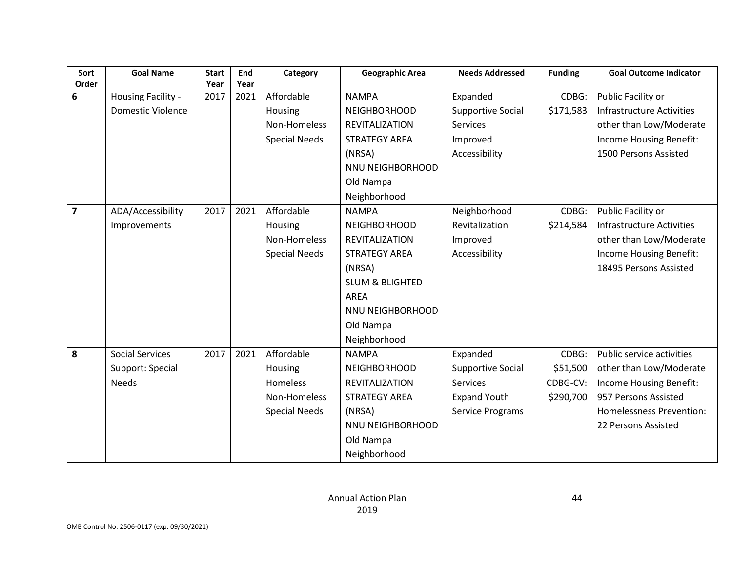| Sort Order | Goal Name | Start Year | End Year | Category | Geographic Area | Needs Addressed | Funding | Goal Outcome Indicator |
|---|---|---|---|---|---|---|---|---|
| 6 | Housing Facility - Domestic Violence | 2017 | 2021 | Affordable Housing Non-Homeless Special Needs | NAMPA NEIGHBORHOOD REVITALIZATION STRATEGY AREA (NRSA) NNU NEIGHBORHOOD Old Nampa Neighborhood | Expanded Supportive Social Services Improved Accessibility | CDBG: $171,583 | Public Facility or Infrastructure Activities other than Low/Moderate Income Housing Benefit: 1500 Persons Assisted |
| 7 | ADA/Accessibility Improvements | 2017 | 2021 | Affordable Housing Non-Homeless Special Needs | NAMPA NEIGHBORHOOD REVITALIZATION STRATEGY AREA (NRSA) SLUM & BLIGHTED AREA NNU NEIGHBORHOOD Old Nampa Neighborhood | Neighborhood Revitalization Improved Accessibility | CDBG: $214,584 | Public Facility or Infrastructure Activities other than Low/Moderate Income Housing Benefit: 18495 Persons Assisted |
| 8 | Social Services Support: Special Needs | 2017 | 2021 | Affordable Housing Homeless Non-Homeless Special Needs | NAMPA NEIGHBORHOOD REVITALIZATION STRATEGY AREA (NRSA) NNU NEIGHBORHOOD Old Nampa Neighborhood | Expanded Supportive Social Services Expand Youth Service Programs | CDBG: $51,500 CDBG-CV: $290,700 | Public service activities other than Low/Moderate Income Housing Benefit: 957 Persons Assisted Homelessness Prevention: 22 Persons Assisted |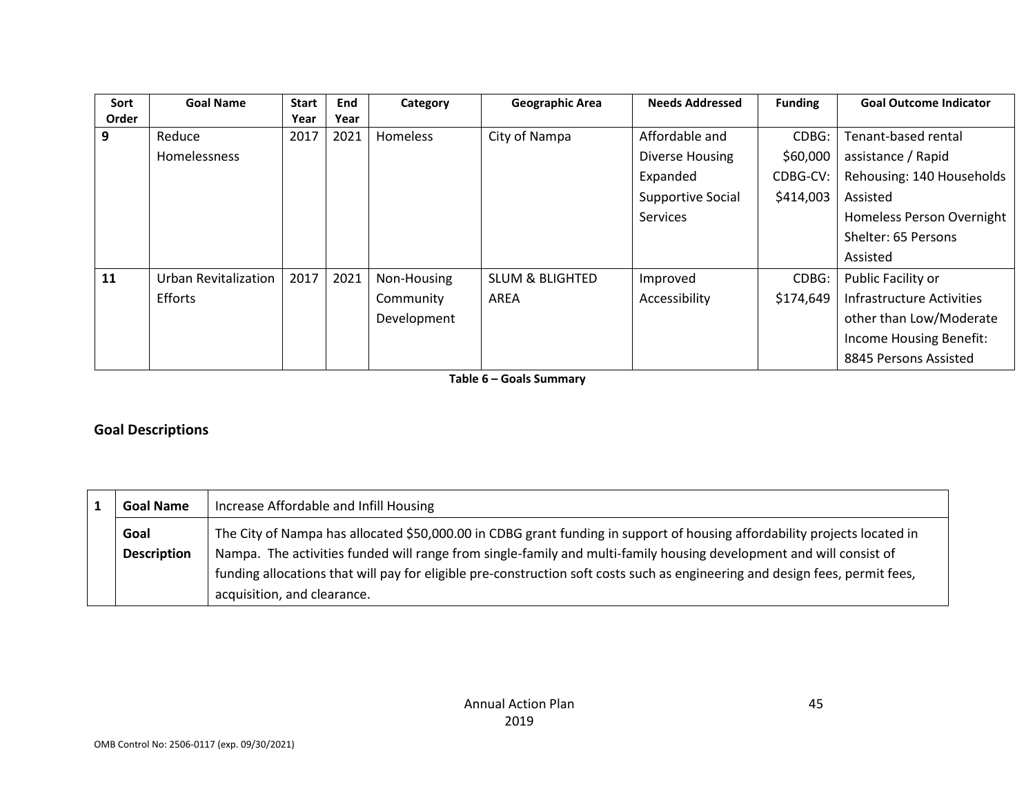| Sort Order | Goal Name | Start Year | End Year | Category | Geographic Area | Needs Addressed | Funding | Goal Outcome Indicator |
|---|---|---|---|---|---|---|---|---|
| 9 | Reduce Homelessness | 2017 | 2021 | Homeless | City of Nampa | Affordable and Diverse Housing Expanded Supportive Social Services | CDBG: $60,000 CDBG-CV: $414,003 | Tenant-based rental assistance / Rapid Rehousing: 140 Households Assisted Homeless Person Overnight Shelter: 65 Persons Assisted |
| 11 | Urban Revitalization Efforts | 2017 | 2021 | Non-Housing Community Development | SLUM & BLIGHTED AREA | Improved Accessibility | CDBG: $174,649 | Public Facility or Infrastructure Activities other than Low/Moderate Income Housing Benefit: 8845 Persons Assisted |

**Table 6 – Goals Summary**

## Goal Descriptions

| 1 | Goal Name | Increase Affordable and Infill Housing |
|---|---|---|
| | Goal Description | The City of Nampa has allocated $50,000.00 in CDBG grant funding in support of housing affordability projects located in Nampa. The activities funded will range from single-family and multi-family housing development and will consist of funding allocations that will pay for eligible pre-construction soft costs such as engineering and design fees, permit fees, acquisition, and clearance. |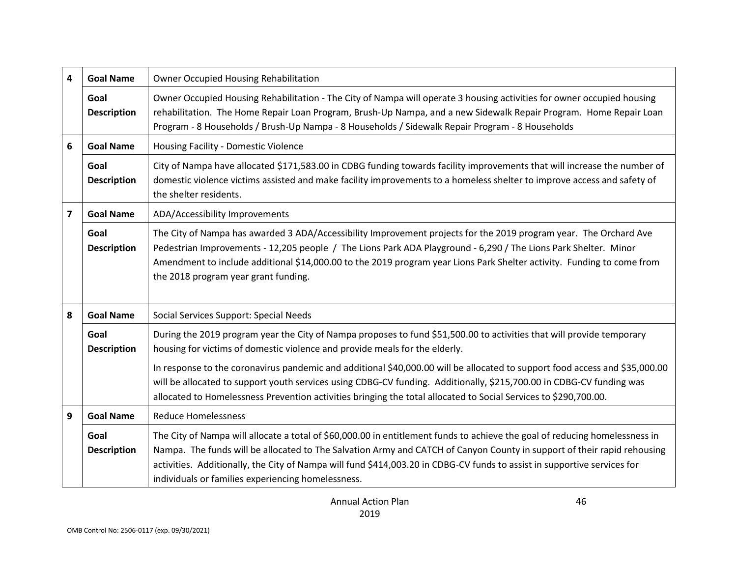| | | |
|---|---|---|
| 4 | **Goal Name** | Owner Occupied Housing Rehabilitation |
| | **Goal Description** | Owner Occupied Housing Rehabilitation - The City of Nampa will operate 3 housing activities for owner occupied housing rehabilitation. The Home Repair Loan Program, Brush-Up Nampa, and a new Sidewalk Repair Program. Home Repair Loan Program - 8 Households / Brush-Up Nampa - 8 Households / Sidewalk Repair Program - 8 Households |
| 6 | **Goal Name** | Housing Facility - Domestic Violence |
| | **Goal Description** | City of Nampa have allocated $171,583.00 in CDBG funding towards facility improvements that will increase the number of domestic violence victims assisted and make facility improvements to a homeless shelter to improve access and safety of the shelter residents. |
| 7 | **Goal Name** | ADA/Accessibility Improvements |
| | **Goal Description** | The City of Nampa has awarded 3 ADA/Accessibility Improvement projects for the 2019 program year. The Orchard Ave Pedestrian Improvements - 12,205 people / The Lions Park ADA Playground - 6,290 / The Lions Park Shelter. Minor Amendment to include additional $14,000.00 to the 2019 program year Lions Park Shelter activity. Funding to come from the 2018 program year grant funding. |
| 8 | **Goal Name** | Social Services Support: Special Needs |
| | **Goal Description** | During the 2019 program year the City of Nampa proposes to fund $51,500.00 to activities that will provide temporary housing for victims of domestic violence and provide meals for the elderly.<br><br>In response to the coronavirus pandemic and additional $40,000.00 will be allocated to support food access and $35,000.00 will be allocated to support youth services using CDBG-CV funding. Additionally, $215,700.00 in CDBG-CV funding was allocated to Homelessness Prevention activities bringing the total allocated to Social Services to $290,700.00. |
| 9 | **Goal Name** | Reduce Homelessness |
| | **Goal Description** | The City of Nampa will allocate a total of $60,000.00 in entitlement funds to achieve the goal of reducing homelessness in Nampa. The funds will be allocated to The Salvation Army and CATCH of Canyon County in support of their rapid rehousing activities. Additionally, the City of Nampa will fund $414,003.20 in CDBG-CV funds to assist in supportive services for individuals or families experiencing homelessness. |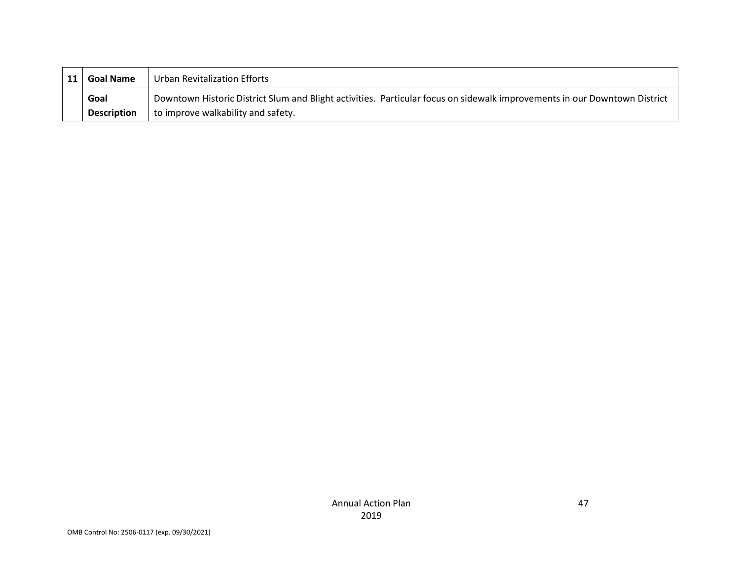| 11 | Goal Name | Urban Revitalization Efforts |
|---|---|---|
| | **Goal Description** | Downtown Historic District Slum and Blight activities. Particular focus on sidewalk improvements in our Downtown District to improve walkability and safety. |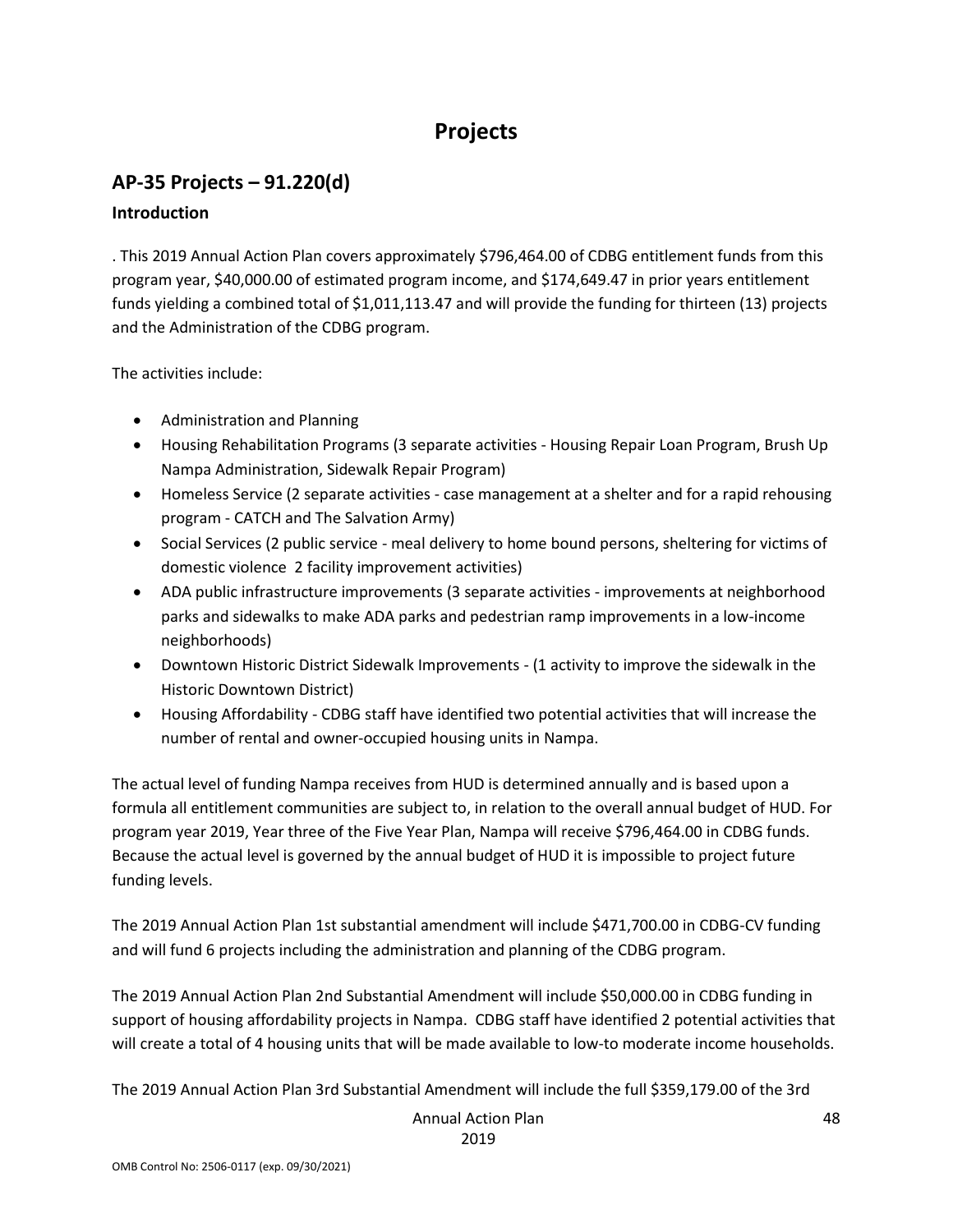# Projects

## AP-35 Projects – 91.220(d)

### Introduction

. This 2019 Annual Action Plan covers approximately $796,464.00 of CDBG entitlement funds from this program year, $40,000.00 of estimated program income, and $174,649.47 in prior years entitlement funds yielding a combined total of $1,011,113.47 and will provide the funding for thirteen (13) projects and the Administration of the CDBG program.

The activities include:

- Administration and Planning
- Housing Rehabilitation Programs (3 separate activities - Housing Repair Loan Program, Brush Up Nampa Administration, Sidewalk Repair Program)
- Homeless Service (2 separate activities - case management at a shelter and for a rapid rehousing program - CATCH and The Salvation Army)
- Social Services (2 public service - meal delivery to home bound persons, sheltering for victims of domestic violence 2 facility improvement activities)
- ADA public infrastructure improvements (3 separate activities - improvements at neighborhood parks and sidewalks to make ADA parks and pedestrian ramp improvements in a low-income neighborhoods)
- Downtown Historic District Sidewalk Improvements - (1 activity to improve the sidewalk in the Historic Downtown District)
- Housing Affordability - CDBG staff have identified two potential activities that will increase the number of rental and owner-occupied housing units in Nampa.

The actual level of funding Nampa receives from HUD is determined annually and is based upon a formula all entitlement communities are subject to, in relation to the overall annual budget of HUD. For program year 2019, Year three of the Five Year Plan, Nampa will receive $796,464.00 in CDBG funds. Because the actual level is governed by the annual budget of HUD it is impossible to project future funding levels.

The 2019 Annual Action Plan 1st substantial amendment will include $471,700.00 in CDBG-CV funding and will fund 6 projects including the administration and planning of the CDBG program.

The 2019 Annual Action Plan 2nd Substantial Amendment will include $50,000.00 in CDBG funding in support of housing affordability projects in Nampa. CDBG staff have identified 2 potential activities that will create a total of 4 housing units that will be made available to low-to moderate income households.

The 2019 Annual Action Plan 3rd Substantial Amendment will include the full $359,179.00 of the 3rd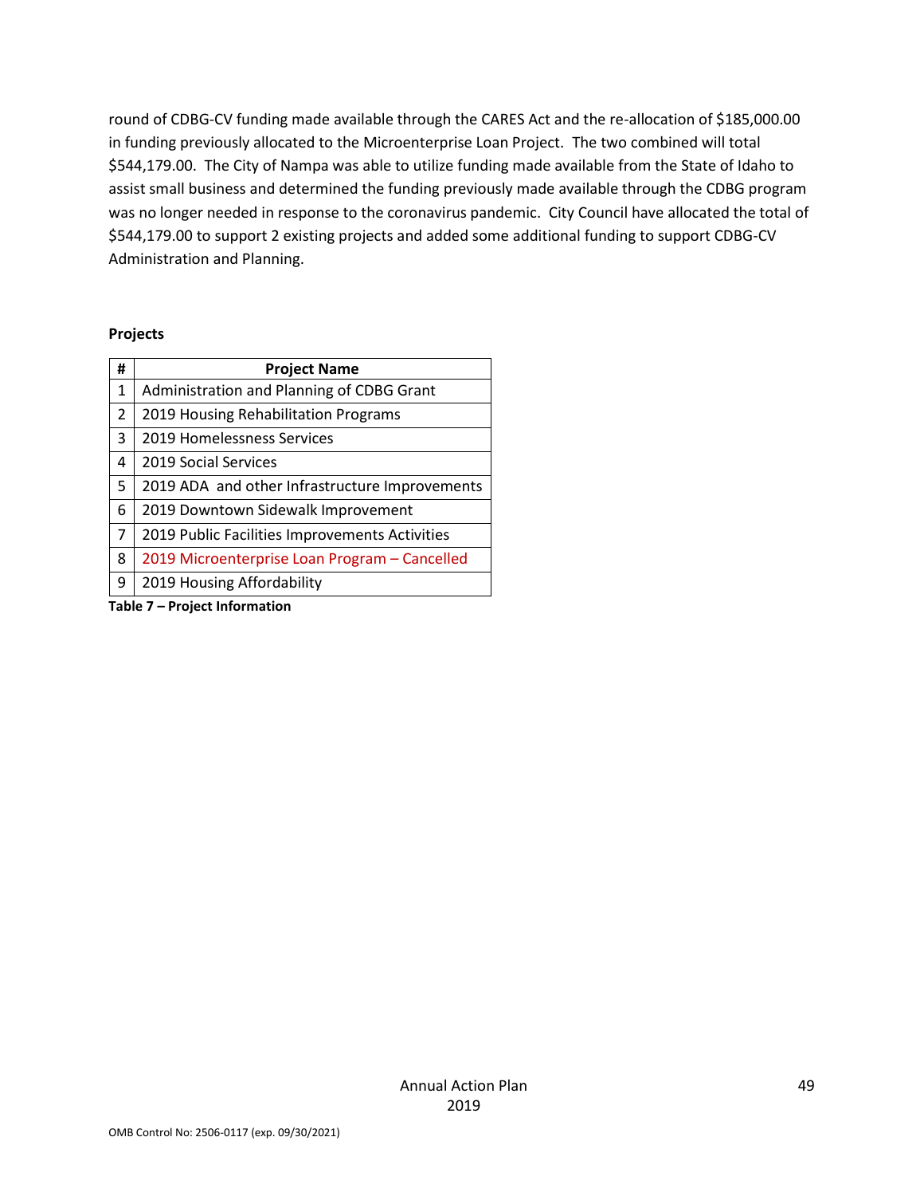round of CDBG-CV funding made available through the CARES Act and the re-allocation of $185,000.00 in funding previously allocated to the Microenterprise Loan Project. The two combined will total $544,179.00. The City of Nampa was able to utilize funding made available from the State of Idaho to assist small business and determined the funding previously made available through the CDBG program was no longer needed in response to the coronavirus pandemic. City Council have allocated the total of $544,179.00 to support 2 existing projects and added some additional funding to support CDBG-CV Administration and Planning.

**Projects**

| # | Project Name |
|---|---|
| 1 | Administration and Planning of CDBG Grant |
| 2 | 2019 Housing Rehabilitation Programs |
| 3 | 2019 Homelessness Services |
| 4 | 2019 Social Services |
| 5 | 2019 ADA and other Infrastructure Improvements |
| 6 | 2019 Downtown Sidewalk Improvement |
| 7 | 2019 Public Facilities Improvements Activities |
| 8 | 2019 Microenterprise Loan Program – Cancelled |
| 9 | 2019 Housing Affordability |

**Table 7 – Project Information**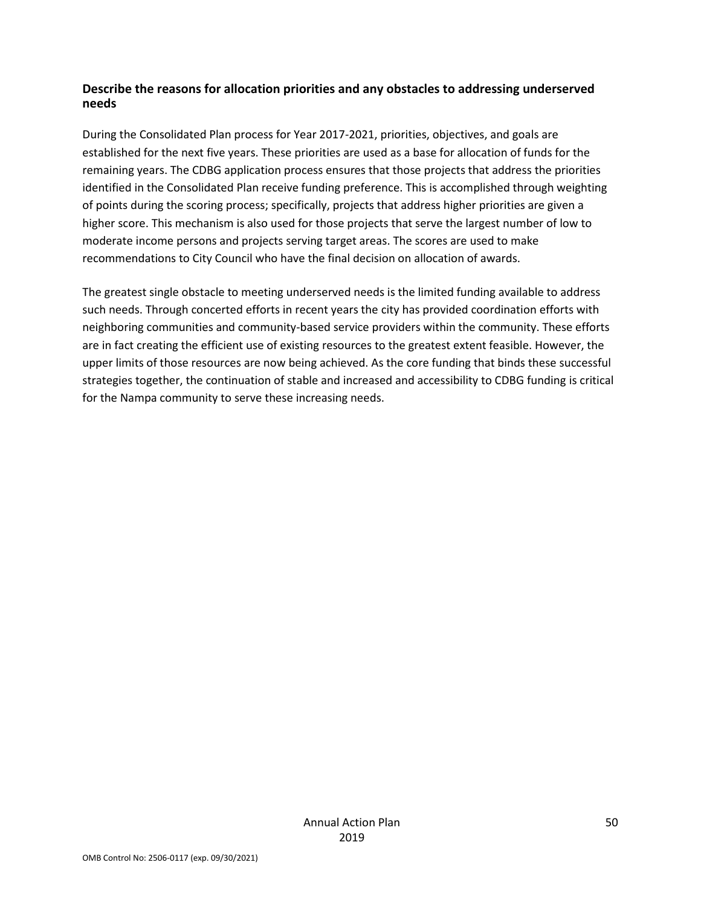**Describe the reasons for allocation priorities and any obstacles to addressing underserved needs**

During the Consolidated Plan process for Year 2017-2021, priorities, objectives, and goals are established for the next five years. These priorities are used as a base for allocation of funds for the remaining years. The CDBG application process ensures that those projects that address the priorities identified in the Consolidated Plan receive funding preference. This is accomplished through weighting of points during the scoring process; specifically, projects that address higher priorities are given a higher score. This mechanism is also used for those projects that serve the largest number of low to moderate income persons and projects serving target areas. The scores are used to make recommendations to City Council who have the final decision on allocation of awards.

The greatest single obstacle to meeting underserved needs is the limited funding available to address such needs. Through concerted efforts in recent years the city has provided coordination efforts with neighboring communities and community-based service providers within the community. These efforts are in fact creating the efficient use of existing resources to the greatest extent feasible. However, the upper limits of those resources are now being achieved. As the core funding that binds these successful strategies together, the continuation of stable and increased and accessibility to CDBG funding is critical for the Nampa community to serve these increasing needs.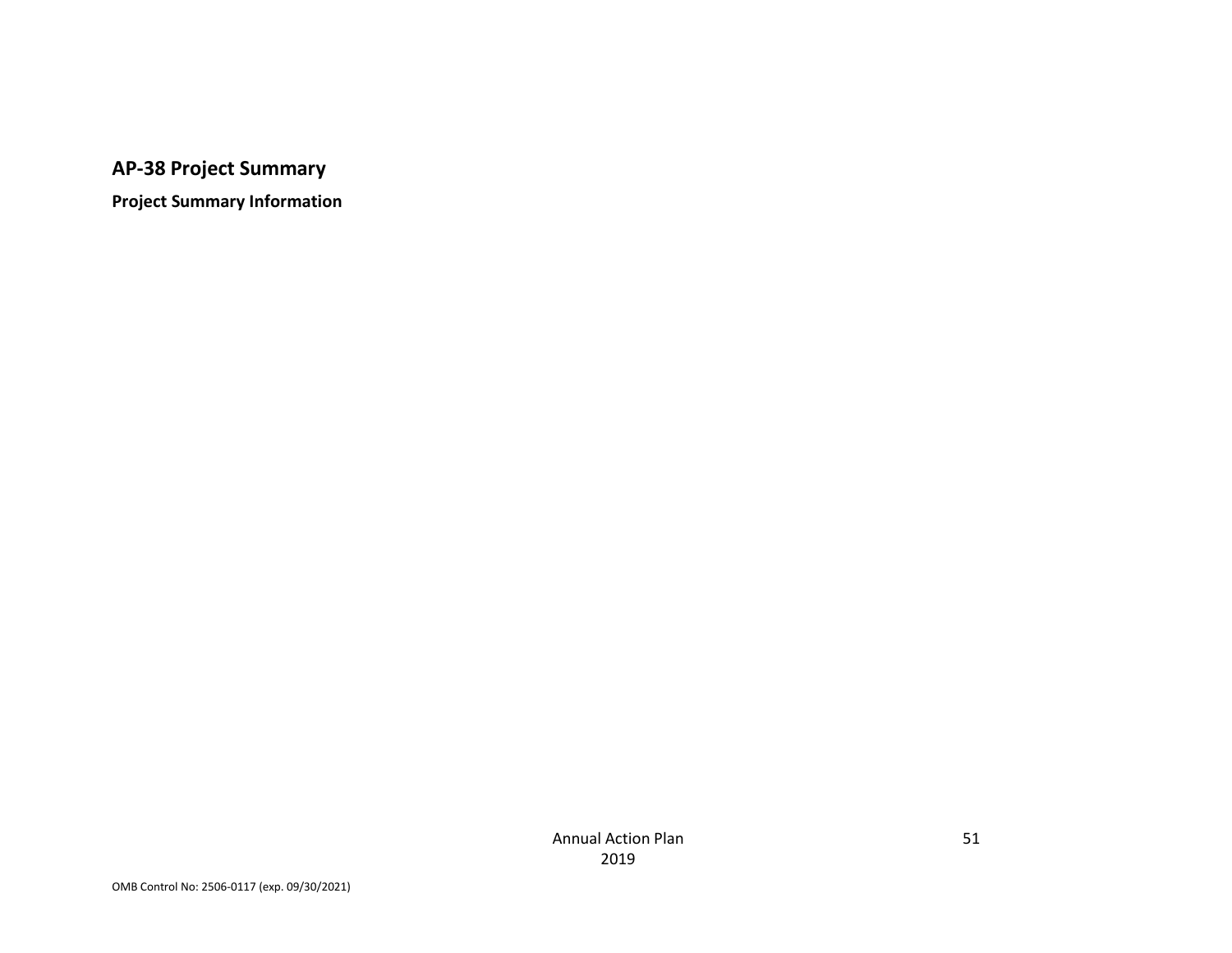## AP-38 Project Summary

**Project Summary Information**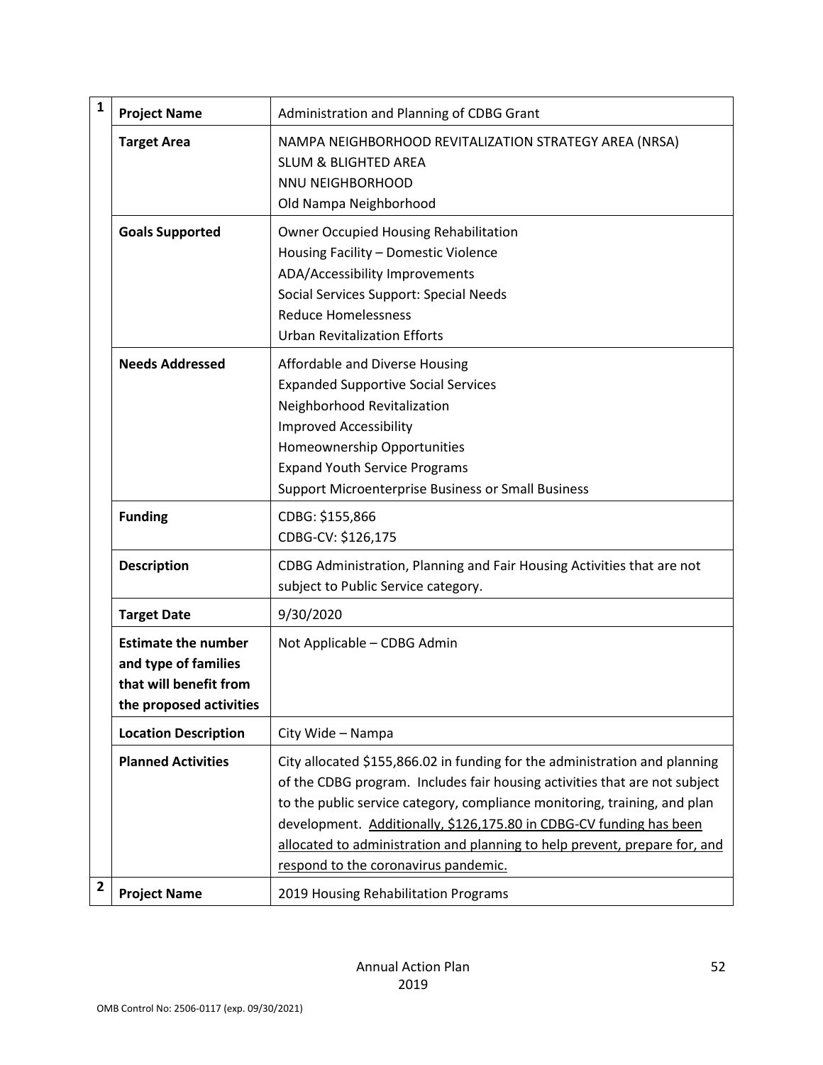| # | | |
|---|---|---|
| 1 | **Project Name** | Administration and Planning of CDBG Grant |
| | **Target Area** | NAMPA NEIGHBORHOOD REVITALIZATION STRATEGY AREA (NRSA)<br>SLUM & BLIGHTED AREA<br>NNU NEIGHBORHOOD<br>Old Nampa Neighborhood |
| | **Goals Supported** | Owner Occupied Housing Rehabilitation<br>Housing Facility – Domestic Violence<br>ADA/Accessibility Improvements<br>Social Services Support: Special Needs<br>Reduce Homelessness<br>Urban Revitalization Efforts |
| | **Needs Addressed** | Affordable and Diverse Housing<br>Expanded Supportive Social Services<br>Neighborhood Revitalization<br>Improved Accessibility<br>Homeownership Opportunities<br>Expand Youth Service Programs<br>Support Microenterprise Business or Small Business |
| | **Funding** | CDBG: $155,866<br>CDBG-CV: $126,175 |
| | **Description** | CDBG Administration, Planning and Fair Housing Activities that are not subject to Public Service category. |
| | **Target Date** | 9/30/2020 |
| | **Estimate the number and type of families that will benefit from the proposed activities** | Not Applicable – CDBG Admin |
| | **Location Description** | City Wide – Nampa |
| | **Planned Activities** | City allocated $155,866.02 in funding for the administration and planning of the CDBG program. Includes fair housing activities that are not subject to the public service category, compliance monitoring, training, and plan development. <u>Additionally, $126,175.80 in CDBG-CV funding has been allocated to administration and planning to help prevent, prepare for, and respond to the coronavirus pandemic.</u> |
| 2 | **Project Name** | 2019 Housing Rehabilitation Programs |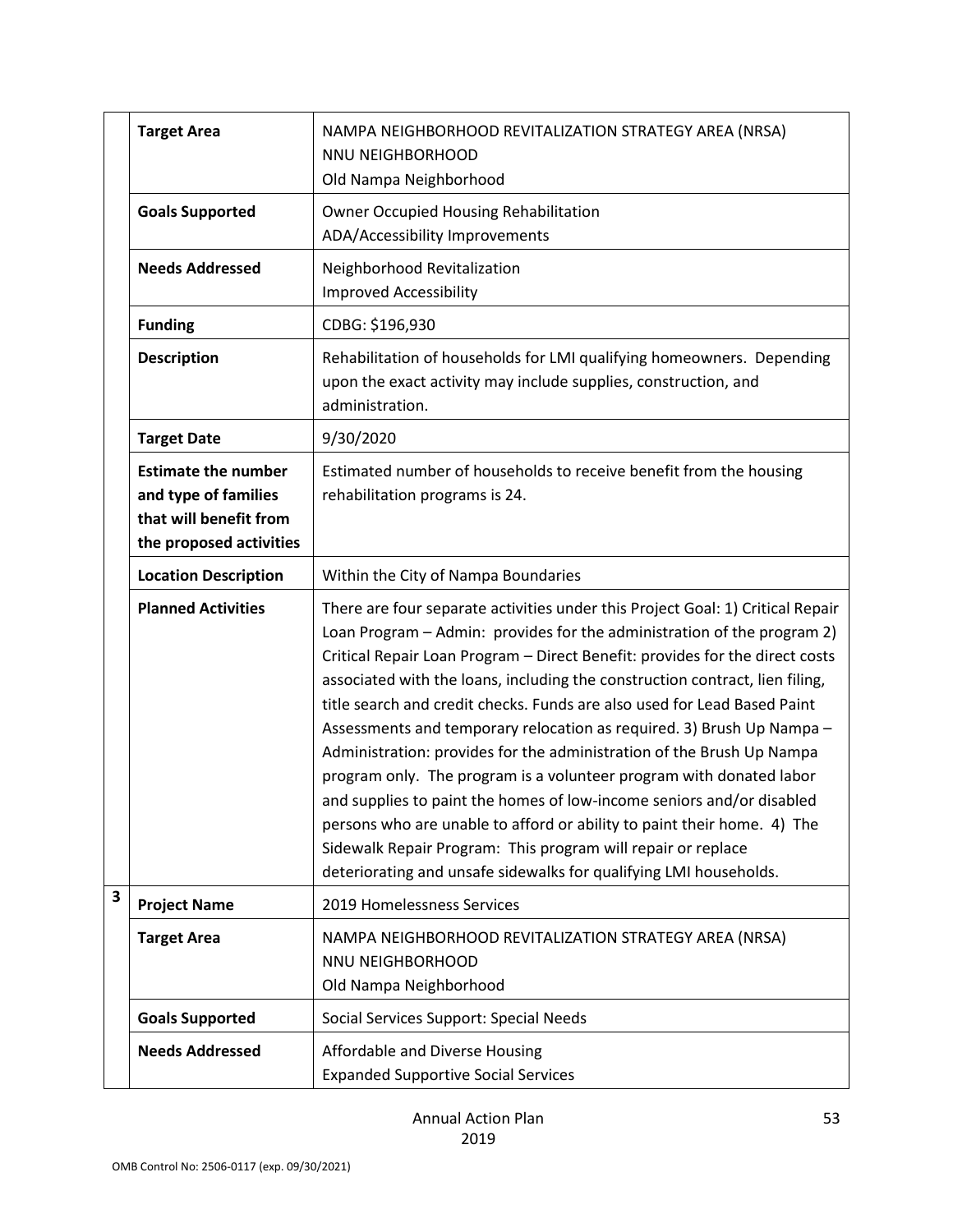| | | |
|---|---|---|
| | **Target Area** | NAMPA NEIGHBORHOOD REVITALIZATION STRATEGY AREA (NRSA)<br>NNU NEIGHBORHOOD<br>Old Nampa Neighborhood |
| | **Goals Supported** | Owner Occupied Housing Rehabilitation<br>ADA/Accessibility Improvements |
| | **Needs Addressed** | Neighborhood Revitalization<br>Improved Accessibility |
| | **Funding** | CDBG: $196,930 |
| | **Description** | Rehabilitation of households for LMI qualifying homeowners. Depending upon the exact activity may include supplies, construction, and administration. |
| | **Target Date** | 9/30/2020 |
| | **Estimate the number and type of families that will benefit from the proposed activities** | Estimated number of households to receive benefit from the housing rehabilitation programs is 24. |
| | **Location Description** | Within the City of Nampa Boundaries |
| | **Planned Activities** | There are four separate activities under this Project Goal: 1) Critical Repair Loan Program – Admin: provides for the administration of the program 2) Critical Repair Loan Program – Direct Benefit: provides for the direct costs associated with the loans, including the construction contract, lien filing, title search and credit checks. Funds are also used for Lead Based Paint Assessments and temporary relocation as required. 3) Brush Up Nampa – Administration: provides for the administration of the Brush Up Nampa program only. The program is a volunteer program with donated labor and supplies to paint the homes of low-income seniors and/or disabled persons who are unable to afford or ability to paint their home. 4) The Sidewalk Repair Program: This program will repair or replace deteriorating and unsafe sidewalks for qualifying LMI households. |
| **3** | **Project Name** | 2019 Homelessness Services |
| | **Target Area** | NAMPA NEIGHBORHOOD REVITALIZATION STRATEGY AREA (NRSA)<br>NNU NEIGHBORHOOD<br>Old Nampa Neighborhood |
| | **Goals Supported** | Social Services Support: Special Needs |
| | **Needs Addressed** | Affordable and Diverse Housing<br>Expanded Supportive Social Services |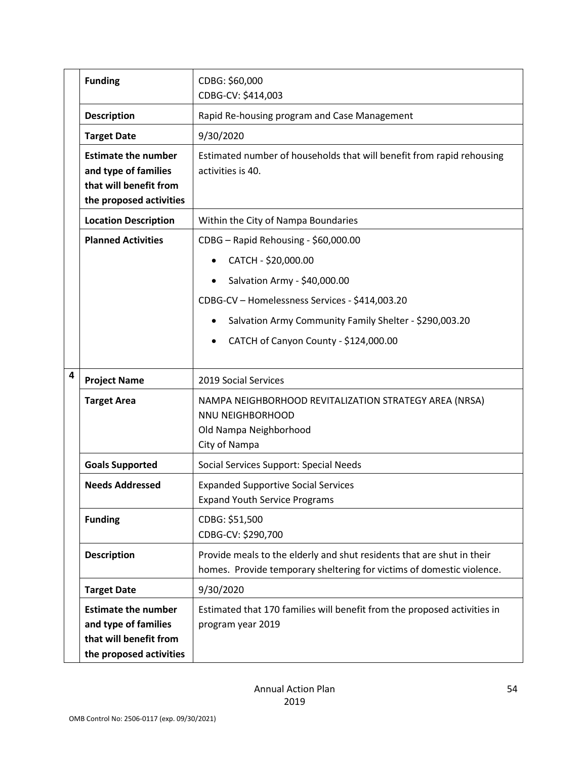| | | |
|---|---|---|
| | **Funding** | CDBG: $60,000<br>CDBG-CV: $414,003 |
| | **Description** | Rapid Re-housing program and Case Management |
| | **Target Date** | 9/30/2020 |
| | **Estimate the number and type of families that will benefit from the proposed activities** | Estimated number of households that will benefit from rapid rehousing activities is 40. |
| | **Location Description** | Within the City of Nampa Boundaries |
| | **Planned Activities** | CDBG – Rapid Rehousing - $60,000.00<br>• CATCH - $20,000.00<br>• Salvation Army - $40,000.00<br>CDBG-CV – Homelessness Services - $414,003.20<br>• Salvation Army Community Family Shelter - $290,003.20<br>• CATCH of Canyon County - $124,000.00 |
| **4** | **Project Name** | 2019 Social Services |
| | **Target Area** | NAMPA NEIGHBORHOOD REVITALIZATION STRATEGY AREA (NRSA)<br>NNU NEIGHBORHOOD<br>Old Nampa Neighborhood<br>City of Nampa |
| | **Goals Supported** | Social Services Support: Special Needs |
| | **Needs Addressed** | Expanded Supportive Social Services<br>Expand Youth Service Programs |
| | **Funding** | CDBG: $51,500<br>CDBG-CV: $290,700 |
| | **Description** | Provide meals to the elderly and shut residents that are shut in their homes. Provide temporary sheltering for victims of domestic violence. |
| | **Target Date** | 9/30/2020 |
| | **Estimate the number and type of families that will benefit from the proposed activities** | Estimated that 170 families will benefit from the proposed activities in program year 2019 |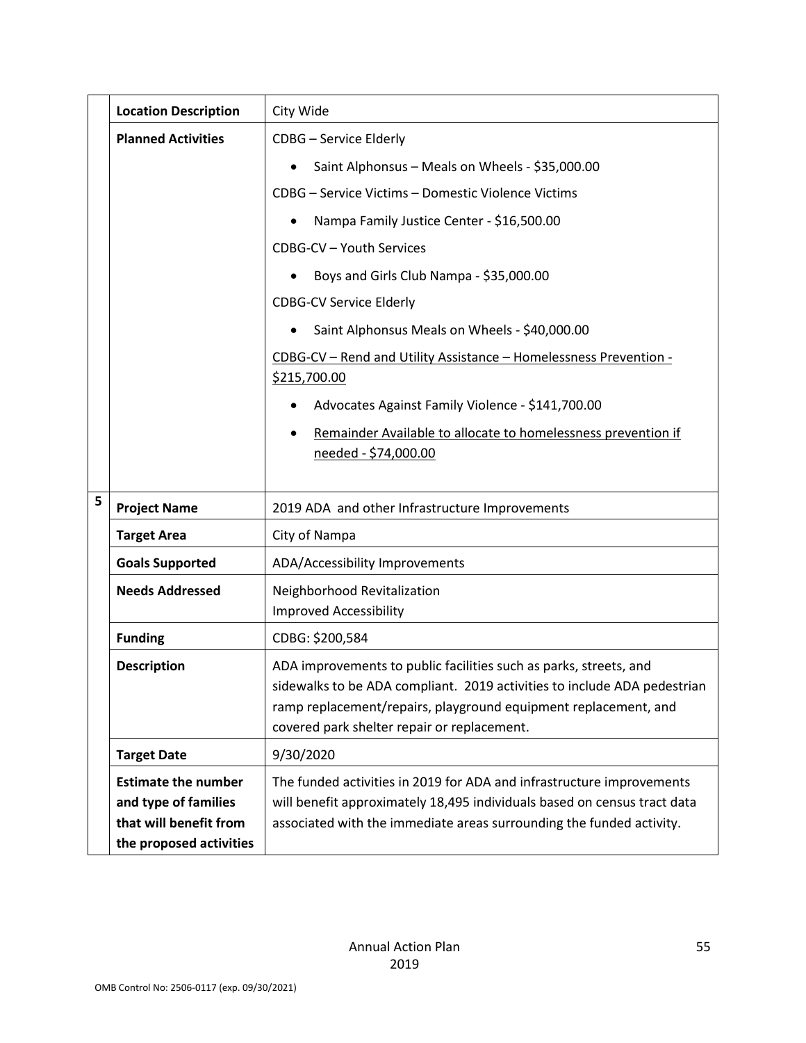| | | |
|---|---|---|
| | **Location Description** | City Wide |
| | **Planned Activities** | CDBG – Service Elderly<br>• Saint Alphonsus – Meals on Wheels - $35,000.00<br>CDBG – Service Victims – Domestic Violence Victims<br>• Nampa Family Justice Center - $16,500.00<br>CDBG-CV – Youth Services<br>• Boys and Girls Club Nampa - $35,000.00<br>CDBG-CV Service Elderly<br>• Saint Alphonsus Meals on Wheels - $40,000.00<br>CDBG-CV – Rend and Utility Assistance – Homelessness Prevention - $215,700.00<br>• Advocates Against Family Violence - $141,700.00<br>• Remainder Available to allocate to homelessness prevention if needed - $74,000.00 |
| 5 | **Project Name** | 2019 ADA and other Infrastructure Improvements |
| | **Target Area** | City of Nampa |
| | **Goals Supported** | ADA/Accessibility Improvements |
| | **Needs Addressed** | Neighborhood Revitalization<br>Improved Accessibility |
| | **Funding** | CDBG: $200,584 |
| | **Description** | ADA improvements to public facilities such as parks, streets, and sidewalks to be ADA compliant. 2019 activities to include ADA pedestrian ramp replacement/repairs, playground equipment replacement, and covered park shelter repair or replacement. |
| | **Target Date** | 9/30/2020 |
| | **Estimate the number and type of families that will benefit from the proposed activities** | The funded activities in 2019 for ADA and infrastructure improvements will benefit approximately 18,495 individuals based on census tract data associated with the immediate areas surrounding the funded activity. |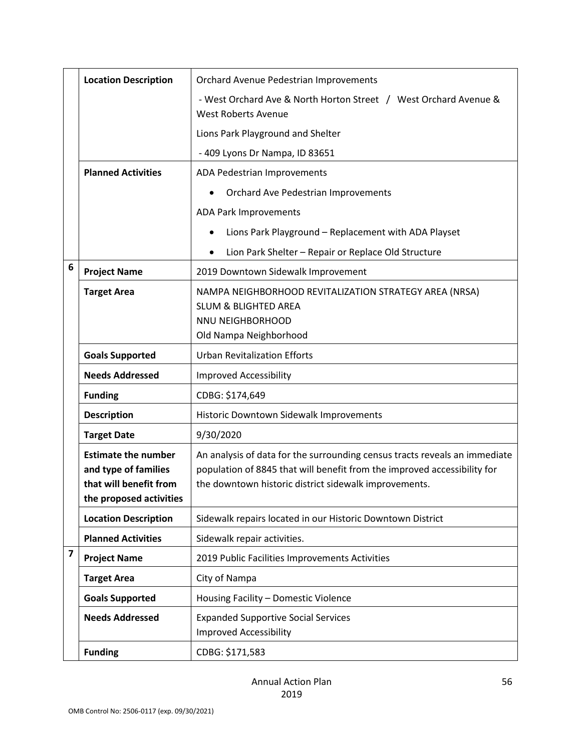| | | |
|---|---|---|
| | **Location Description** | Orchard Avenue Pedestrian Improvements<br><br>- West Orchard Ave & North Horton Street / West Orchard Avenue & West Roberts Avenue<br><br>Lions Park Playground and Shelter<br><br>- 409 Lyons Dr Nampa, ID 83651 |
| | **Planned Activities** | ADA Pedestrian Improvements<br><br>• Orchard Ave Pedestrian Improvements<br><br>ADA Park Improvements<br><br>• Lions Park Playground – Replacement with ADA Playset<br><br>• Lion Park Shelter – Repair or Replace Old Structure |
| **6** | **Project Name** | 2019 Downtown Sidewalk Improvement |
| | **Target Area** | NAMPA NEIGHBORHOOD REVITALIZATION STRATEGY AREA (NRSA)<br>SLUM & BLIGHTED AREA<br>NNU NEIGHBORHOOD<br>Old Nampa Neighborhood |
| | **Goals Supported** | Urban Revitalization Efforts |
| | **Needs Addressed** | Improved Accessibility |
| | **Funding** | CDBG: $174,649 |
| | **Description** | Historic Downtown Sidewalk Improvements |
| | **Target Date** | 9/30/2020 |
| | **Estimate the number and type of families that will benefit from the proposed activities** | An analysis of data for the surrounding census tracts reveals an immediate population of 8845 that will benefit from the improved accessibility for the downtown historic district sidewalk improvements. |
| | **Location Description** | Sidewalk repairs located in our Historic Downtown District |
| | **Planned Activities** | Sidewalk repair activities. |
| **7** | **Project Name** | 2019 Public Facilities Improvements Activities |
| | **Target Area** | City of Nampa |
| | **Goals Supported** | Housing Facility – Domestic Violence |
| | **Needs Addressed** | Expanded Supportive Social Services<br>Improved Accessibility |
| | **Funding** | CDBG: $171,583 |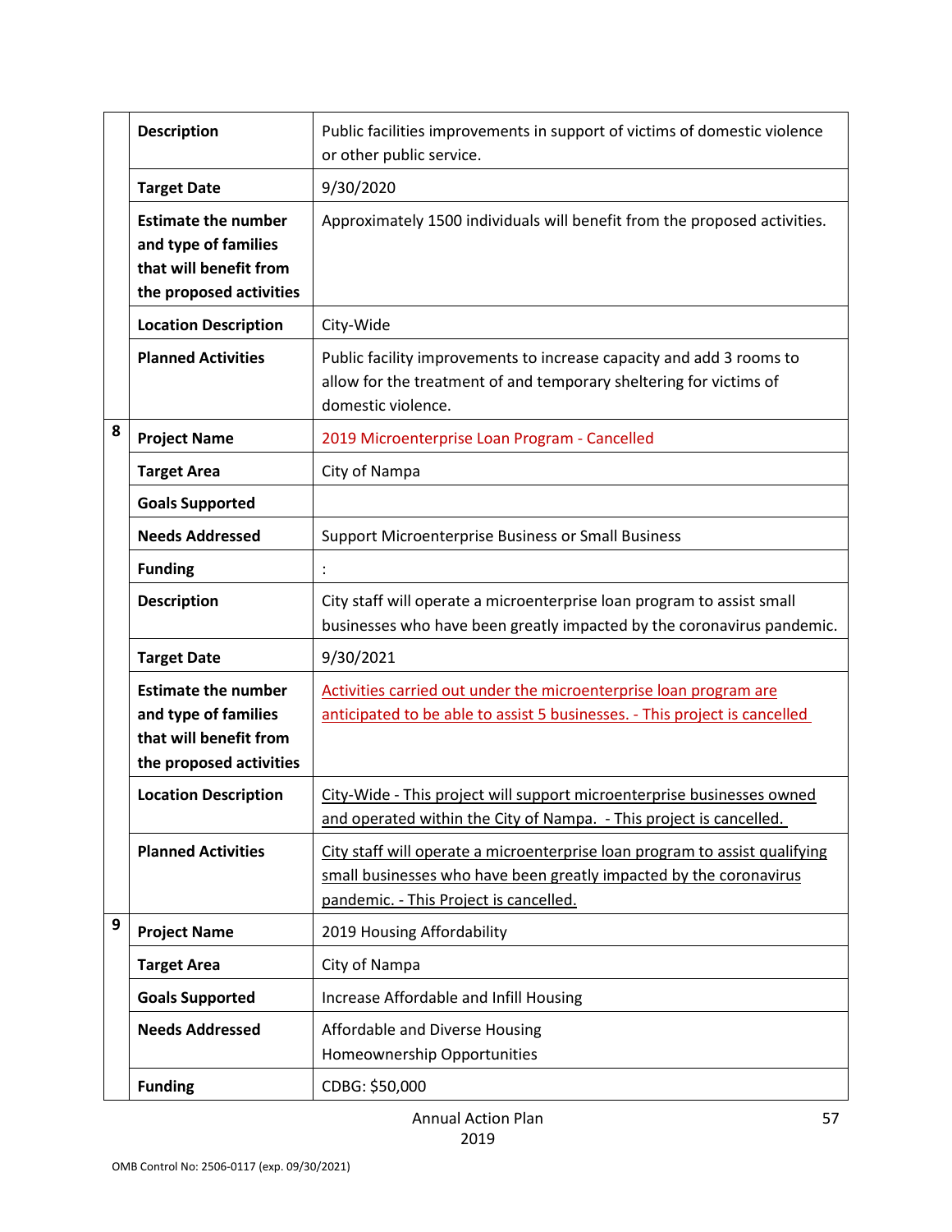| | | |
|---|---|---|
| | **Description** | Public facilities improvements in support of victims of domestic violence or other public service. |
| | **Target Date** | 9/30/2020 |
| | **Estimate the number and type of families that will benefit from the proposed activities** | Approximately 1500 individuals will benefit from the proposed activities. |
| | **Location Description** | City-Wide |
| | **Planned Activities** | Public facility improvements to increase capacity and add 3 rooms to allow for the treatment of and temporary sheltering for victims of domestic violence. |
| 8 | **Project Name** | 2019 Microenterprise Loan Program - Cancelled |
| | **Target Area** | City of Nampa |
| | **Goals Supported** | |
| | **Needs Addressed** | Support Microenterprise Business or Small Business |
| | **Funding** | : |
| | **Description** | City staff will operate a microenterprise loan program to assist small businesses who have been greatly impacted by the coronavirus pandemic. |
| | **Target Date** | 9/30/2021 |
| | **Estimate the number and type of families that will benefit from the proposed activities** | Activities carried out under the microenterprise loan program are anticipated to be able to assist 5 businesses. - This project is cancelled |
| | **Location Description** | City-Wide - This project will support microenterprise businesses owned and operated within the City of Nampa. - This project is cancelled. |
| | **Planned Activities** | City staff will operate a microenterprise loan program to assist qualifying small businesses who have been greatly impacted by the coronavirus pandemic. - This Project is cancelled. |
| 9 | **Project Name** | 2019 Housing Affordability |
| | **Target Area** | City of Nampa |
| | **Goals Supported** | Increase Affordable and Infill Housing |
| | **Needs Addressed** | Affordable and Diverse Housing<br>Homeownership Opportunities |
| | **Funding** | CDBG: $50,000 |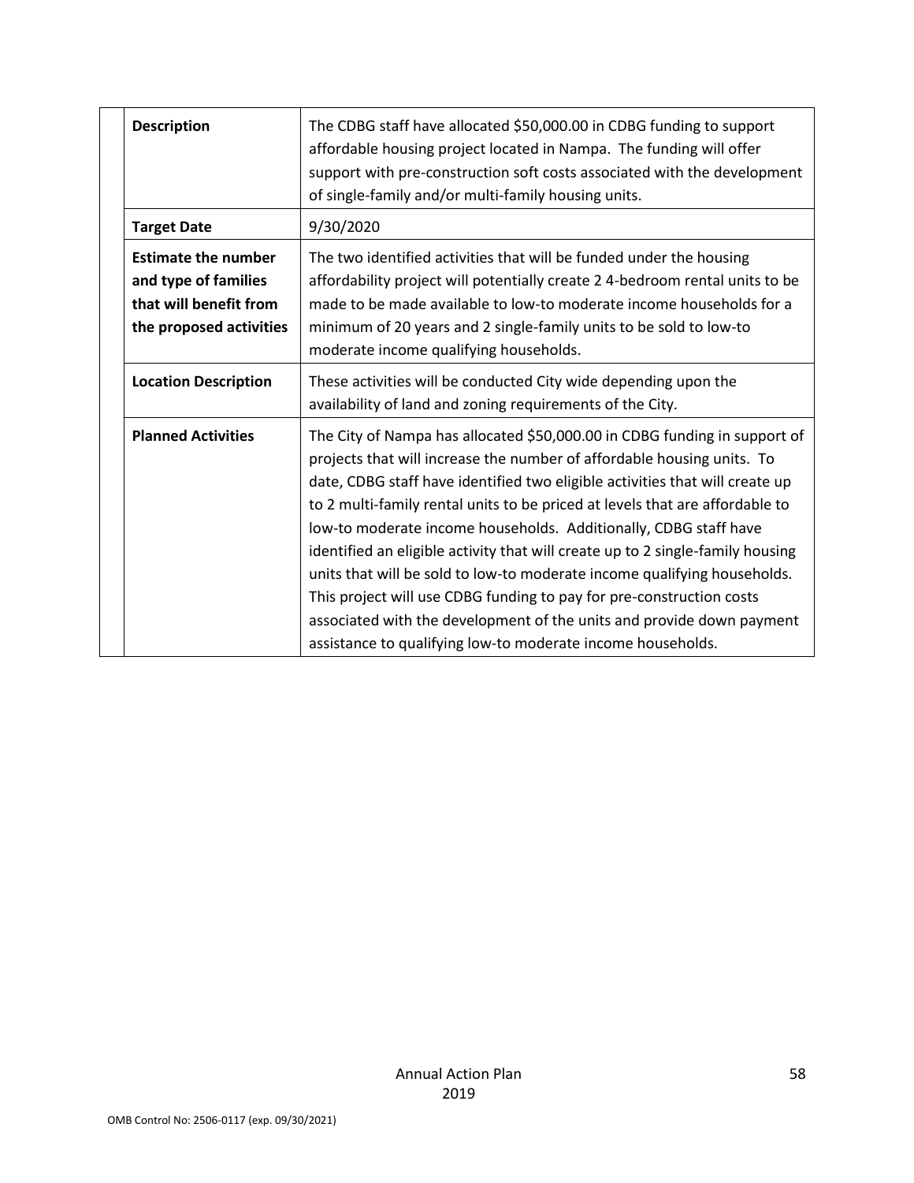| | |
|---|---|
| **Description** | The CDBG staff have allocated $50,000.00 in CDBG funding to support affordable housing project located in Nampa. The funding will offer support with pre-construction soft costs associated with the development of single-family and/or multi-family housing units. |
| **Target Date** | 9/30/2020 |
| **Estimate the number and type of families that will benefit from the proposed activities** | The two identified activities that will be funded under the housing affordability project will potentially create 2 4-bedroom rental units to be made to be made available to low-to moderate income households for a minimum of 20 years and 2 single-family units to be sold to low-to moderate income qualifying households. |
| **Location Description** | These activities will be conducted City wide depending upon the availability of land and zoning requirements of the City. |
| **Planned Activities** | The City of Nampa has allocated $50,000.00 in CDBG funding in support of projects that will increase the number of affordable housing units. To date, CDBG staff have identified two eligible activities that will create up to 2 multi-family rental units to be priced at levels that are affordable to low-to moderate income households. Additionally, CDBG staff have identified an eligible activity that will create up to 2 single-family housing units that will be sold to low-to moderate income qualifying households. This project will use CDBG funding to pay for pre-construction costs associated with the development of the units and provide down payment assistance to qualifying low-to moderate income households. |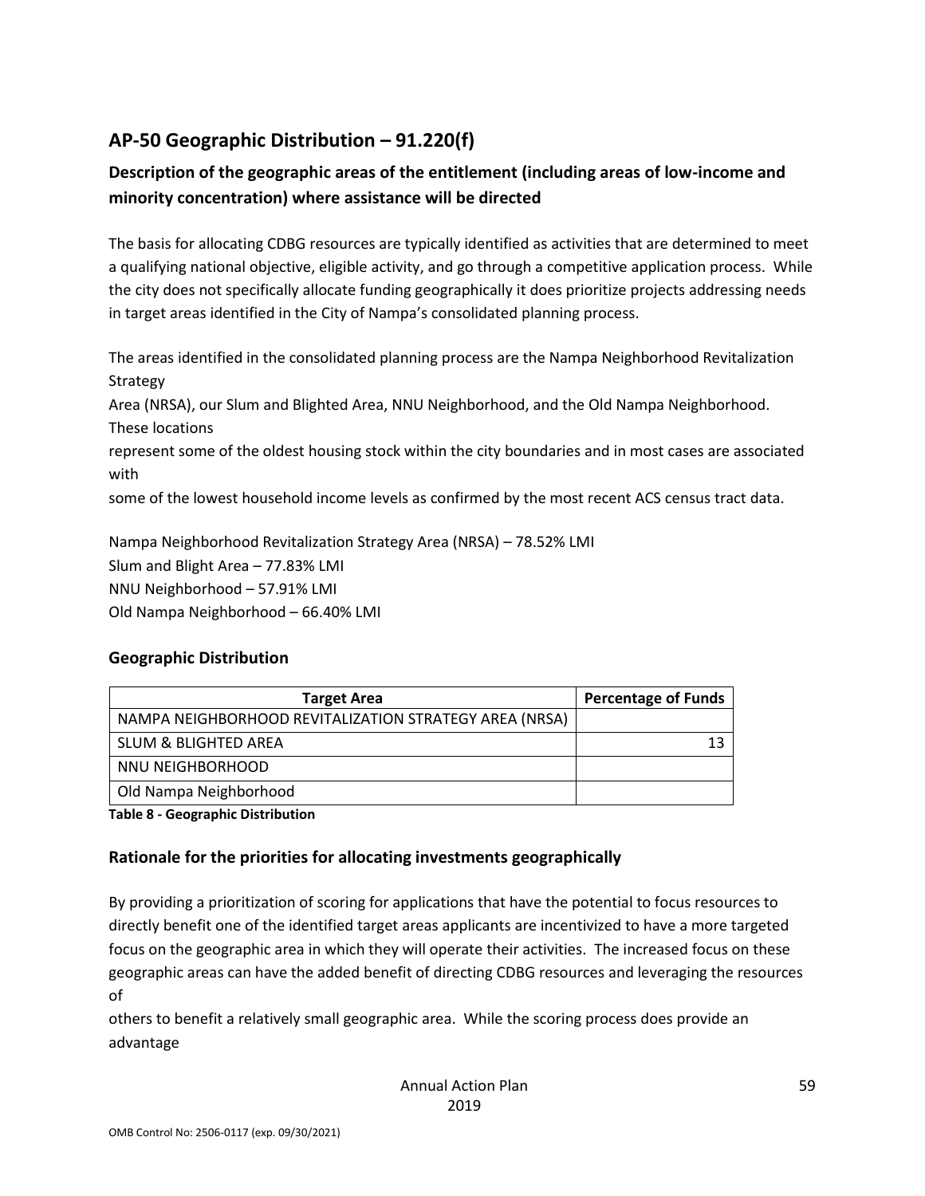## AP-50 Geographic Distribution – 91.220(f)

### Description of the geographic areas of the entitlement (including areas of low-income and minority concentration) where assistance will be directed

The basis for allocating CDBG resources are typically identified as activities that are determined to meet a qualifying national objective, eligible activity, and go through a competitive application process. While the city does not specifically allocate funding geographically it does prioritize projects addressing needs in target areas identified in the City of Nampa's consolidated planning process.

The areas identified in the consolidated planning process are the Nampa Neighborhood Revitalization Strategy
Area (NRSA), our Slum and Blighted Area, NNU Neighborhood, and the Old Nampa Neighborhood. These locations
represent some of the oldest housing stock within the city boundaries and in most cases are associated with
some of the lowest household income levels as confirmed by the most recent ACS census tract data.

Nampa Neighborhood Revitalization Strategy Area (NRSA) – 78.52% LMI
Slum and Blight Area – 77.83% LMI
NNU Neighborhood – 57.91% LMI
Old Nampa Neighborhood – 66.40% LMI

### Geographic Distribution

| Target Area | Percentage of Funds |
|---|---|
| NAMPA NEIGHBORHOOD REVITALIZATION STRATEGY AREA (NRSA) | |
| SLUM & BLIGHTED AREA | 13 |
| NNU NEIGHBORHOOD | |
| Old Nampa Neighborhood | |

**Table 8 - Geographic Distribution**

### Rationale for the priorities for allocating investments geographically

By providing a prioritization of scoring for applications that have the potential to focus resources to directly benefit one of the identified target areas applicants are incentivized to have a more targeted focus on the geographic area in which they will operate their activities. The increased focus on these geographic areas can have the added benefit of directing CDBG resources and leveraging the resources of
others to benefit a relatively small geographic area. While the scoring process does provide an advantage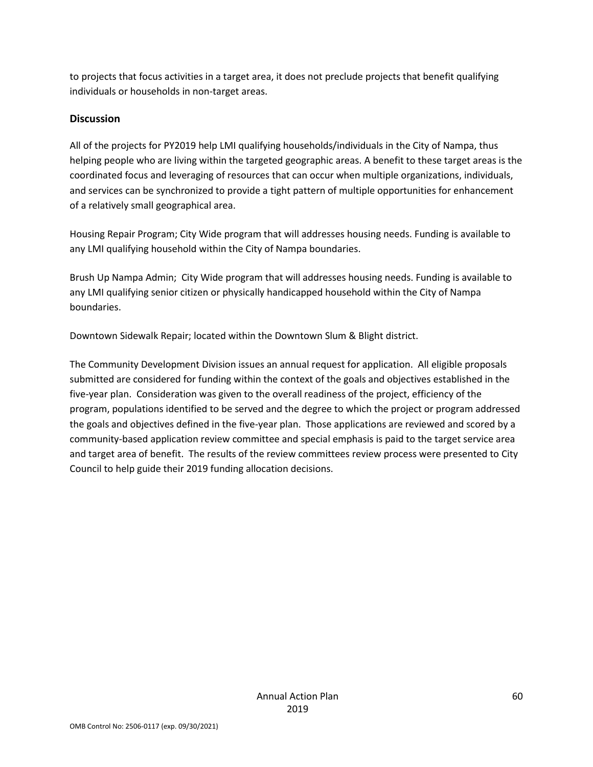to projects that focus activities in a target area, it does not preclude projects that benefit qualifying individuals or households in non-target areas.

## Discussion

All of the projects for PY2019 help LMI qualifying households/individuals in the City of Nampa, thus helping people who are living within the targeted geographic areas. A benefit to these target areas is the coordinated focus and leveraging of resources that can occur when multiple organizations, individuals, and services can be synchronized to provide a tight pattern of multiple opportunities for enhancement of a relatively small geographical area.

Housing Repair Program; City Wide program that will addresses housing needs. Funding is available to any LMI qualifying household within the City of Nampa boundaries.

Brush Up Nampa Admin; City Wide program that will addresses housing needs. Funding is available to any LMI qualifying senior citizen or physically handicapped household within the City of Nampa boundaries.

Downtown Sidewalk Repair; located within the Downtown Slum & Blight district.

The Community Development Division issues an annual request for application. All eligible proposals submitted are considered for funding within the context of the goals and objectives established in the five-year plan. Consideration was given to the overall readiness of the project, efficiency of the program, populations identified to be served and the degree to which the project or program addressed the goals and objectives defined in the five-year plan. Those applications are reviewed and scored by a community-based application review committee and special emphasis is paid to the target service area and target area of benefit. The results of the review committees review process were presented to City Council to help guide their 2019 funding allocation decisions.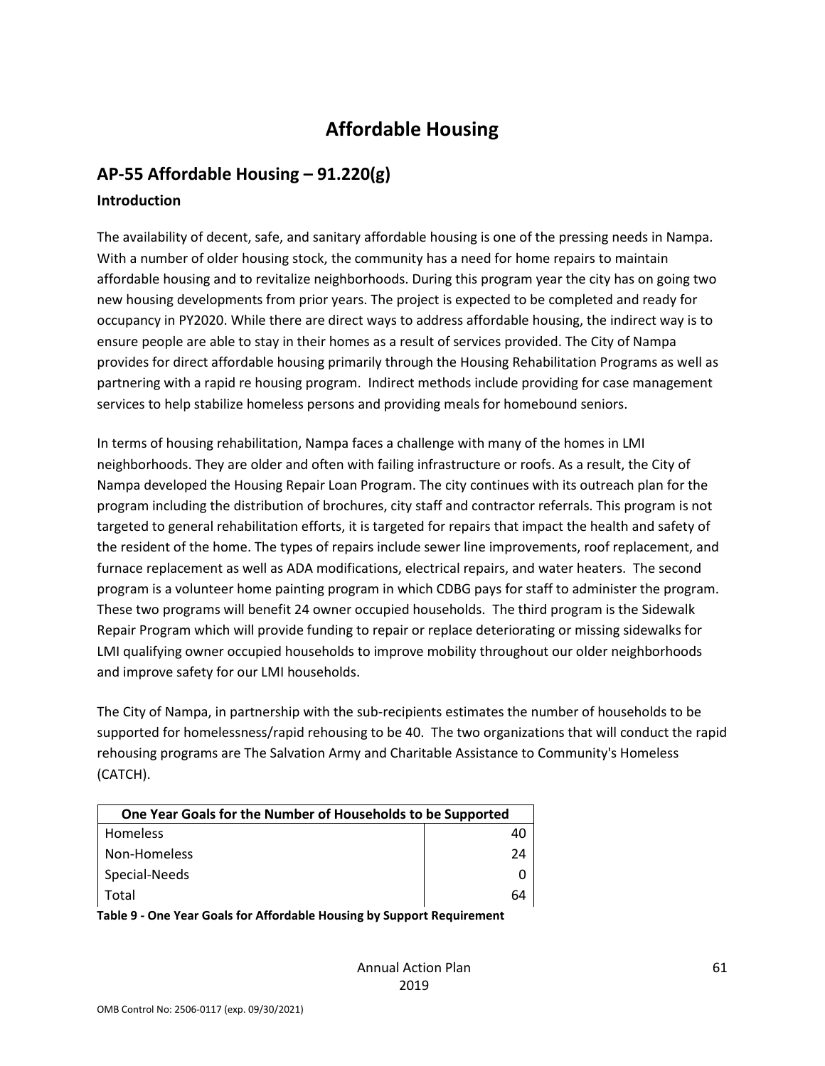# Affordable Housing

## AP-55 Affordable Housing – 91.220(g)

### Introduction

The availability of decent, safe, and sanitary affordable housing is one of the pressing needs in Nampa. With a number of older housing stock, the community has a need for home repairs to maintain affordable housing and to revitalize neighborhoods. During this program year the city has on going two new housing developments from prior years. The project is expected to be completed and ready for occupancy in PY2020. While there are direct ways to address affordable housing, the indirect way is to ensure people are able to stay in their homes as a result of services provided. The City of Nampa provides for direct affordable housing primarily through the Housing Rehabilitation Programs as well as partnering with a rapid re housing program. Indirect methods include providing for case management services to help stabilize homeless persons and providing meals for homebound seniors.

In terms of housing rehabilitation, Nampa faces a challenge with many of the homes in LMI neighborhoods. They are older and often with failing infrastructure or roofs. As a result, the City of Nampa developed the Housing Repair Loan Program. The city continues with its outreach plan for the program including the distribution of brochures, city staff and contractor referrals. This program is not targeted to general rehabilitation efforts, it is targeted for repairs that impact the health and safety of the resident of the home. The types of repairs include sewer line improvements, roof replacement, and furnace replacement as well as ADA modifications, electrical repairs, and water heaters. The second program is a volunteer home painting program in which CDBG pays for staff to administer the program. These two programs will benefit 24 owner occupied households. The third program is the Sidewalk Repair Program which will provide funding to repair or replace deteriorating or missing sidewalks for LMI qualifying owner occupied households to improve mobility throughout our older neighborhoods and improve safety for our LMI households.

The City of Nampa, in partnership with the sub-recipients estimates the number of households to be supported for homelessness/rapid rehousing to be 40. The two organizations that will conduct the rapid rehousing programs are The Salvation Army and Charitable Assistance to Community's Homeless (CATCH).

| One Year Goals for the Number of Households to be Supported | |
|---|---|
| Homeless | 40 |
| Non-Homeless | 24 |
| Special-Needs | 0 |
| Total | 64 |

**Table 9 - One Year Goals for Affordable Housing by Support Requirement**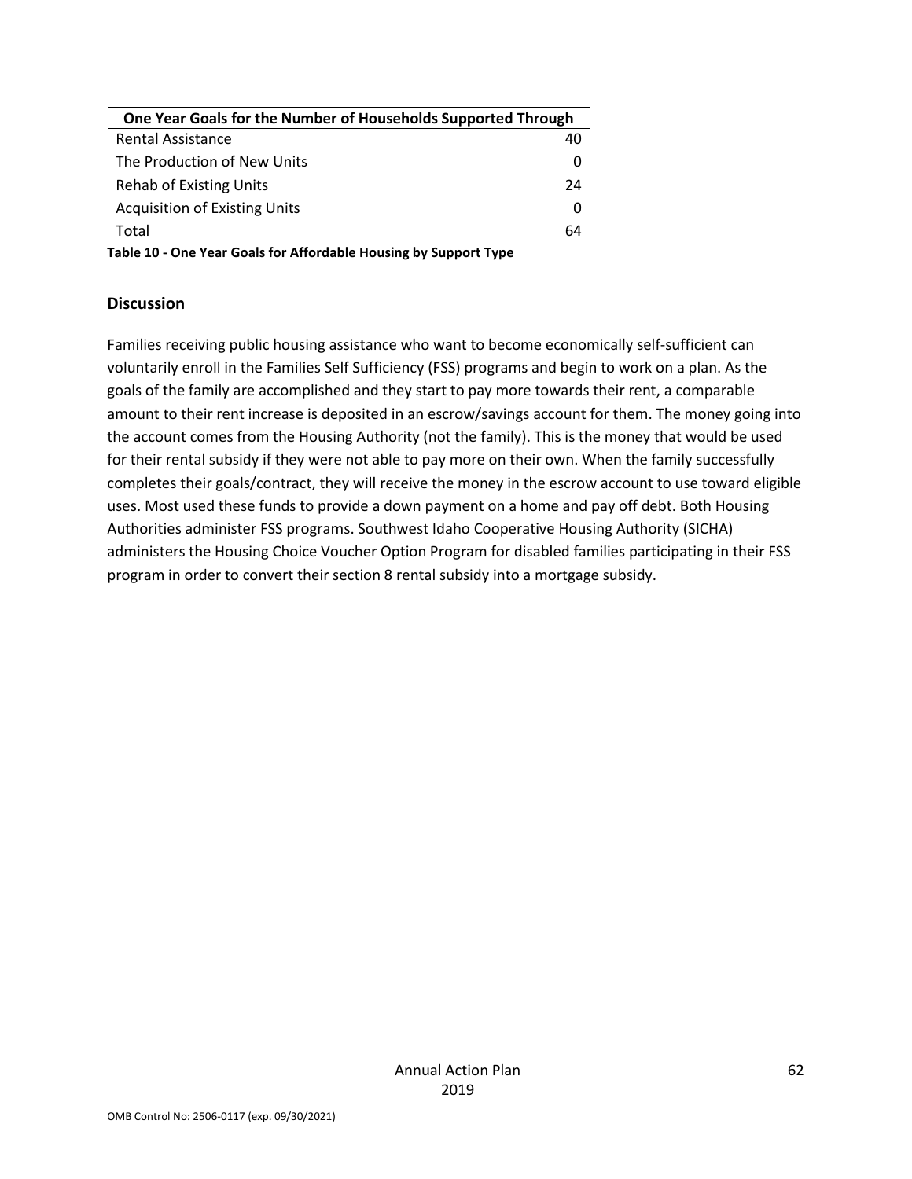| One Year Goals for the Number of Households Supported Through | |
|---|---|
| Rental Assistance | 40 |
| The Production of New Units | 0 |
| Rehab of Existing Units | 24 |
| Acquisition of Existing Units | 0 |
| Total | 64 |

**Table 10 - One Year Goals for Affordable Housing by Support Type**

## Discussion

Families receiving public housing assistance who want to become economically self-sufficient can voluntarily enroll in the Families Self Sufficiency (FSS) programs and begin to work on a plan. As the goals of the family are accomplished and they start to pay more towards their rent, a comparable amount to their rent increase is deposited in an escrow/savings account for them. The money going into the account comes from the Housing Authority (not the family). This is the money that would be used for their rental subsidy if they were not able to pay more on their own. When the family successfully completes their goals/contract, they will receive the money in the escrow account to use toward eligible uses. Most used these funds to provide a down payment on a home and pay off debt. Both Housing Authorities administer FSS programs. Southwest Idaho Cooperative Housing Authority (SICHA) administers the Housing Choice Voucher Option Program for disabled families participating in their FSS program in order to convert their section 8 rental subsidy into a mortgage subsidy.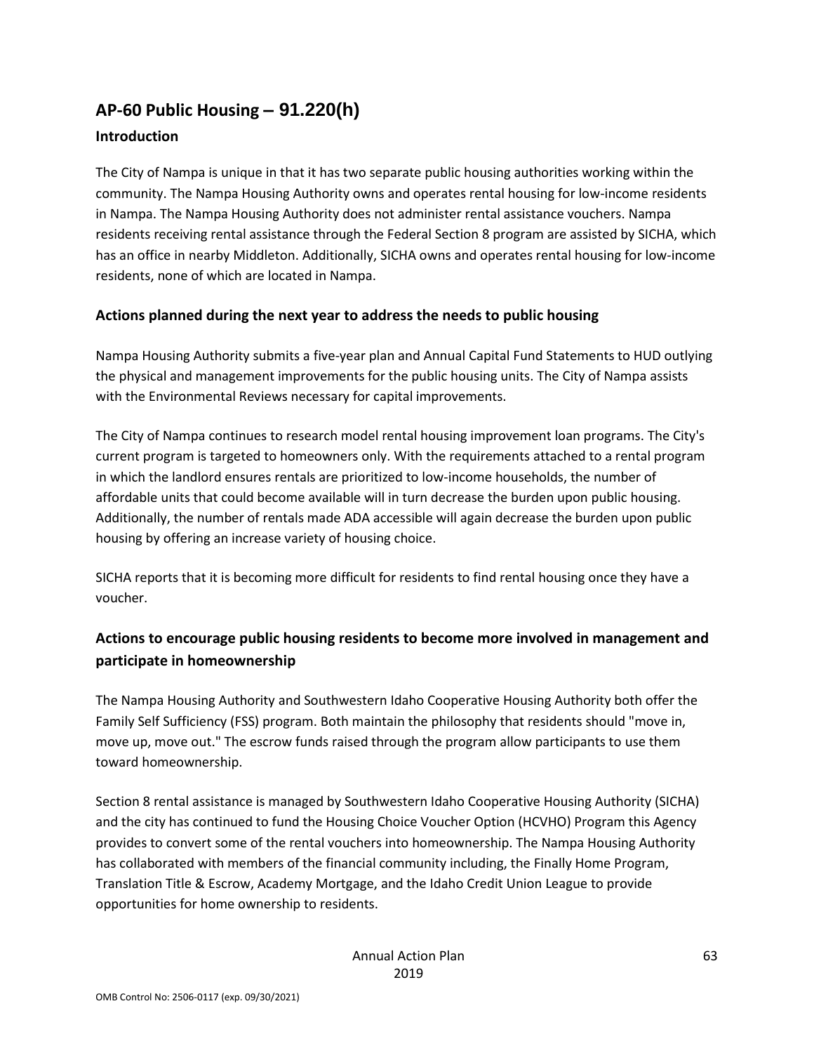## AP-60 Public Housing – 91.220(h)

### Introduction

The City of Nampa is unique in that it has two separate public housing authorities working within the community. The Nampa Housing Authority owns and operates rental housing for low-income residents in Nampa. The Nampa Housing Authority does not administer rental assistance vouchers. Nampa residents receiving rental assistance through the Federal Section 8 program are assisted by SICHA, which has an office in nearby Middleton. Additionally, SICHA owns and operates rental housing for low-income residents, none of which are located in Nampa.

### Actions planned during the next year to address the needs to public housing

Nampa Housing Authority submits a five-year plan and Annual Capital Fund Statements to HUD outlying the physical and management improvements for the public housing units. The City of Nampa assists with the Environmental Reviews necessary for capital improvements.

The City of Nampa continues to research model rental housing improvement loan programs. The City's current program is targeted to homeowners only. With the requirements attached to a rental program in which the landlord ensures rentals are prioritized to low-income households, the number of affordable units that could become available will in turn decrease the burden upon public housing. Additionally, the number of rentals made ADA accessible will again decrease the burden upon public housing by offering an increase variety of housing choice.

SICHA reports that it is becoming more difficult for residents to find rental housing once they have a voucher.

### Actions to encourage public housing residents to become more involved in management and participate in homeownership

The Nampa Housing Authority and Southwestern Idaho Cooperative Housing Authority both offer the Family Self Sufficiency (FSS) program. Both maintain the philosophy that residents should "move in, move up, move out." The escrow funds raised through the program allow participants to use them toward homeownership.

Section 8 rental assistance is managed by Southwestern Idaho Cooperative Housing Authority (SICHA) and the city has continued to fund the Housing Choice Voucher Option (HCVHO) Program this Agency provides to convert some of the rental vouchers into homeownership. The Nampa Housing Authority has collaborated with members of the financial community including, the Finally Home Program, Translation Title & Escrow, Academy Mortgage, and the Idaho Credit Union League to provide opportunities for home ownership to residents.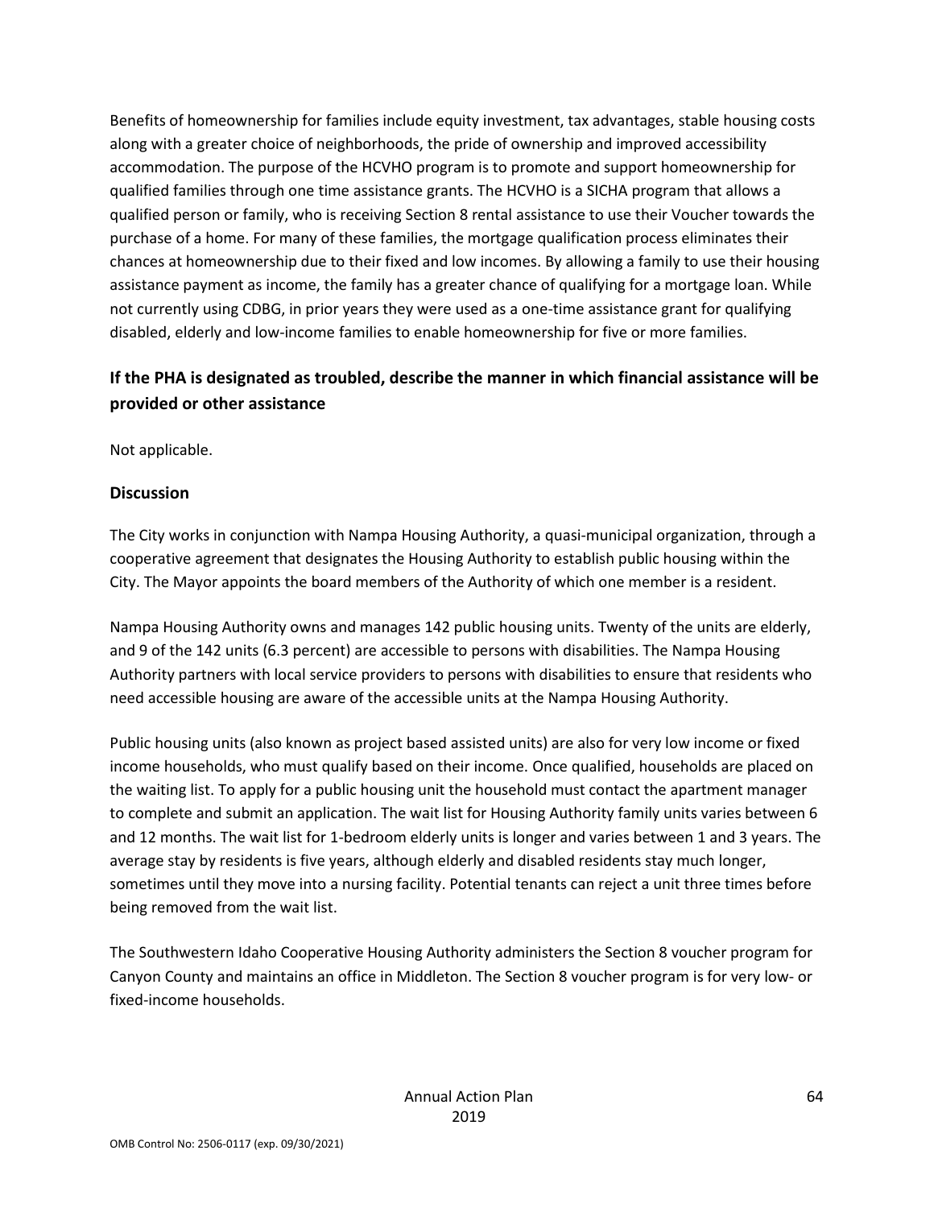Benefits of homeownership for families include equity investment, tax advantages, stable housing costs along with a greater choice of neighborhoods, the pride of ownership and improved accessibility accommodation. The purpose of the HCVHO program is to promote and support homeownership for qualified families through one time assistance grants. The HCVHO is a SICHA program that allows a qualified person or family, who is receiving Section 8 rental assistance to use their Voucher towards the purchase of a home. For many of these families, the mortgage qualification process eliminates their chances at homeownership due to their fixed and low incomes. By allowing a family to use their housing assistance payment as income, the family has a greater chance of qualifying for a mortgage loan. While not currently using CDBG, in prior years they were used as a one-time assistance grant for qualifying disabled, elderly and low-income families to enable homeownership for five or more families.

## If the PHA is designated as troubled, describe the manner in which financial assistance will be provided or other assistance

Not applicable.

### Discussion

The City works in conjunction with Nampa Housing Authority, a quasi-municipal organization, through a cooperative agreement that designates the Housing Authority to establish public housing within the City. The Mayor appoints the board members of the Authority of which one member is a resident.

Nampa Housing Authority owns and manages 142 public housing units. Twenty of the units are elderly, and 9 of the 142 units (6.3 percent) are accessible to persons with disabilities. The Nampa Housing Authority partners with local service providers to persons with disabilities to ensure that residents who need accessible housing are aware of the accessible units at the Nampa Housing Authority.

Public housing units (also known as project based assisted units) are also for very low income or fixed income households, who must qualify based on their income. Once qualified, households are placed on the waiting list. To apply for a public housing unit the household must contact the apartment manager to complete and submit an application. The wait list for Housing Authority family units varies between 6 and 12 months. The wait list for 1-bedroom elderly units is longer and varies between 1 and 3 years. The average stay by residents is five years, although elderly and disabled residents stay much longer, sometimes until they move into a nursing facility. Potential tenants can reject a unit three times before being removed from the wait list.

The Southwestern Idaho Cooperative Housing Authority administers the Section 8 voucher program for Canyon County and maintains an office in Middleton. The Section 8 voucher program is for very low- or fixed-income households.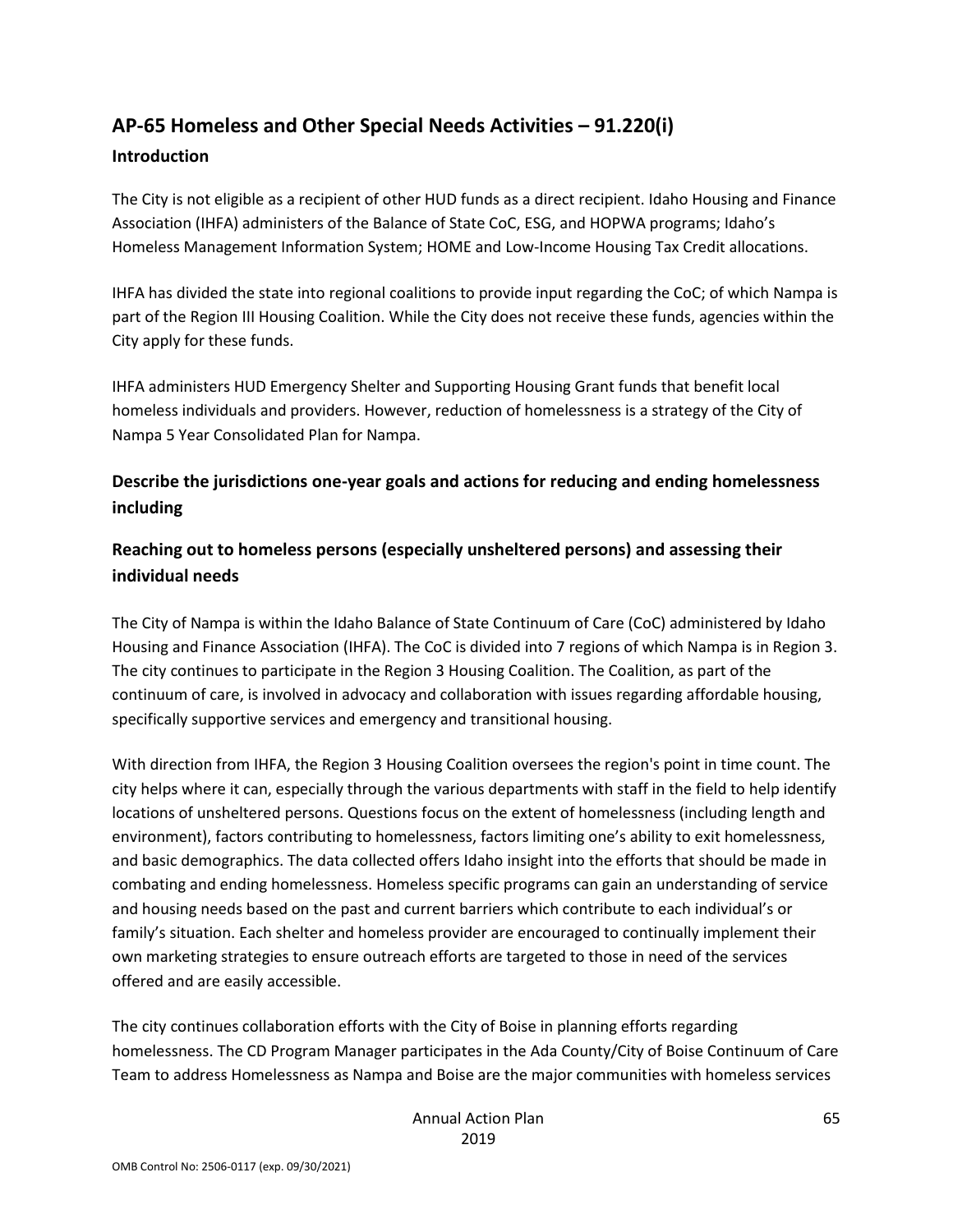## AP-65 Homeless and Other Special Needs Activities – 91.220(i)

### Introduction

The City is not eligible as a recipient of other HUD funds as a direct recipient. Idaho Housing and Finance Association (IHFA) administers of the Balance of State CoC, ESG, and HOPWA programs; Idaho's Homeless Management Information System; HOME and Low-Income Housing Tax Credit allocations.

IHFA has divided the state into regional coalitions to provide input regarding the CoC; of which Nampa is part of the Region III Housing Coalition. While the City does not receive these funds, agencies within the City apply for these funds.

IHFA administers HUD Emergency Shelter and Supporting Housing Grant funds that benefit local homeless individuals and providers. However, reduction of homelessness is a strategy of the City of Nampa 5 Year Consolidated Plan for Nampa.

### Describe the jurisdictions one-year goals and actions for reducing and ending homelessness including

### Reaching out to homeless persons (especially unsheltered persons) and assessing their individual needs

The City of Nampa is within the Idaho Balance of State Continuum of Care (CoC) administered by Idaho Housing and Finance Association (IHFA). The CoC is divided into 7 regions of which Nampa is in Region 3. The city continues to participate in the Region 3 Housing Coalition. The Coalition, as part of the continuum of care, is involved in advocacy and collaboration with issues regarding affordable housing, specifically supportive services and emergency and transitional housing.

With direction from IHFA, the Region 3 Housing Coalition oversees the region's point in time count. The city helps where it can, especially through the various departments with staff in the field to help identify locations of unsheltered persons. Questions focus on the extent of homelessness (including length and environment), factors contributing to homelessness, factors limiting one's ability to exit homelessness, and basic demographics. The data collected offers Idaho insight into the efforts that should be made in combating and ending homelessness. Homeless specific programs can gain an understanding of service and housing needs based on the past and current barriers which contribute to each individual's or family's situation. Each shelter and homeless provider are encouraged to continually implement their own marketing strategies to ensure outreach efforts are targeted to those in need of the services offered and are easily accessible.

The city continues collaboration efforts with the City of Boise in planning efforts regarding homelessness. The CD Program Manager participates in the Ada County/City of Boise Continuum of Care Team to address Homelessness as Nampa and Boise are the major communities with homeless services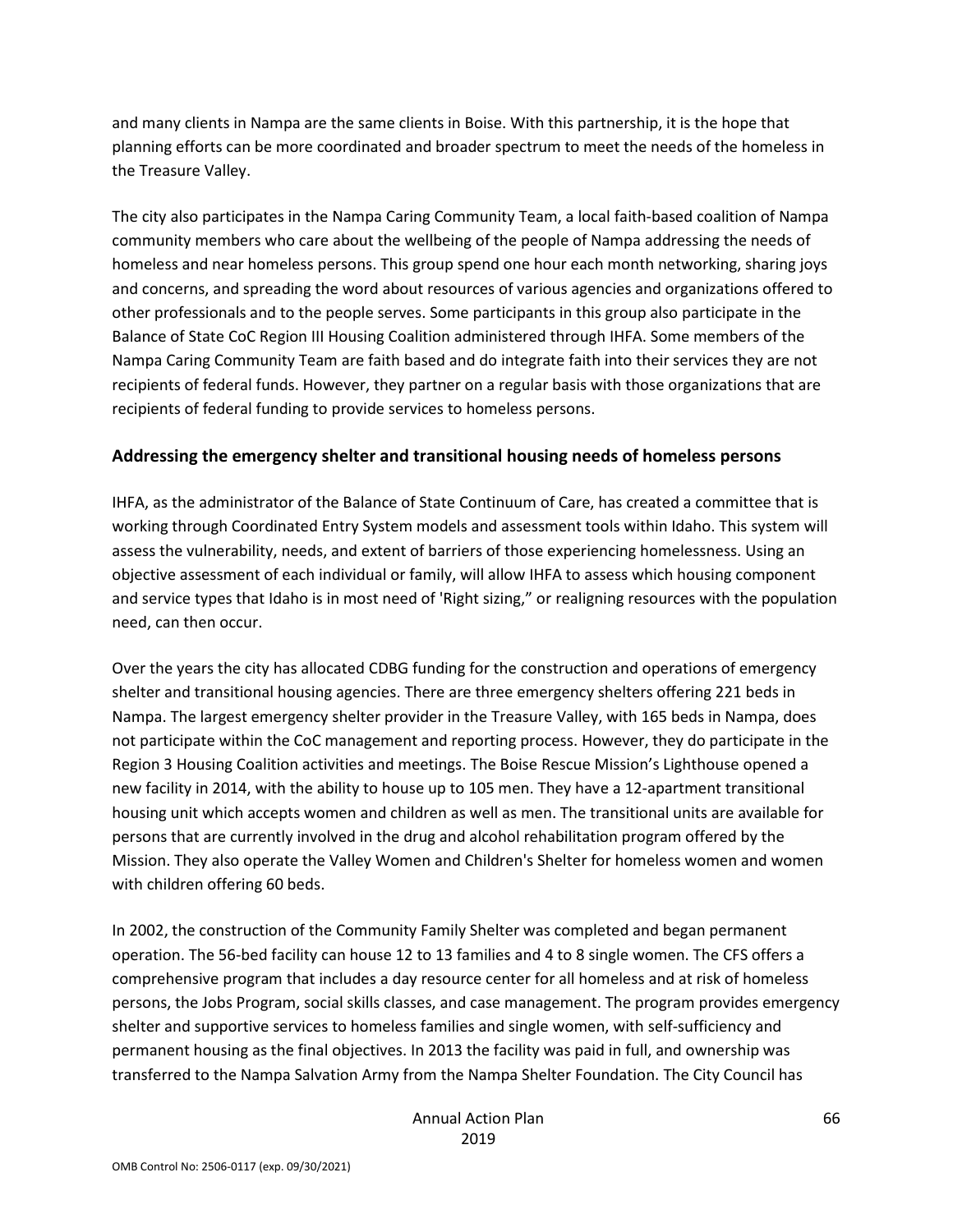and many clients in Nampa are the same clients in Boise. With this partnership, it is the hope that planning efforts can be more coordinated and broader spectrum to meet the needs of the homeless in the Treasure Valley.

The city also participates in the Nampa Caring Community Team, a local faith-based coalition of Nampa community members who care about the wellbeing of the people of Nampa addressing the needs of homeless and near homeless persons. This group spend one hour each month networking, sharing joys and concerns, and spreading the word about resources of various agencies and organizations offered to other professionals and to the people serves. Some participants in this group also participate in the Balance of State CoC Region III Housing Coalition administered through IHFA. Some members of the Nampa Caring Community Team are faith based and do integrate faith into their services they are not recipients of federal funds. However, they partner on a regular basis with those organizations that are recipients of federal funding to provide services to homeless persons.

## Addressing the emergency shelter and transitional housing needs of homeless persons

IHFA, as the administrator of the Balance of State Continuum of Care, has created a committee that is working through Coordinated Entry System models and assessment tools within Idaho. This system will assess the vulnerability, needs, and extent of barriers of those experiencing homelessness. Using an objective assessment of each individual or family, will allow IHFA to assess which housing component and service types that Idaho is in most need of 'Right sizing," or realigning resources with the population need, can then occur.

Over the years the city has allocated CDBG funding for the construction and operations of emergency shelter and transitional housing agencies. There are three emergency shelters offering 221 beds in Nampa. The largest emergency shelter provider in the Treasure Valley, with 165 beds in Nampa, does not participate within the CoC management and reporting process. However, they do participate in the Region 3 Housing Coalition activities and meetings. The Boise Rescue Mission's Lighthouse opened a new facility in 2014, with the ability to house up to 105 men. They have a 12-apartment transitional housing unit which accepts women and children as well as men. The transitional units are available for persons that are currently involved in the drug and alcohol rehabilitation program offered by the Mission. They also operate the Valley Women and Children's Shelter for homeless women and women with children offering 60 beds.

In 2002, the construction of the Community Family Shelter was completed and began permanent operation. The 56-bed facility can house 12 to 13 families and 4 to 8 single women. The CFS offers a comprehensive program that includes a day resource center for all homeless and at risk of homeless persons, the Jobs Program, social skills classes, and case management. The program provides emergency shelter and supportive services to homeless families and single women, with self-sufficiency and permanent housing as the final objectives. In 2013 the facility was paid in full, and ownership was transferred to the Nampa Salvation Army from the Nampa Shelter Foundation. The City Council has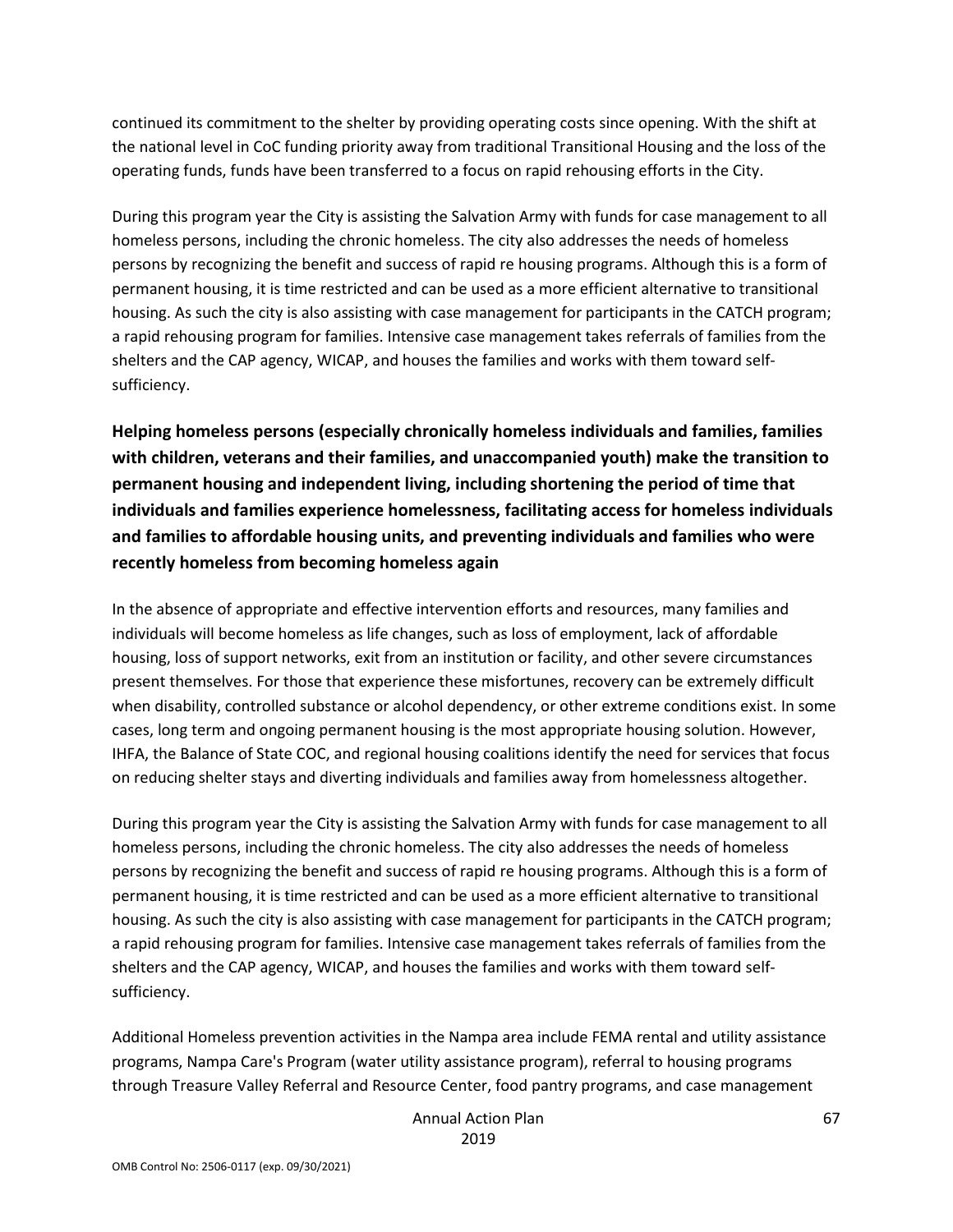continued its commitment to the shelter by providing operating costs since opening. With the shift at the national level in CoC funding priority away from traditional Transitional Housing and the loss of the operating funds, funds have been transferred to a focus on rapid rehousing efforts in the City.

During this program year the City is assisting the Salvation Army with funds for case management to all homeless persons, including the chronic homeless. The city also addresses the needs of homeless persons by recognizing the benefit and success of rapid re housing programs. Although this is a form of permanent housing, it is time restricted and can be used as a more efficient alternative to transitional housing. As such the city is also assisting with case management for participants in the CATCH program; a rapid rehousing program for families. Intensive case management takes referrals of families from the shelters and the CAP agency, WICAP, and houses the families and works with them toward self-sufficiency.

## Helping homeless persons (especially chronically homeless individuals and families, families with children, veterans and their families, and unaccompanied youth) make the transition to permanent housing and independent living, including shortening the period of time that individuals and families experience homelessness, facilitating access for homeless individuals and families to affordable housing units, and preventing individuals and families who were recently homeless from becoming homeless again

In the absence of appropriate and effective intervention efforts and resources, many families and individuals will become homeless as life changes, such as loss of employment, lack of affordable housing, loss of support networks, exit from an institution or facility, and other severe circumstances present themselves. For those that experience these misfortunes, recovery can be extremely difficult when disability, controlled substance or alcohol dependency, or other extreme conditions exist. In some cases, long term and ongoing permanent housing is the most appropriate housing solution. However, IHFA, the Balance of State COC, and regional housing coalitions identify the need for services that focus on reducing shelter stays and diverting individuals and families away from homelessness altogether.

During this program year the City is assisting the Salvation Army with funds for case management to all homeless persons, including the chronic homeless. The city also addresses the needs of homeless persons by recognizing the benefit and success of rapid re housing programs. Although this is a form of permanent housing, it is time restricted and can be used as a more efficient alternative to transitional housing. As such the city is also assisting with case management for participants in the CATCH program; a rapid rehousing program for families. Intensive case management takes referrals of families from the shelters and the CAP agency, WICAP, and houses the families and works with them toward self-sufficiency.

Additional Homeless prevention activities in the Nampa area include FEMA rental and utility assistance programs, Nampa Care's Program (water utility assistance program), referral to housing programs through Treasure Valley Referral and Resource Center, food pantry programs, and case management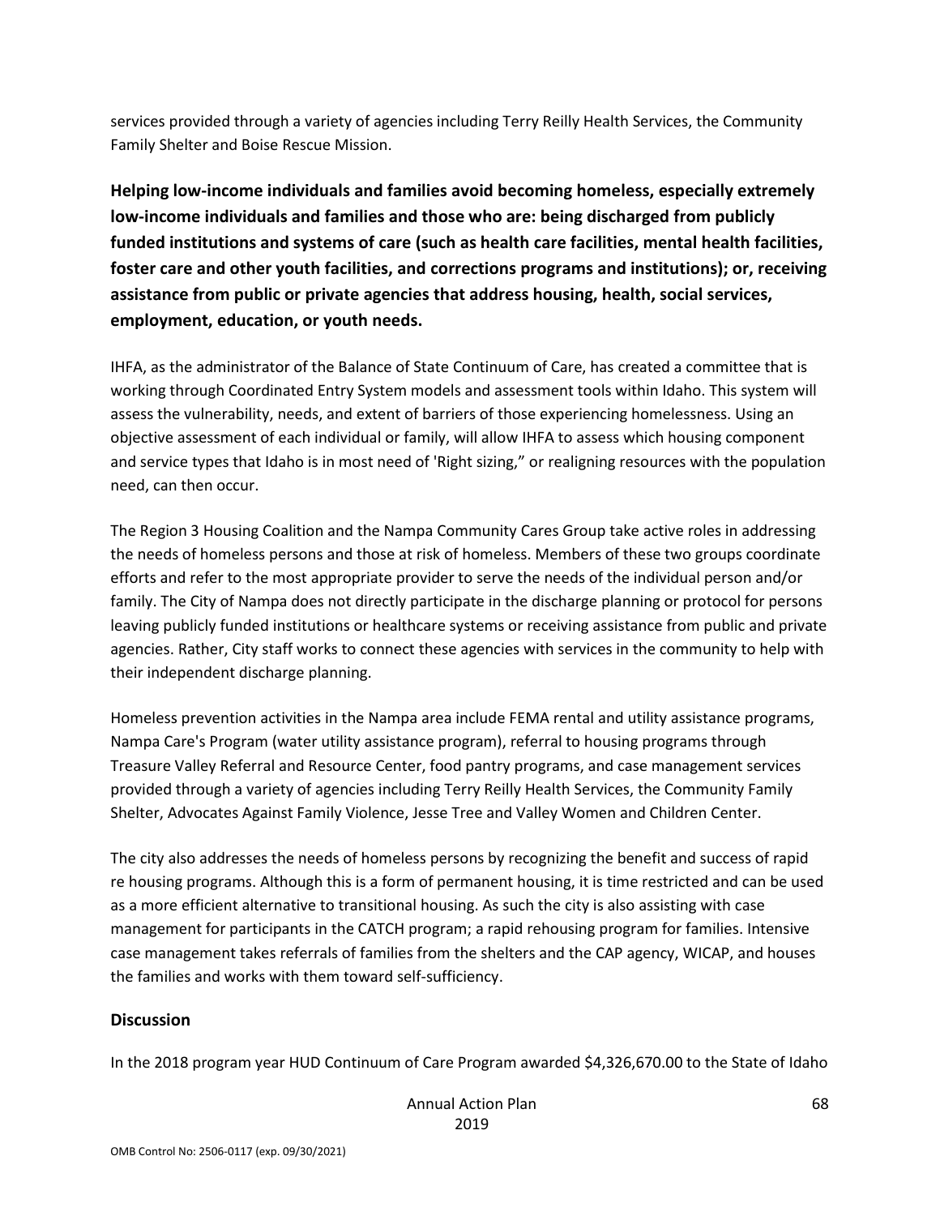services provided through a variety of agencies including Terry Reilly Health Services, the Community Family Shelter and Boise Rescue Mission.

**Helping low-income individuals and families avoid becoming homeless, especially extremely low-income individuals and families and those who are: being discharged from publicly funded institutions and systems of care (such as health care facilities, mental health facilities, foster care and other youth facilities, and corrections programs and institutions); or, receiving assistance from public or private agencies that address housing, health, social services, employment, education, or youth needs.**

IHFA, as the administrator of the Balance of State Continuum of Care, has created a committee that is working through Coordinated Entry System models and assessment tools within Idaho. This system will assess the vulnerability, needs, and extent of barriers of those experiencing homelessness. Using an objective assessment of each individual or family, will allow IHFA to assess which housing component and service types that Idaho is in most need of 'Right sizing," or realigning resources with the population need, can then occur.

The Region 3 Housing Coalition and the Nampa Community Cares Group take active roles in addressing the needs of homeless persons and those at risk of homeless. Members of these two groups coordinate efforts and refer to the most appropriate provider to serve the needs of the individual person and/or family. The City of Nampa does not directly participate in the discharge planning or protocol for persons leaving publicly funded institutions or healthcare systems or receiving assistance from public and private agencies. Rather, City staff works to connect these agencies with services in the community to help with their independent discharge planning.

Homeless prevention activities in the Nampa area include FEMA rental and utility assistance programs, Nampa Care's Program (water utility assistance program), referral to housing programs through Treasure Valley Referral and Resource Center, food pantry programs, and case management services provided through a variety of agencies including Terry Reilly Health Services, the Community Family Shelter, Advocates Against Family Violence, Jesse Tree and Valley Women and Children Center.

The city also addresses the needs of homeless persons by recognizing the benefit and success of rapid re housing programs. Although this is a form of permanent housing, it is time restricted and can be used as a more efficient alternative to transitional housing. As such the city is also assisting with case management for participants in the CATCH program; a rapid rehousing program for families. Intensive case management takes referrals of families from the shelters and the CAP agency, WICAP, and houses the families and works with them toward self-sufficiency.

### Discussion

In the 2018 program year HUD Continuum of Care Program awarded $4,326,670.00 to the State of Idaho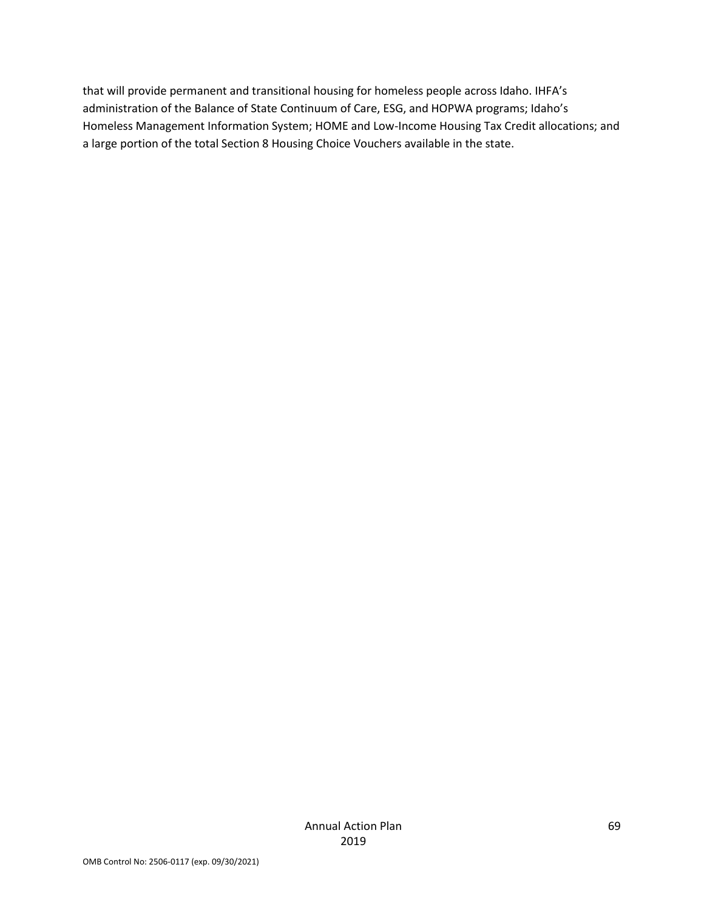that will provide permanent and transitional housing for homeless people across Idaho. IHFA's administration of the Balance of State Continuum of Care, ESG, and HOPWA programs; Idaho's Homeless Management Information System; HOME and Low-Income Housing Tax Credit allocations; and a large portion of the total Section 8 Housing Choice Vouchers available in the state.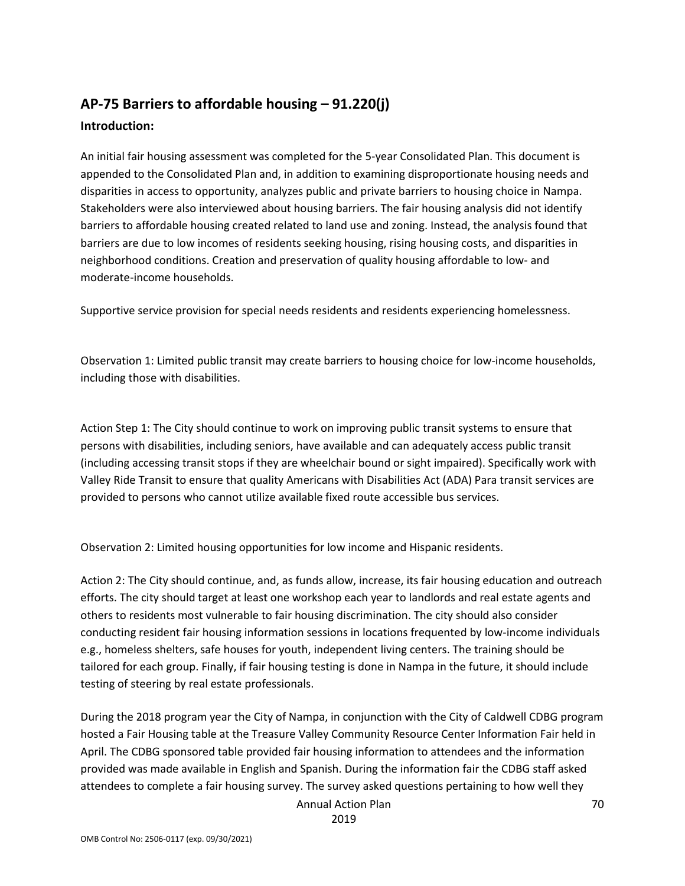## AP-75 Barriers to affordable housing – 91.220(j)

### Introduction:

An initial fair housing assessment was completed for the 5-year Consolidated Plan. This document is appended to the Consolidated Plan and, in addition to examining disproportionate housing needs and disparities in access to opportunity, analyzes public and private barriers to housing choice in Nampa. Stakeholders were also interviewed about housing barriers. The fair housing analysis did not identify barriers to affordable housing created related to land use and zoning. Instead, the analysis found that barriers are due to low incomes of residents seeking housing, rising housing costs, and disparities in neighborhood conditions. Creation and preservation of quality housing affordable to low- and moderate-income households.

Supportive service provision for special needs residents and residents experiencing homelessness.

Observation 1: Limited public transit may create barriers to housing choice for low-income households, including those with disabilities.

Action Step 1: The City should continue to work on improving public transit systems to ensure that persons with disabilities, including seniors, have available and can adequately access public transit (including accessing transit stops if they are wheelchair bound or sight impaired). Specifically work with Valley Ride Transit to ensure that quality Americans with Disabilities Act (ADA) Para transit services are provided to persons who cannot utilize available fixed route accessible bus services.

Observation 2: Limited housing opportunities for low income and Hispanic residents.

Action 2: The City should continue, and, as funds allow, increase, its fair housing education and outreach efforts. The city should target at least one workshop each year to landlords and real estate agents and others to residents most vulnerable to fair housing discrimination. The city should also consider conducting resident fair housing information sessions in locations frequented by low-income individuals e.g., homeless shelters, safe houses for youth, independent living centers. The training should be tailored for each group. Finally, if fair housing testing is done in Nampa in the future, it should include testing of steering by real estate professionals.

During the 2018 program year the City of Nampa, in conjunction with the City of Caldwell CDBG program hosted a Fair Housing table at the Treasure Valley Community Resource Center Information Fair held in April. The CDBG sponsored table provided fair housing information to attendees and the information provided was made available in English and Spanish. During the information fair the CDBG staff asked attendees to complete a fair housing survey. The survey asked questions pertaining to how well they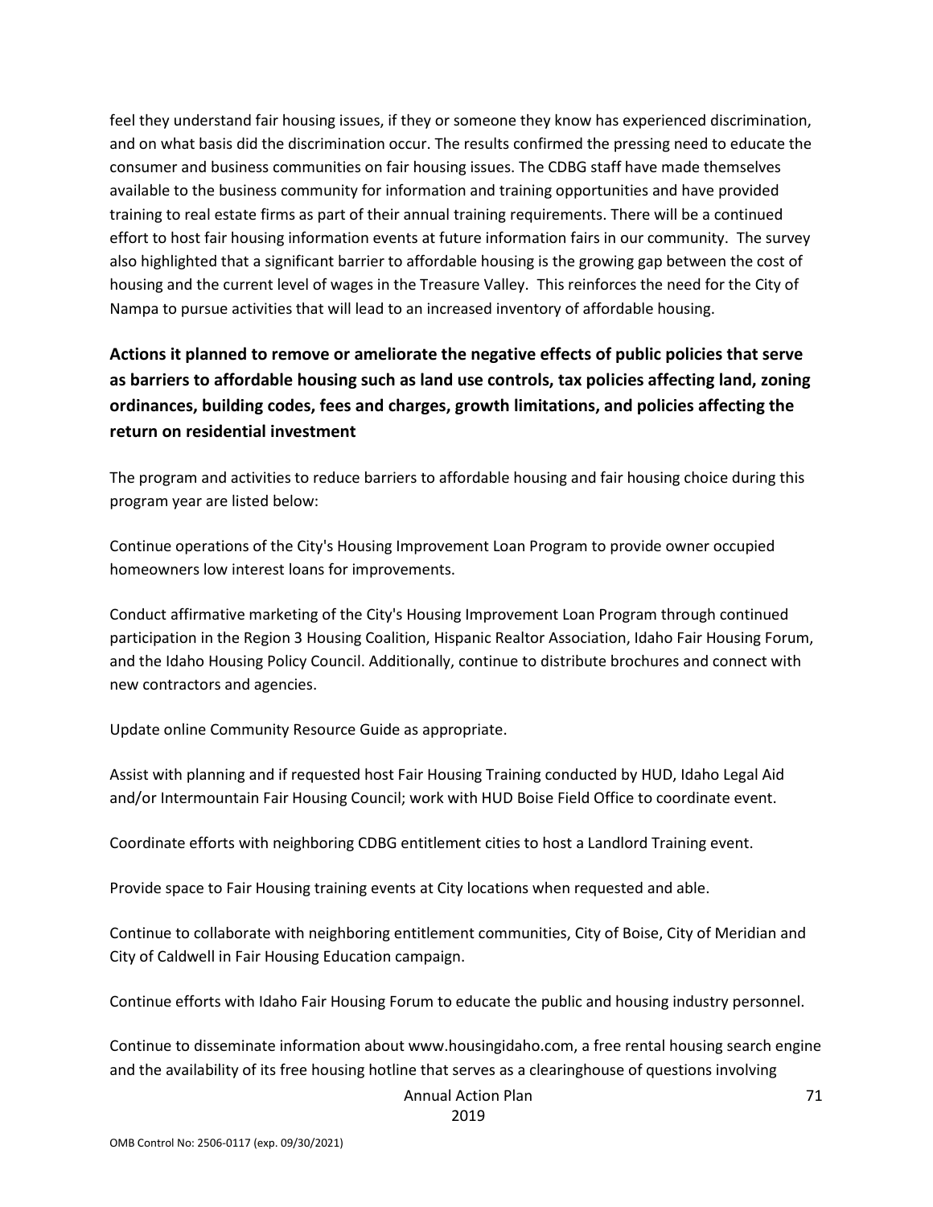feel they understand fair housing issues, if they or someone they know has experienced discrimination, and on what basis did the discrimination occur. The results confirmed the pressing need to educate the consumer and business communities on fair housing issues. The CDBG staff have made themselves available to the business community for information and training opportunities and have provided training to real estate firms as part of their annual training requirements. There will be a continued effort to host fair housing information events at future information fairs in our community. The survey also highlighted that a significant barrier to affordable housing is the growing gap between the cost of housing and the current level of wages in the Treasure Valley. This reinforces the need for the City of Nampa to pursue activities that will lead to an increased inventory of affordable housing.

## Actions it planned to remove or ameliorate the negative effects of public policies that serve as barriers to affordable housing such as land use controls, tax policies affecting land, zoning ordinances, building codes, fees and charges, growth limitations, and policies affecting the return on residential investment

The program and activities to reduce barriers to affordable housing and fair housing choice during this program year are listed below:

Continue operations of the City's Housing Improvement Loan Program to provide owner occupied homeowners low interest loans for improvements.

Conduct affirmative marketing of the City's Housing Improvement Loan Program through continued participation in the Region 3 Housing Coalition, Hispanic Realtor Association, Idaho Fair Housing Forum, and the Idaho Housing Policy Council. Additionally, continue to distribute brochures and connect with new contractors and agencies.

Update online Community Resource Guide as appropriate.

Assist with planning and if requested host Fair Housing Training conducted by HUD, Idaho Legal Aid and/or Intermountain Fair Housing Council; work with HUD Boise Field Office to coordinate event.

Coordinate efforts with neighboring CDBG entitlement cities to host a Landlord Training event.

Provide space to Fair Housing training events at City locations when requested and able.

Continue to collaborate with neighboring entitlement communities, City of Boise, City of Meridian and City of Caldwell in Fair Housing Education campaign.

Continue efforts with Idaho Fair Housing Forum to educate the public and housing industry personnel.

Continue to disseminate information about www.housingidaho.com, a free rental housing search engine and the availability of its free housing hotline that serves as a clearinghouse of questions involving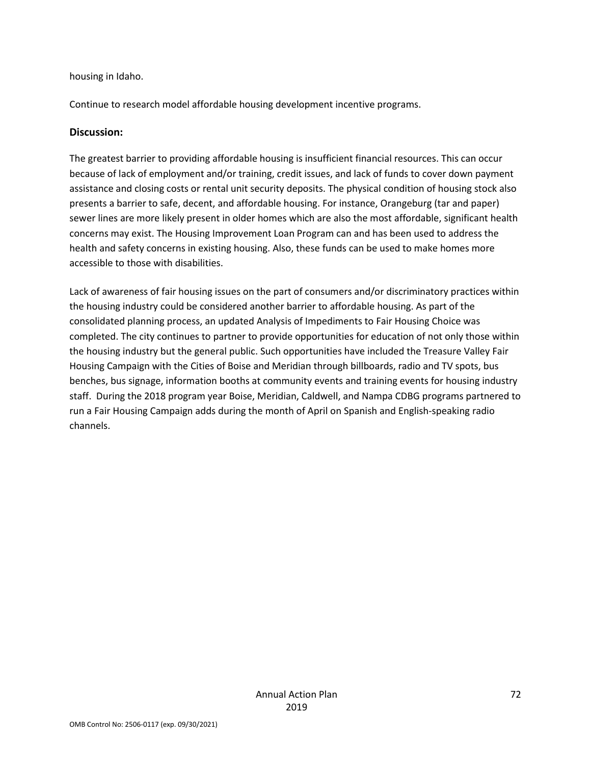housing in Idaho.

Continue to research model affordable housing development incentive programs.

## Discussion:

The greatest barrier to providing affordable housing is insufficient financial resources. This can occur because of lack of employment and/or training, credit issues, and lack of funds to cover down payment assistance and closing costs or rental unit security deposits. The physical condition of housing stock also presents a barrier to safe, decent, and affordable housing. For instance, Orangeburg (tar and paper) sewer lines are more likely present in older homes which are also the most affordable, significant health concerns may exist. The Housing Improvement Loan Program can and has been used to address the health and safety concerns in existing housing. Also, these funds can be used to make homes more accessible to those with disabilities.

Lack of awareness of fair housing issues on the part of consumers and/or discriminatory practices within the housing industry could be considered another barrier to affordable housing. As part of the consolidated planning process, an updated Analysis of Impediments to Fair Housing Choice was completed. The city continues to partner to provide opportunities for education of not only those within the housing industry but the general public. Such opportunities have included the Treasure Valley Fair Housing Campaign with the Cities of Boise and Meridian through billboards, radio and TV spots, bus benches, bus signage, information booths at community events and training events for housing industry staff. During the 2018 program year Boise, Meridian, Caldwell, and Nampa CDBG programs partnered to run a Fair Housing Campaign adds during the month of April on Spanish and English-speaking radio channels.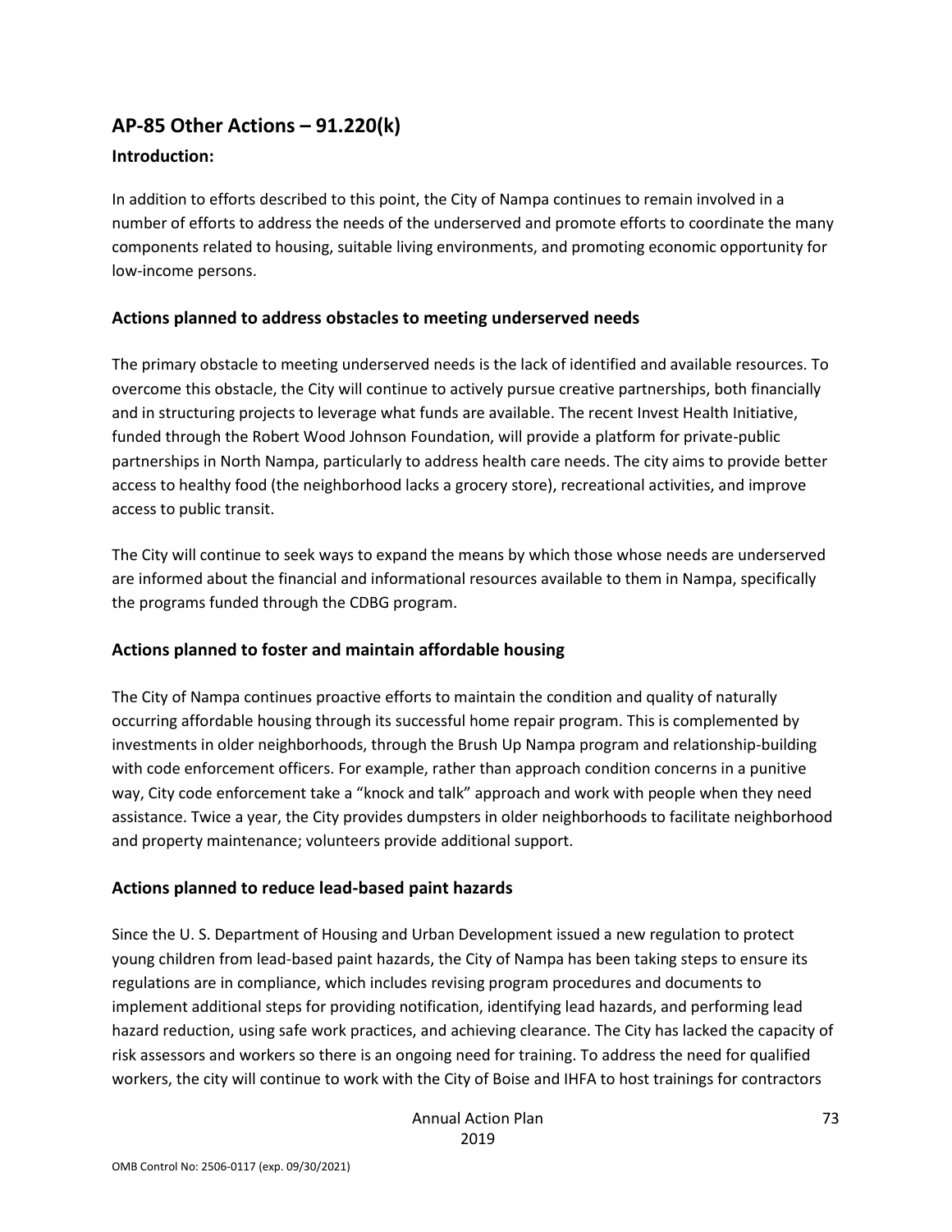## AP-85 Other Actions – 91.220(k)

### Introduction:

In addition to efforts described to this point, the City of Nampa continues to remain involved in a number of efforts to address the needs of the underserved and promote efforts to coordinate the many components related to housing, suitable living environments, and promoting economic opportunity for low-income persons.

### Actions planned to address obstacles to meeting underserved needs

The primary obstacle to meeting underserved needs is the lack of identified and available resources. To overcome this obstacle, the City will continue to actively pursue creative partnerships, both financially and in structuring projects to leverage what funds are available. The recent Invest Health Initiative, funded through the Robert Wood Johnson Foundation, will provide a platform for private-public partnerships in North Nampa, particularly to address health care needs. The city aims to provide better access to healthy food (the neighborhood lacks a grocery store), recreational activities, and improve access to public transit.

The City will continue to seek ways to expand the means by which those whose needs are underserved are informed about the financial and informational resources available to them in Nampa, specifically the programs funded through the CDBG program.

### Actions planned to foster and maintain affordable housing

The City of Nampa continues proactive efforts to maintain the condition and quality of naturally occurring affordable housing through its successful home repair program. This is complemented by investments in older neighborhoods, through the Brush Up Nampa program and relationship-building with code enforcement officers. For example, rather than approach condition concerns in a punitive way, City code enforcement take a "knock and talk" approach and work with people when they need assistance. Twice a year, the City provides dumpsters in older neighborhoods to facilitate neighborhood and property maintenance; volunteers provide additional support.

### Actions planned to reduce lead-based paint hazards

Since the U. S. Department of Housing and Urban Development issued a new regulation to protect young children from lead-based paint hazards, the City of Nampa has been taking steps to ensure its regulations are in compliance, which includes revising program procedures and documents to implement additional steps for providing notification, identifying lead hazards, and performing lead hazard reduction, using safe work practices, and achieving clearance. The City has lacked the capacity of risk assessors and workers so there is an ongoing need for training. To address the need for qualified workers, the city will continue to work with the City of Boise and IHFA to host trainings for contractors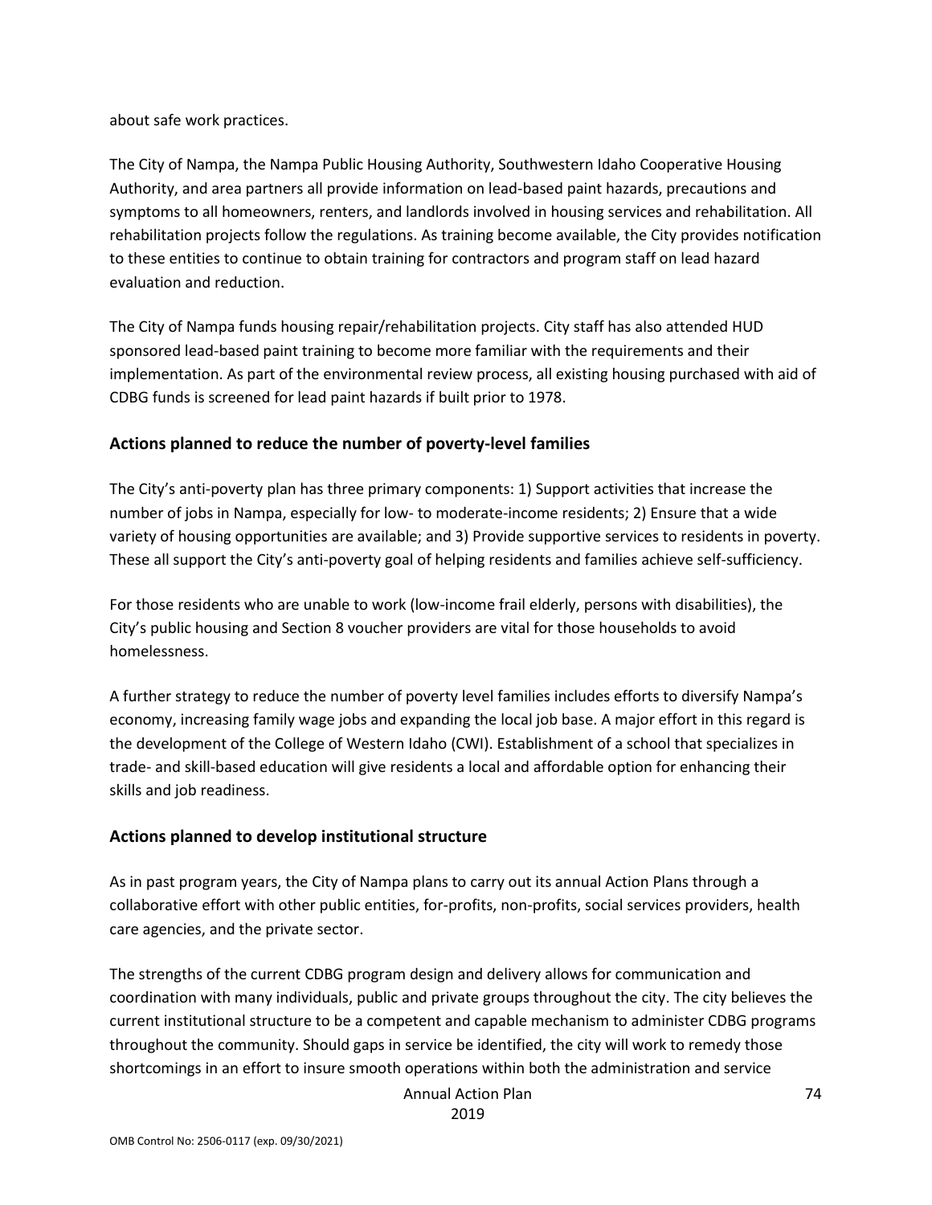about safe work practices.

The City of Nampa, the Nampa Public Housing Authority, Southwestern Idaho Cooperative Housing Authority, and area partners all provide information on lead-based paint hazards, precautions and symptoms to all homeowners, renters, and landlords involved in housing services and rehabilitation. All rehabilitation projects follow the regulations. As training become available, the City provides notification to these entities to continue to obtain training for contractors and program staff on lead hazard evaluation and reduction.

The City of Nampa funds housing repair/rehabilitation projects. City staff has also attended HUD sponsored lead-based paint training to become more familiar with the requirements and their implementation. As part of the environmental review process, all existing housing purchased with aid of CDBG funds is screened for lead paint hazards if built prior to 1978.

## Actions planned to reduce the number of poverty-level families

The City's anti-poverty plan has three primary components: 1) Support activities that increase the number of jobs in Nampa, especially for low- to moderate-income residents; 2) Ensure that a wide variety of housing opportunities are available; and 3) Provide supportive services to residents in poverty. These all support the City's anti-poverty goal of helping residents and families achieve self-sufficiency.

For those residents who are unable to work (low-income frail elderly, persons with disabilities), the City's public housing and Section 8 voucher providers are vital for those households to avoid homelessness.

A further strategy to reduce the number of poverty level families includes efforts to diversify Nampa's economy, increasing family wage jobs and expanding the local job base. A major effort in this regard is the development of the College of Western Idaho (CWI). Establishment of a school that specializes in trade- and skill-based education will give residents a local and affordable option for enhancing their skills and job readiness.

## Actions planned to develop institutional structure

As in past program years, the City of Nampa plans to carry out its annual Action Plans through a collaborative effort with other public entities, for-profits, non-profits, social services providers, health care agencies, and the private sector.

The strengths of the current CDBG program design and delivery allows for communication and coordination with many individuals, public and private groups throughout the city. The city believes the current institutional structure to be a competent and capable mechanism to administer CDBG programs throughout the community. Should gaps in service be identified, the city will work to remedy those shortcomings in an effort to insure smooth operations within both the administration and service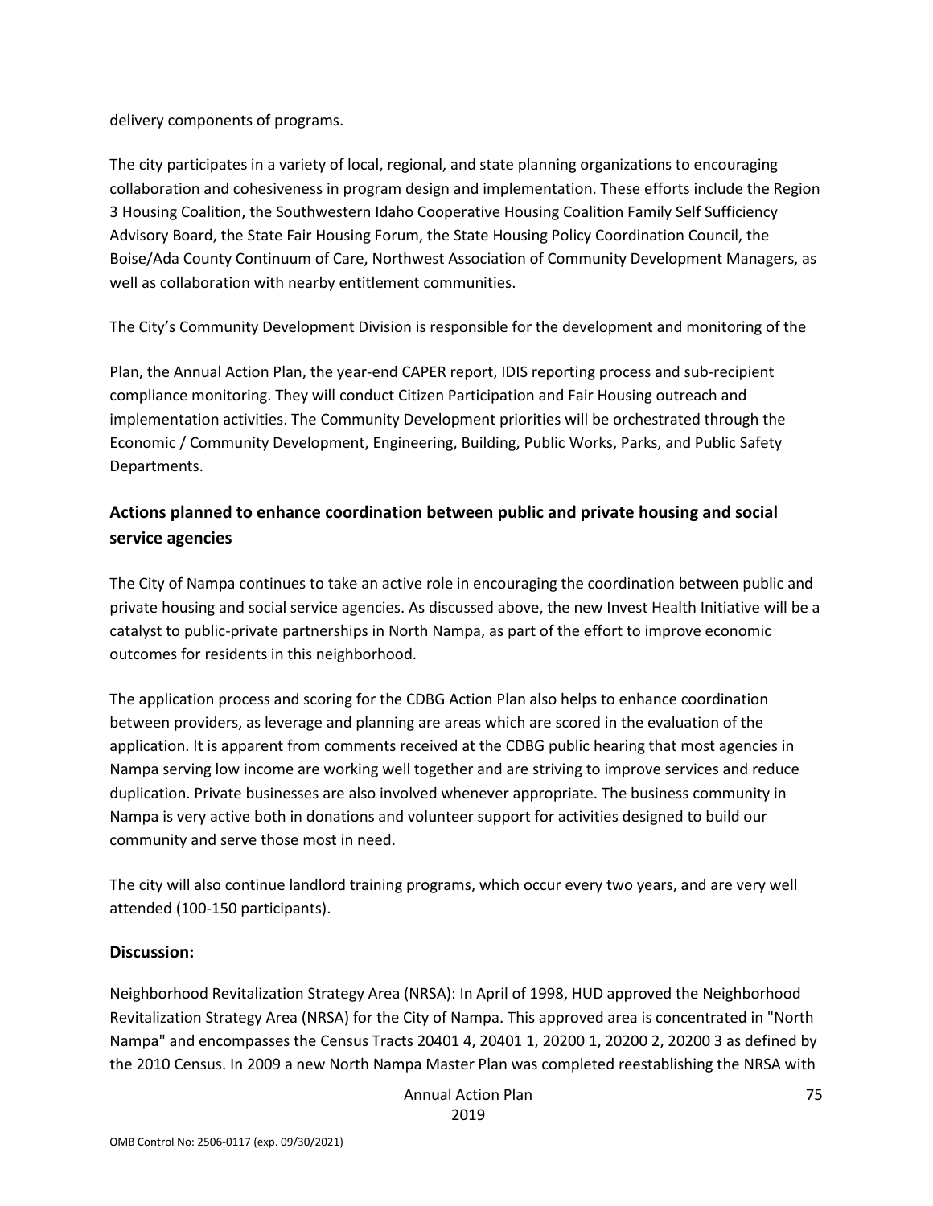delivery components of programs.

The city participates in a variety of local, regional, and state planning organizations to encouraging collaboration and cohesiveness in program design and implementation. These efforts include the Region 3 Housing Coalition, the Southwestern Idaho Cooperative Housing Coalition Family Self Sufficiency Advisory Board, the State Fair Housing Forum, the State Housing Policy Coordination Council, the Boise/Ada County Continuum of Care, Northwest Association of Community Development Managers, as well as collaboration with nearby entitlement communities.

The City's Community Development Division is responsible for the development and monitoring of the

Plan, the Annual Action Plan, the year-end CAPER report, IDIS reporting process and sub-recipient compliance monitoring. They will conduct Citizen Participation and Fair Housing outreach and implementation activities. The Community Development priorities will be orchestrated through the Economic / Community Development, Engineering, Building, Public Works, Parks, and Public Safety Departments.

## Actions planned to enhance coordination between public and private housing and social service agencies

The City of Nampa continues to take an active role in encouraging the coordination between public and private housing and social service agencies. As discussed above, the new Invest Health Initiative will be a catalyst to public-private partnerships in North Nampa, as part of the effort to improve economic outcomes for residents in this neighborhood.

The application process and scoring for the CDBG Action Plan also helps to enhance coordination between providers, as leverage and planning are areas which are scored in the evaluation of the application. It is apparent from comments received at the CDBG public hearing that most agencies in Nampa serving low income are working well together and are striving to improve services and reduce duplication. Private businesses are also involved whenever appropriate. The business community in Nampa is very active both in donations and volunteer support for activities designed to build our community and serve those most in need.

The city will also continue landlord training programs, which occur every two years, and are very well attended (100-150 participants).

## Discussion:

Neighborhood Revitalization Strategy Area (NRSA): In April of 1998, HUD approved the Neighborhood Revitalization Strategy Area (NRSA) for the City of Nampa. This approved area is concentrated in "North Nampa" and encompasses the Census Tracts 20401 4, 20401 1, 20200 1, 20200 2, 20200 3 as defined by the 2010 Census. In 2009 a new North Nampa Master Plan was completed reestablishing the NRSA with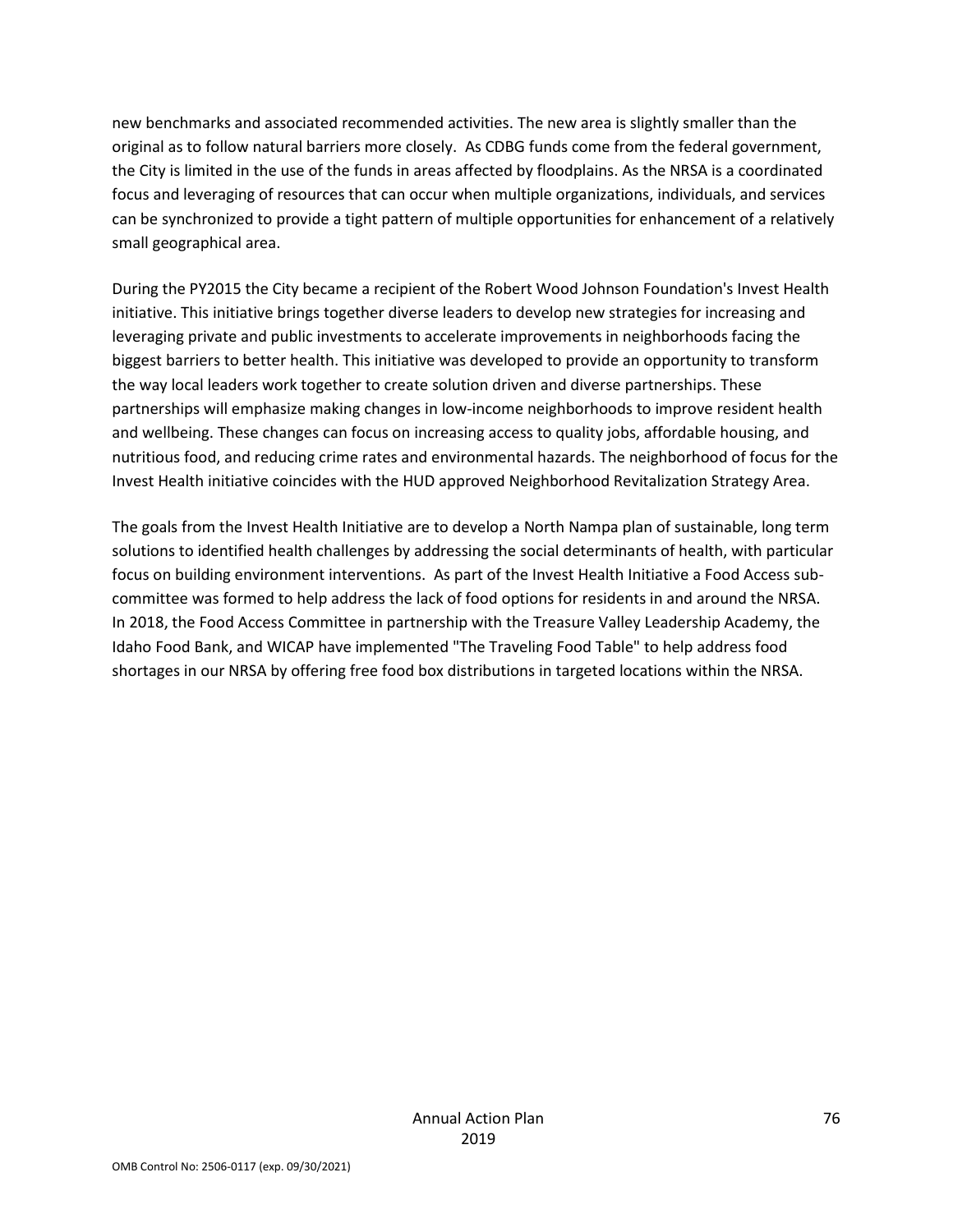new benchmarks and associated recommended activities. The new area is slightly smaller than the original as to follow natural barriers more closely. As CDBG funds come from the federal government, the City is limited in the use of the funds in areas affected by floodplains. As the NRSA is a coordinated focus and leveraging of resources that can occur when multiple organizations, individuals, and services can be synchronized to provide a tight pattern of multiple opportunities for enhancement of a relatively small geographical area.

During the PY2015 the City became a recipient of the Robert Wood Johnson Foundation's Invest Health initiative. This initiative brings together diverse leaders to develop new strategies for increasing and leveraging private and public investments to accelerate improvements in neighborhoods facing the biggest barriers to better health. This initiative was developed to provide an opportunity to transform the way local leaders work together to create solution driven and diverse partnerships. These partnerships will emphasize making changes in low-income neighborhoods to improve resident health and wellbeing. These changes can focus on increasing access to quality jobs, affordable housing, and nutritious food, and reducing crime rates and environmental hazards. The neighborhood of focus for the Invest Health initiative coincides with the HUD approved Neighborhood Revitalization Strategy Area.

The goals from the Invest Health Initiative are to develop a North Nampa plan of sustainable, long term solutions to identified health challenges by addressing the social determinants of health, with particular focus on building environment interventions. As part of the Invest Health Initiative a Food Access sub-committee was formed to help address the lack of food options for residents in and around the NRSA. In 2018, the Food Access Committee in partnership with the Treasure Valley Leadership Academy, the Idaho Food Bank, and WICAP have implemented "The Traveling Food Table" to help address food shortages in our NRSA by offering free food box distributions in targeted locations within the NRSA.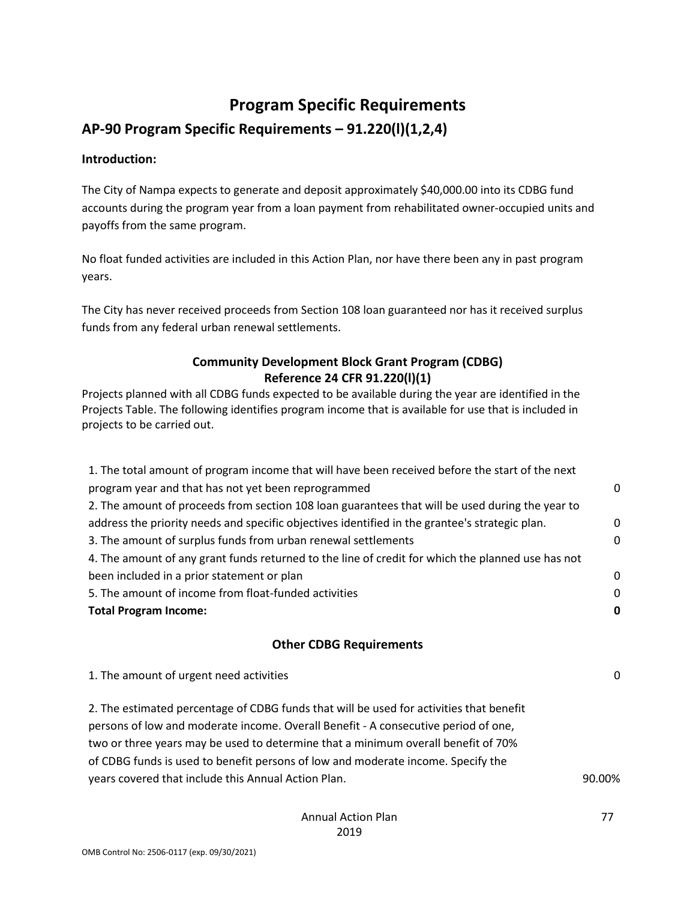# Program Specific Requirements

## AP-90 Program Specific Requirements – 91.220(l)(1,2,4)

**Introduction:**

The City of Nampa expects to generate and deposit approximately $40,000.00 into its CDBG fund accounts during the program year from a loan payment from rehabilitated owner-occupied units and payoffs from the same program.

No float funded activities are included in this Action Plan, nor have there been any in past program years.

The City has never received proceeds from Section 108 loan guaranteed nor has it received surplus funds from any federal urban renewal settlements.

### Community Development Block Grant Program (CDBG)
### Reference 24 CFR 91.220(l)(1)

Projects planned with all CDBG funds expected to be available during the year are identified in the Projects Table. The following identifies program income that is available for use that is included in projects to be carried out.

| | |
|---|---|
| 1. The total amount of program income that will have been received before the start of the next program year and that has not yet been reprogrammed | 0 |
| 2. The amount of proceeds from section 108 loan guarantees that will be used during the year to address the priority needs and specific objectives identified in the grantee's strategic plan. | 0 |
| 3. The amount of surplus funds from urban renewal settlements | 0 |
| 4. The amount of any grant funds returned to the line of credit for which the planned use has not been included in a prior statement or plan | 0 |
| 5. The amount of income from float-funded activities | 0 |
| **Total Program Income:** | **0** |

### Other CDBG Requirements

| | |
|---|---|
| 1. The amount of urgent need activities | 0 |
| 2. The estimated percentage of CDBG funds that will be used for activities that benefit persons of low and moderate income. Overall Benefit - A consecutive period of one, two or three years may be used to determine that a minimum overall benefit of 70% of CDBG funds is used to benefit persons of low and moderate income. Specify the years covered that include this Annual Action Plan. | 90.00% |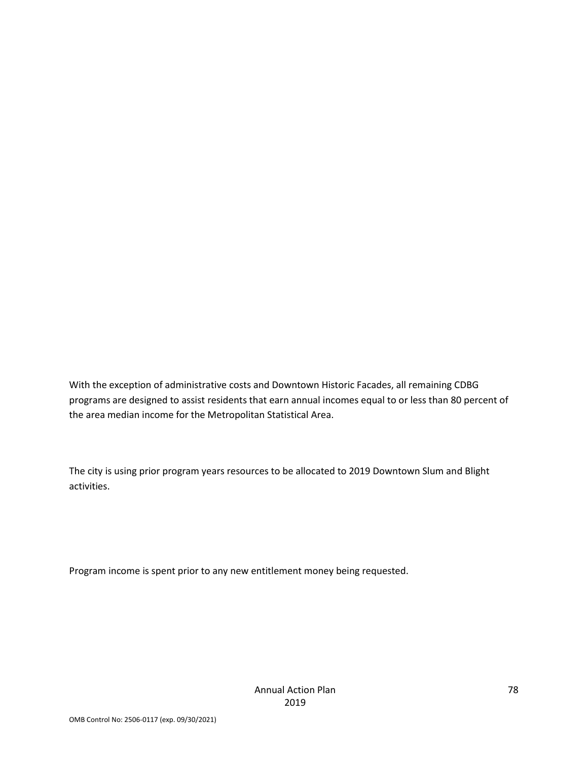With the exception of administrative costs and Downtown Historic Facades, all remaining CDBG programs are designed to assist residents that earn annual incomes equal to or less than 80 percent of the area median income for the Metropolitan Statistical Area.

The city is using prior program years resources to be allocated to 2019 Downtown Slum and Blight activities.

Program income is spent prior to any new entitlement money being requested.